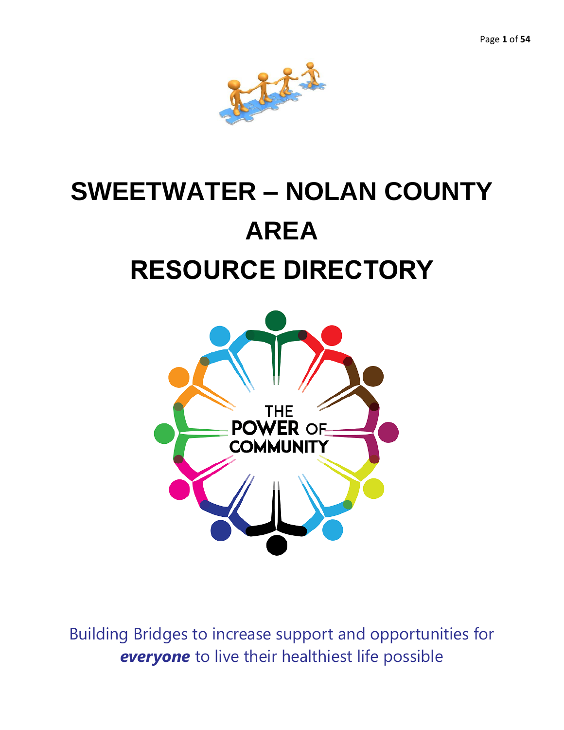# SWEETWATER – NOLAN COUNTY AREA RESOURCE DIRECTORY

THE POWER OF COMMUNITY

Building Bridges to increase support and opportunities for ***everyone*** to live their healthiest life possible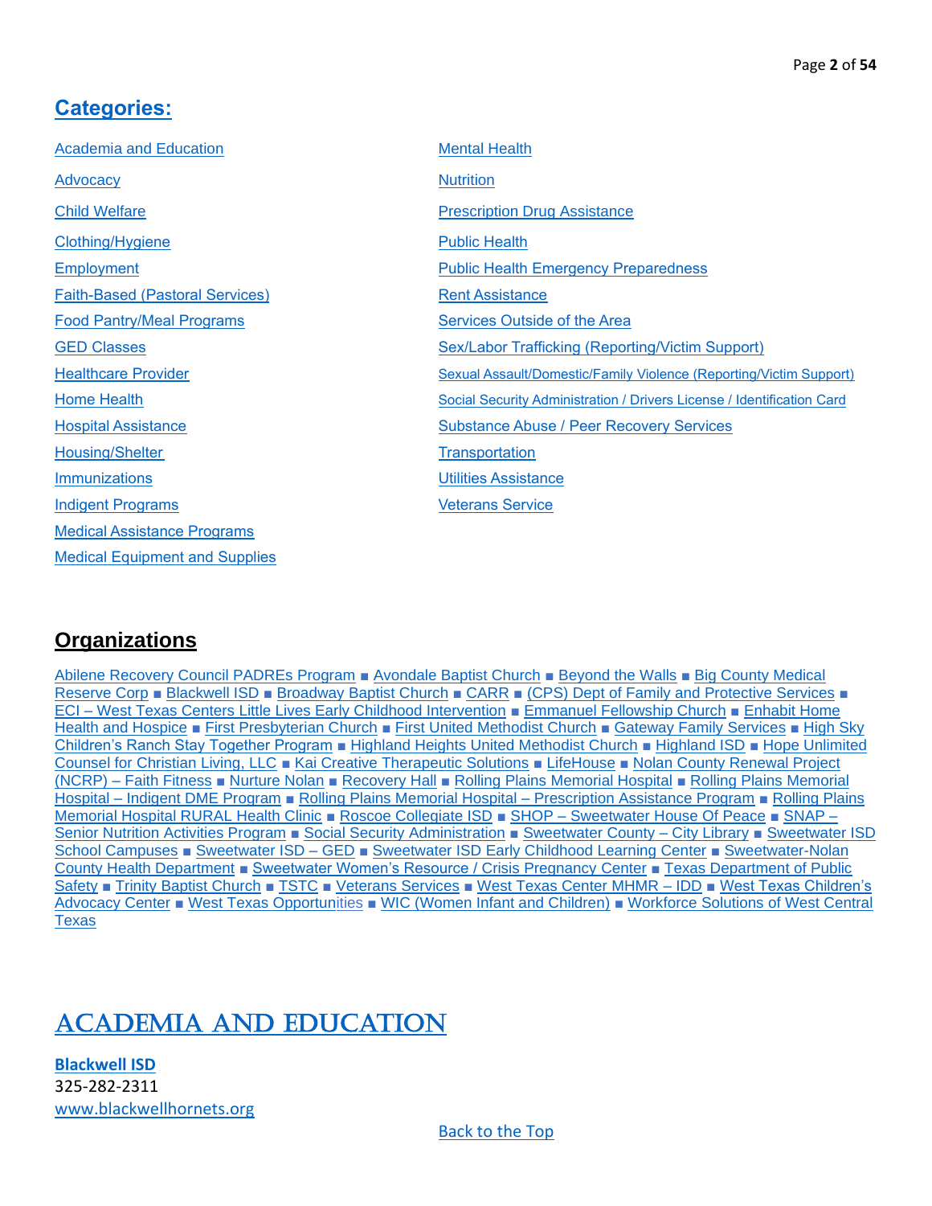## Categories:

- Academia and Education
- Advocacy
- Child Welfare
- Clothing/Hygiene
- Employment
- Faith-Based (Pastoral Services)
- Food Pantry/Meal Programs
- GED Classes
- Healthcare Provider
- Home Health
- Hospital Assistance
- Housing/Shelter
- Immunizations
- Indigent Programs
- Medical Assistance Programs
- Medical Equipment and Supplies
- Mental Health
- Nutrition
- Prescription Drug Assistance
- Public Health
- Public Health Emergency Preparedness
- Rent Assistance
- Services Outside of the Area
- Sex/Labor Trafficking (Reporting/Victim Support)
- Sexual Assault/Domestic/Family Violence (Reporting/Victim Support)
- Social Security Administration / Drivers License / Identification Card
- Substance Abuse / Peer Recovery Services
- Transportation
- Utilities Assistance
- Veterans Service

## Organizations

Abilene Recovery Council PADREs Program ■ Avondale Baptist Church ■ Beyond the Walls ■ Big County Medical Reserve Corp ■ Blackwell ISD ■ Broadway Baptist Church ■ CARR ■ (CPS) Dept of Family and Protective Services ■ ECI – West Texas Centers Little Lives Early Childhood Intervention ■ Emmanuel Fellowship Church ■ Enhabit Home Health and Hospice ■ First Presbyterian Church ■ First United Methodist Church ■ Gateway Family Services ■ High Sky Children's Ranch Stay Together Program ■ Highland Heights United Methodist Church ■ Highland ISD ■ Hope Unlimited Counsel for Christian Living, LLC ■ Kai Creative Therapeutic Solutions ■ LifeHouse ■ Nolan County Renewal Project (NCRP) – Faith Fitness ■ Nurture Nolan ■ Recovery Hall ■ Rolling Plains Memorial Hospital ■ Rolling Plains Memorial Hospital – Indigent DME Program ■ Rolling Plains Memorial Hospital – Prescription Assistance Program ■ Rolling Plains Memorial Hospital RURAL Health Clinic ■ Roscoe Collegiate ISD ■ SHOP – Sweetwater House Of Peace ■ SNAP – Senior Nutrition Activities Program ■ Social Security Administration ■ Sweetwater County – City Library ■ Sweetwater ISD School Campuses ■ Sweetwater ISD – GED ■ Sweetwater ISD Early Childhood Learning Center ■ Sweetwater-Nolan County Health Department ■ Sweetwater Women's Resource / Crisis Pregnancy Center ■ Texas Department of Public Safety ■ Trinity Baptist Church ■ TSTC ■ Veterans Services ■ West Texas Center MHMR – IDD ■ West Texas Children's Advocacy Center ■ West Texas Opportunities ■ WIC (Women Infant and Children) ■ Workforce Solutions of West Central Texas

# ACADEMIA AND EDUCATION

**Blackwell ISD**
325-282-2311
www.blackwellhornets.org

Back to the Top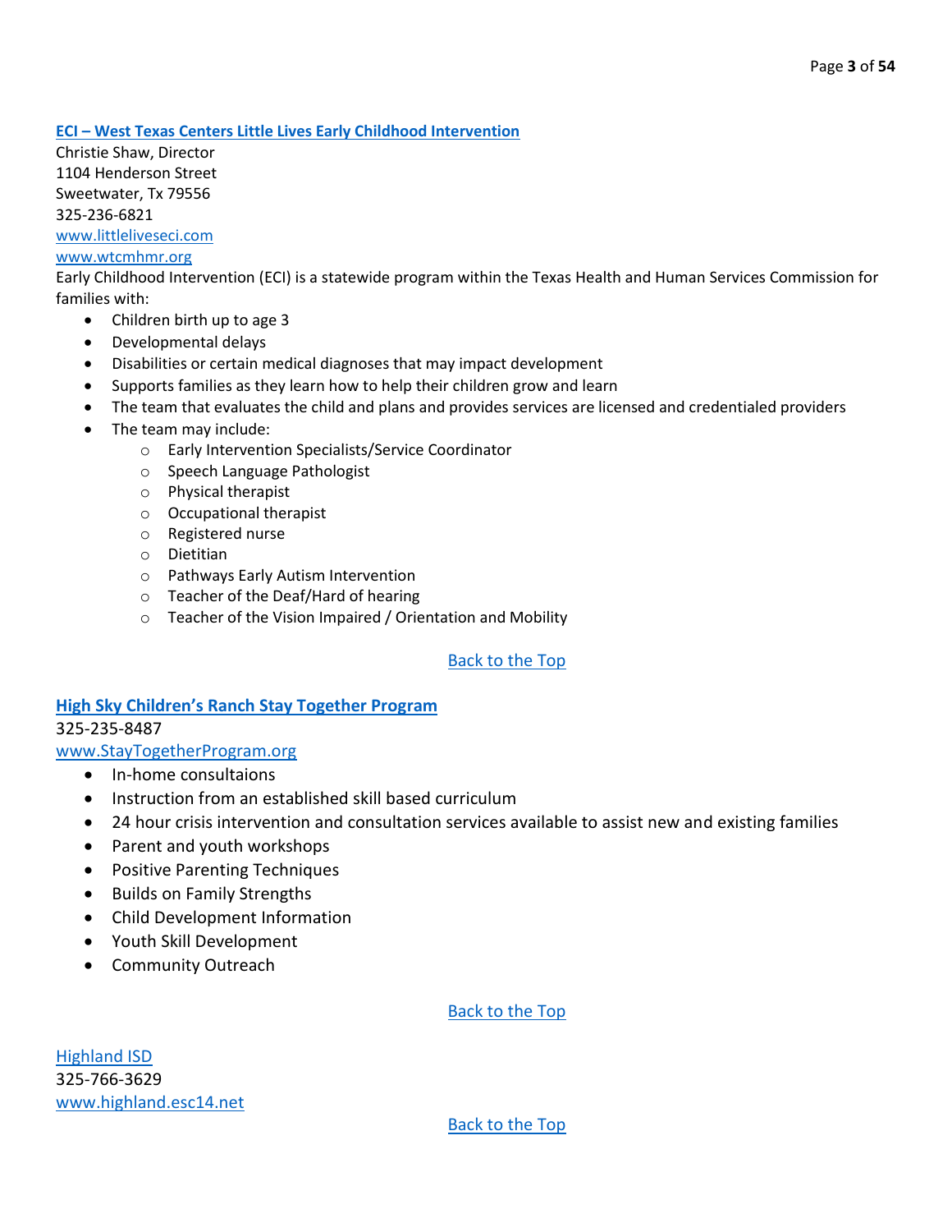## ECI – West Texas Centers Little Lives Early Childhood Intervention

Christie Shaw, Director
1104 Henderson Street
Sweetwater, Tx 79556
325-236-6821
www.littleliveseci.com
www.wtcmhmr.org

Early Childhood Intervention (ECI) is a statewide program within the Texas Health and Human Services Commission for families with:

- Children birth up to age 3
- Developmental delays
- Disabilities or certain medical diagnoses that may impact development
- Supports families as they learn how to help their children grow and learn
- The team that evaluates the child and plans and provides services are licensed and credentialed providers
- The team may include:
  - Early Intervention Specialists/Service Coordinator
  - Speech Language Pathologist
  - Physical therapist
  - Occupational therapist
  - Registered nurse
  - Dietitian
  - Pathways Early Autism Intervention
  - Teacher of the Deaf/Hard of hearing
  - Teacher of the Vision Impaired / Orientation and Mobility

Back to the Top

## High Sky Children's Ranch Stay Together Program

325-235-8487
www.StayTogetherProgram.org

- In-home consultaions
- Instruction from an established skill based curriculum
- 24 hour crisis intervention and consultation services available to assist new and existing families
- Parent and youth workshops
- Positive Parenting Techniques
- Builds on Family Strengths
- Child Development Information
- Youth Skill Development
- Community Outreach

Back to the Top

Highland ISD
325-766-3629
www.highland.esc14.net

Back to the Top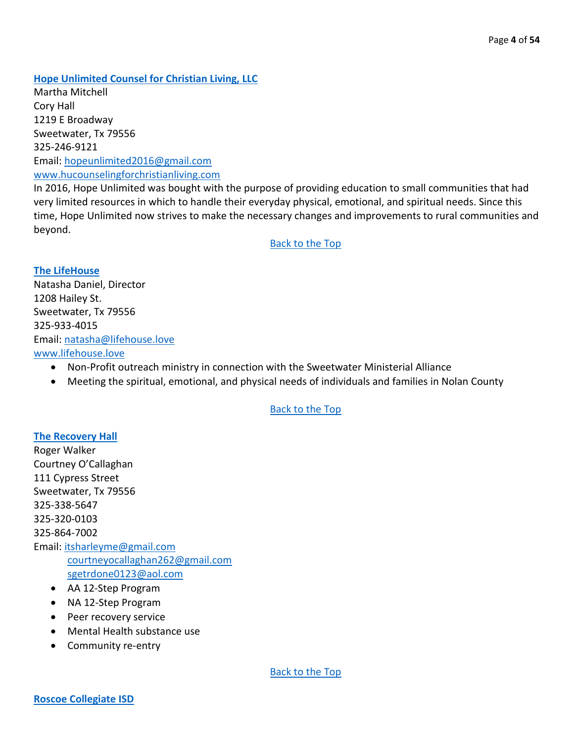### Hope Unlimited Counsel for Christian Living, LLC

Martha Mitchell
Cory Hall
1219 E Broadway
Sweetwater, Tx 79556
325-246-9121
Email: hopeunlimited2016@gmail.com
www.hucounselingforchristianliving.com

In 2016, Hope Unlimited was bought with the purpose of providing education to small communities that had very limited resources in which to handle their everyday physical, emotional, and spiritual needs. Since this time, Hope Unlimited now strives to make the necessary changes and improvements to rural communities and beyond.

Back to the Top

### The LifeHouse

Natasha Daniel, Director
1208 Hailey St.
Sweetwater, Tx 79556
325-933-4015
Email: natasha@lifehouse.love
www.lifehouse.love

- Non-Profit outreach ministry in connection with the Sweetwater Ministerial Alliance
- Meeting the spiritual, emotional, and physical needs of individuals and families in Nolan County

Back to the Top

### The Recovery Hall

Roger Walker
Courtney O'Callaghan
111 Cypress Street
Sweetwater, Tx 79556
325-338-5647
325-320-0103
325-864-7002
Email: itsharleyme@gmail.com
courtneyocallaghan262@gmail.com
sgetrdone0123@aol.com

- AA 12-Step Program
- NA 12-Step Program
- Peer recovery service
- Mental Health substance use
- Community re-entry

Back to the Top

### Roscoe Collegiate ISD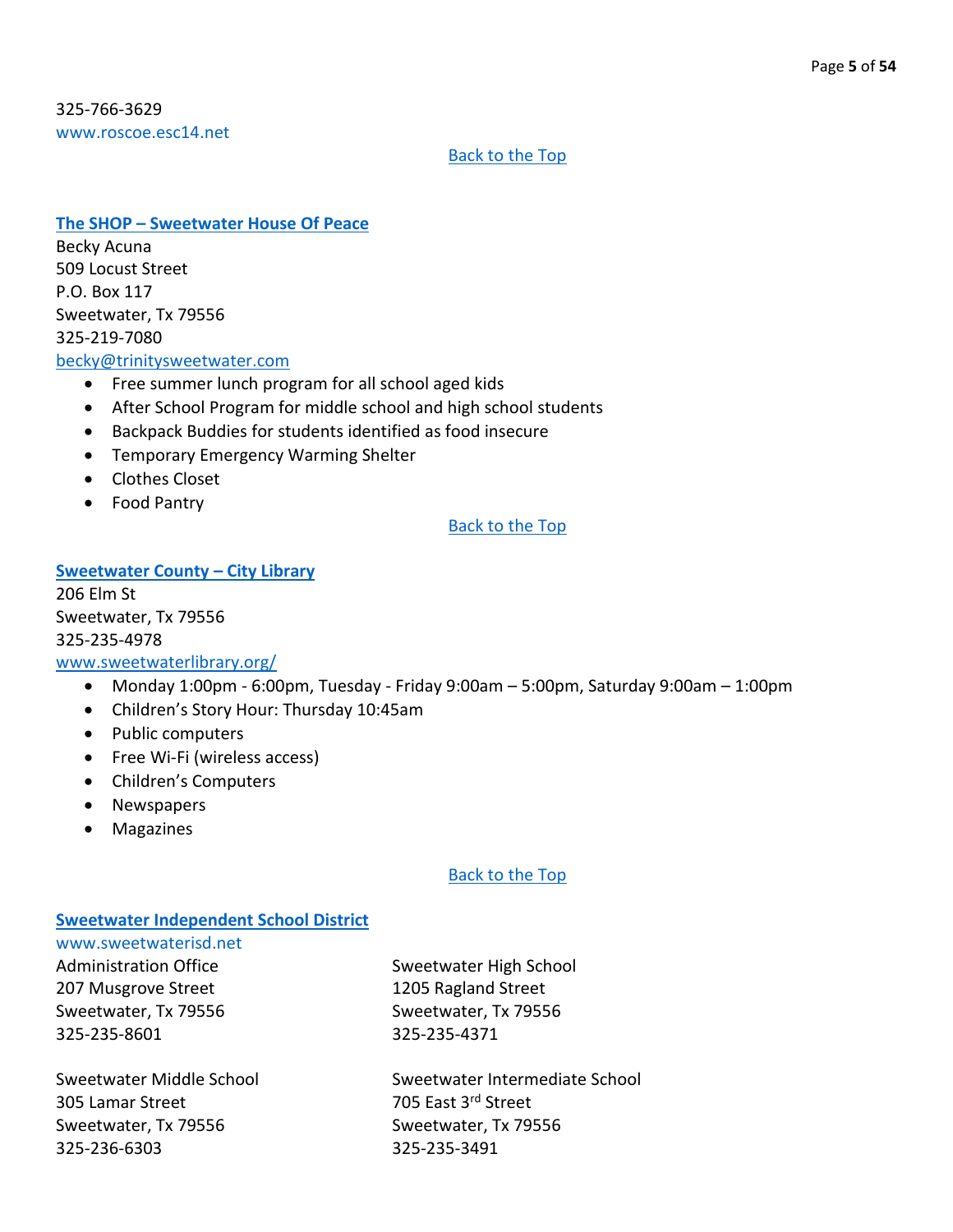325-766-3629
www.roscoe.esc14.net

Back to the Top

### The SHOP – Sweetwater House Of Peace

Becky Acuna
509 Locust Street
P.O. Box 117
Sweetwater, Tx 79556
325-219-7080
becky@trinitysweetwater.com

- Free summer lunch program for all school aged kids
- After School Program for middle school and high school students
- Backpack Buddies for students identified as food insecure
- Temporary Emergency Warming Shelter
- Clothes Closet
- Food Pantry

Back to the Top

### Sweetwater County – City Library

206 Elm St
Sweetwater, Tx 79556
325-235-4978
www.sweetwaterlibrary.org/

- Monday 1:00pm - 6:00pm, Tuesday - Friday 9:00am – 5:00pm, Saturday 9:00am – 1:00pm
- Children's Story Hour: Thursday 10:45am
- Public computers
- Free Wi-Fi (wireless access)
- Children's Computers
- Newspapers
- Magazines

Back to the Top

### Sweetwater Independent School District

www.sweetwaterisd.net

Administration Office
207 Musgrove Street
Sweetwater, Tx 79556
325-235-8601

Sweetwater High School
1205 Ragland Street
Sweetwater, Tx 79556
325-235-4371

Sweetwater Middle School
305 Lamar Street
Sweetwater, Tx 79556
325-236-6303

Sweetwater Intermediate School
705 East 3rd Street
Sweetwater, Tx 79556
325-235-3491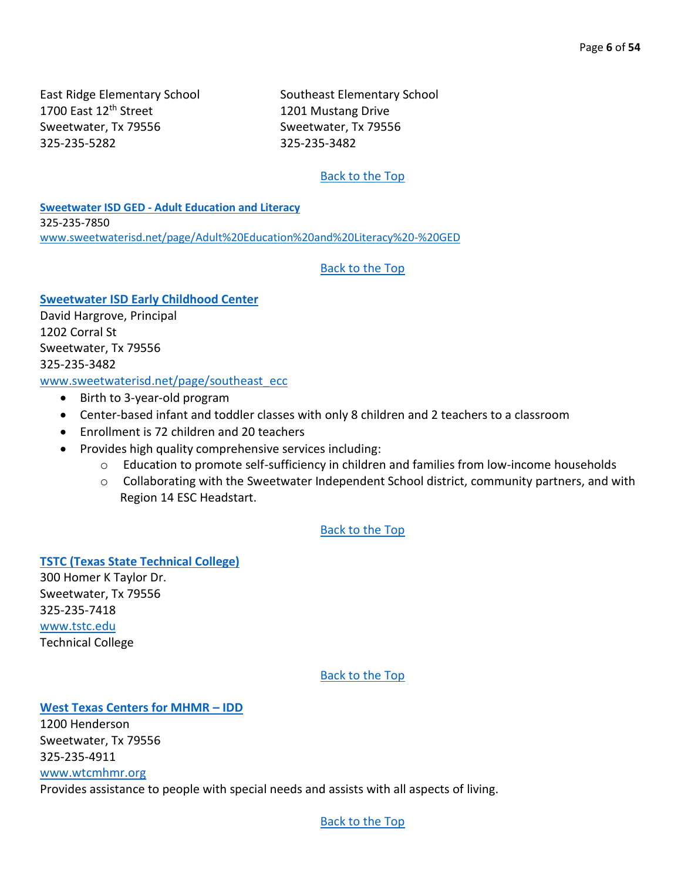East Ridge Elementary School
1700 East 12th Street
Sweetwater, Tx 79556
325-235-5282

Southeast Elementary School
1201 Mustang Drive
Sweetwater, Tx 79556
325-235-3482

Back to the Top

**Sweetwater ISD GED - Adult Education and Literacy**
325-235-7850
www.sweetwaterisd.net/page/Adult%20Education%20and%20Literacy%20-%20GED

Back to the Top

**Sweetwater ISD Early Childhood Center**
David Hargrove, Principal
1202 Corral St
Sweetwater, Tx 79556
325-235-3482
www.sweetwaterisd.net/page/southeast_ecc

- Birth to 3-year-old program
- Center-based infant and toddler classes with only 8 children and 2 teachers to a classroom
- Enrollment is 72 children and 20 teachers
- Provides high quality comprehensive services including:
    - Education to promote self-sufficiency in children and families from low-income households
    - Collaborating with the Sweetwater Independent School district, community partners, and with Region 14 ESC Headstart.

Back to the Top

**TSTC (Texas State Technical College)**
300 Homer K Taylor Dr.
Sweetwater, Tx 79556
325-235-7418
www.tstc.edu
Technical College

Back to the Top

**West Texas Centers for MHMR – IDD**
1200 Henderson
Sweetwater, Tx 79556
325-235-4911
www.wtcmhmr.org
Provides assistance to people with special needs and assists with all aspects of living.

Back to the Top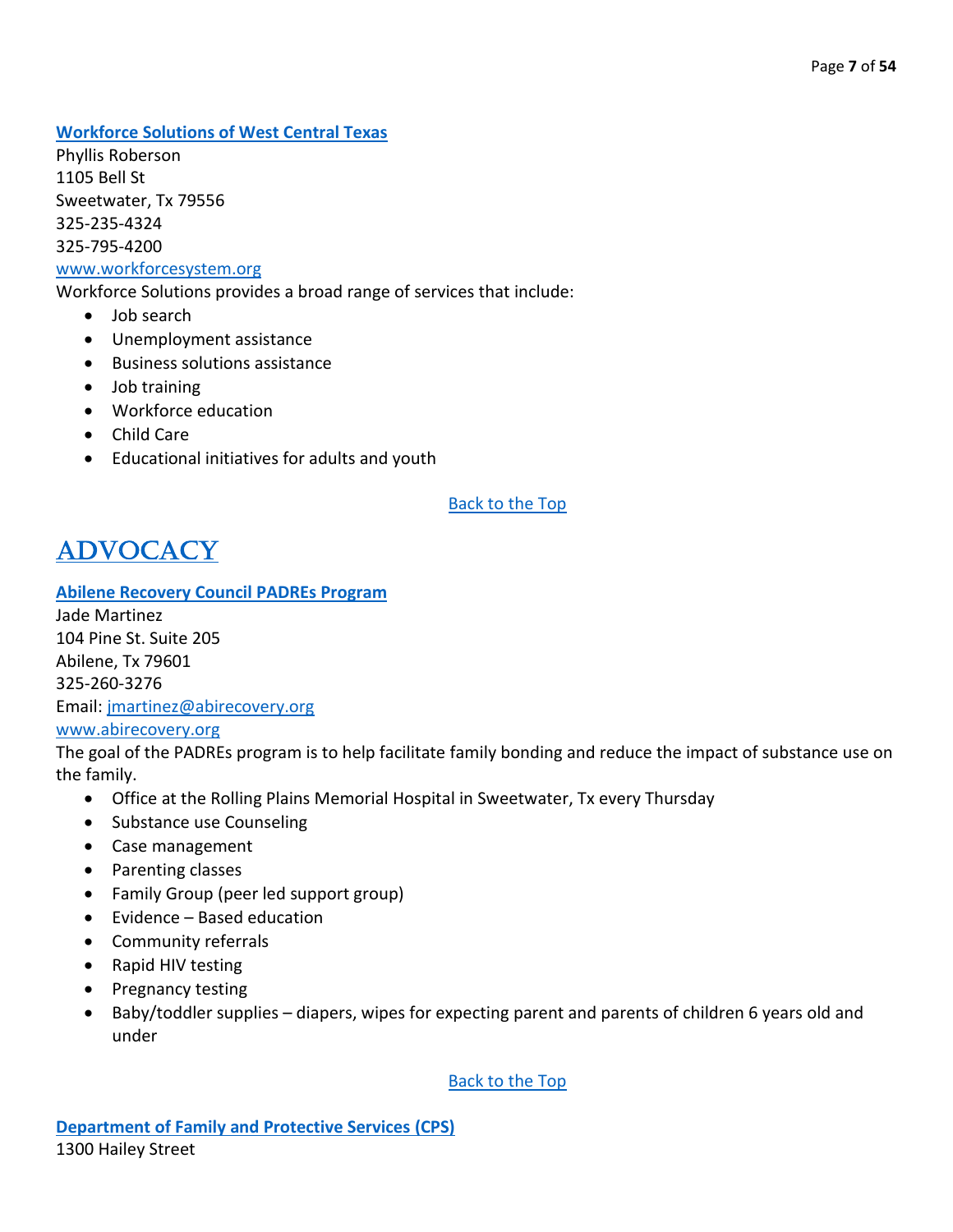### [Workforce Solutions of West Central Texas]

Phyllis Roberson
1105 Bell St
Sweetwater, Tx 79556
325-235-4324
325-795-4200
[www.workforcesystem.org]

Workforce Solutions provides a broad range of services that include:

- Job search
- Unemployment assistance
- Business solutions assistance
- Job training
- Workforce education
- Child Care
- Educational initiatives for adults and youth

Back to the Top

## ADVOCACY

### Abilene Recovery Council PADREs Program

Jade Martinez
104 Pine St. Suite 205
Abilene, Tx 79601
325-260-3276
Email: jmartinez@abirecovery.org
www.abirecovery.org

The goal of the PADREs program is to help facilitate family bonding and reduce the impact of substance use on the family.

- Office at the Rolling Plains Memorial Hospital in Sweetwater, Tx every Thursday
- Substance use Counseling
- Case management
- Parenting classes
- Family Group (peer led support group)
- Evidence – Based education
- Community referrals
- Rapid HIV testing
- Pregnancy testing
- Baby/toddler supplies – diapers, wipes for expecting parent and parents of children 6 years old and under

Back to the Top

### Department of Family and Protective Services (CPS)

1300 Hailey Street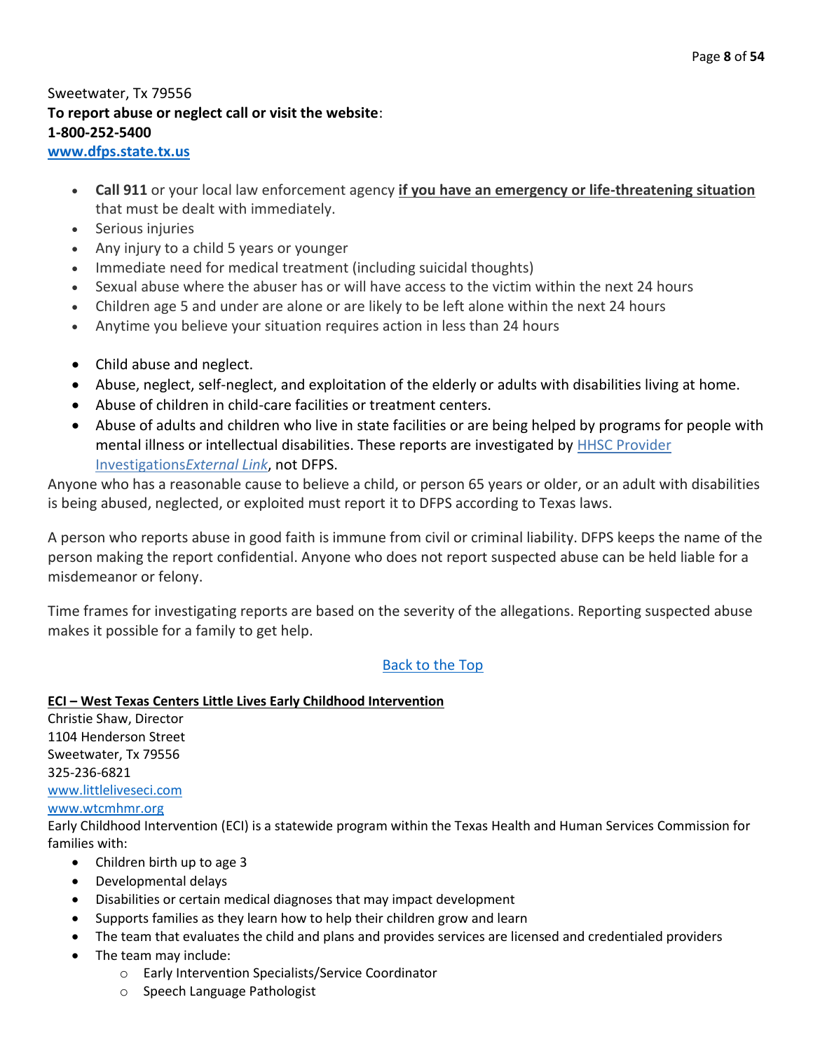Sweetwater, Tx 79556
**To report abuse or neglect call or visit the website**:
**1-800-252-5400**
**[www.dfps.state.tx.us](http://www.dfps.state.tx.us)**

- **Call 911** or your local law enforcement agency **<u>if you have an emergency or life-threatening situation</u>** that must be dealt with immediately.
- Serious injuries
- Any injury to a child 5 years or younger
- Immediate need for medical treatment (including suicidal thoughts)
- Sexual abuse where the abuser has or will have access to the victim within the next 24 hours
- Children age 5 and under are alone or are likely to be left alone within the next 24 hours
- Anytime you believe your situation requires action in less than 24 hours

- Child abuse and neglect.
- Abuse, neglect, self-neglect, and exploitation of the elderly or adults with disabilities living at home.
- Abuse of children in child-care facilities or treatment centers.
- Abuse of adults and children who live in state facilities or are being helped by programs for people with mental illness or intellectual disabilities. These reports are investigated by HHSC Provider Investigations*External Link*, not DFPS.

Anyone who has a reasonable cause to believe a child, or person 65 years or older, or an adult with disabilities is being abused, neglected, or exploited must report it to DFPS according to Texas laws.

A person who reports abuse in good faith is immune from civil or criminal liability. DFPS keeps the name of the person making the report confidential. Anyone who does not report suspected abuse can be held liable for a misdemeanor or felony.

Time frames for investigating reports are based on the severity of the allegations. Reporting suspected abuse makes it possible for a family to get help.

Back to the Top

**<u>ECI – West Texas Centers Little Lives Early Childhood Intervention</u>**
Christie Shaw, Director
1104 Henderson Street
Sweetwater, Tx 79556
325-236-6821
[www.littleliveseci.com](http://www.littleliveseci.com)
[www.wtcmhmr.org](http://www.wtcmhmr.org)
Early Childhood Intervention (ECI) is a statewide program within the Texas Health and Human Services Commission for families with:

- Children birth up to age 3
- Developmental delays
- Disabilities or certain medical diagnoses that may impact development
- Supports families as they learn how to help their children grow and learn
- The team that evaluates the child and plans and provides services are licensed and credentialed providers
- The team may include:
  - Early Intervention Specialists/Service Coordinator
  - Speech Language Pathologist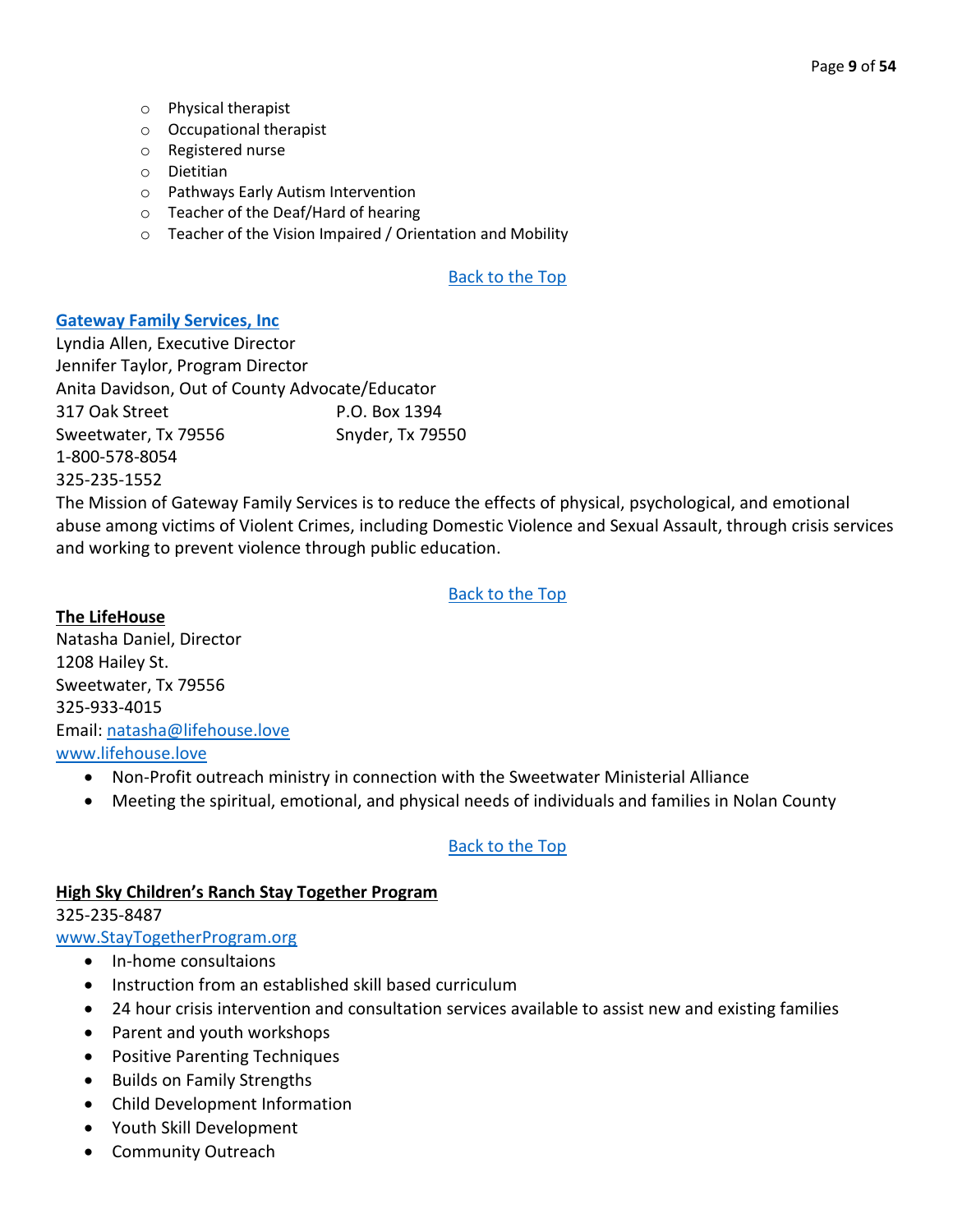- Physical therapist
- Occupational therapist
- Registered nurse
- Dietitian
- Pathways Early Autism Intervention
- Teacher of the Deaf/Hard of hearing
- Teacher of the Vision Impaired / Orientation and Mobility

Back to the Top

**Gateway Family Services, Inc**

Lyndia Allen, Executive Director
Jennifer Taylor, Program Director
Anita Davidson, Out of County Advocate/Educator

317 Oak Street
Sweetwater, Tx 79556

P.O. Box 1394
Snyder, Tx 79550

1-800-578-8054
325-235-1552

The Mission of Gateway Family Services is to reduce the effects of physical, psychological, and emotional abuse among victims of Violent Crimes, including Domestic Violence and Sexual Assault, through crisis services and working to prevent violence through public education.

Back to the Top

**The LifeHouse**

Natasha Daniel, Director
1208 Hailey St.
Sweetwater, Tx 79556
325-933-4015
Email: natasha@lifehouse.love
www.lifehouse.love

- Non-Profit outreach ministry in connection with the Sweetwater Ministerial Alliance
- Meeting the spiritual, emotional, and physical needs of individuals and families in Nolan County

Back to the Top

**High Sky Children's Ranch Stay Together Program**

325-235-8487
www.StayTogetherProgram.org

- In-home consultaions
- Instruction from an established skill based curriculum
- 24 hour crisis intervention and consultation services available to assist new and existing families
- Parent and youth workshops
- Positive Parenting Techniques
- Builds on Family Strengths
- Child Development Information
- Youth Skill Development
- Community Outreach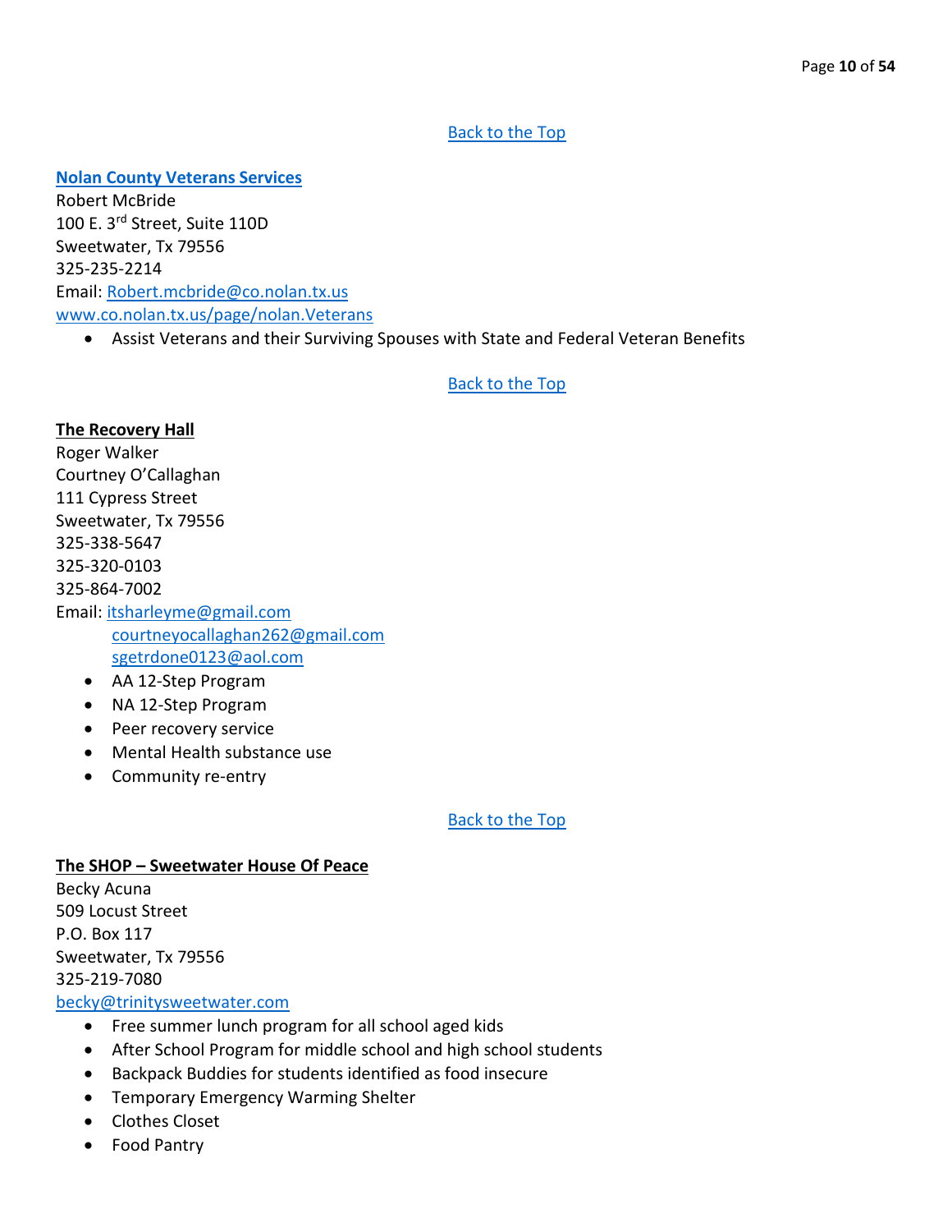Back to the Top

**Nolan County Veterans Services**
Robert McBride
100 E. 3rd Street, Suite 110D
Sweetwater, Tx 79556
325-235-2214
Email: Robert.mcbride@co.nolan.tx.us
www.co.nolan.tx.us/page/nolan.Veterans

- Assist Veterans and their Surviving Spouses with State and Federal Veteran Benefits

Back to the Top

**The Recovery Hall**
Roger Walker
Courtney O'Callaghan
111 Cypress Street
Sweetwater, Tx 79556
325-338-5647
325-320-0103
325-864-7002
Email: itsharleyme@gmail.com
courtneyocallaghan262@gmail.com
sgetrdone0123@aol.com

- AA 12-Step Program
- NA 12-Step Program
- Peer recovery service
- Mental Health substance use
- Community re-entry

Back to the Top

**The SHOP – Sweetwater House Of Peace**
Becky Acuna
509 Locust Street
P.O. Box 117
Sweetwater, Tx 79556
325-219-7080
becky@trinitysweetwater.com

- Free summer lunch program for all school aged kids
- After School Program for middle school and high school students
- Backpack Buddies for students identified as food insecure
- Temporary Emergency Warming Shelter
- Clothes Closet
- Food Pantry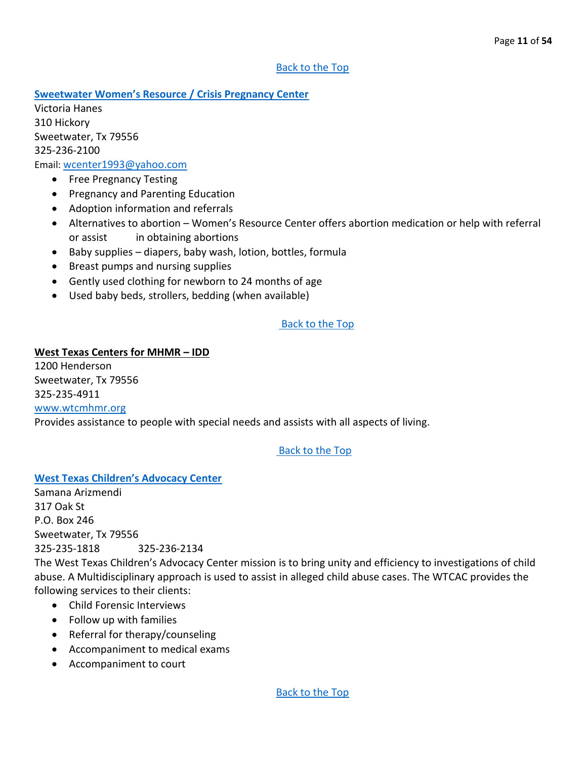[Back to the Top]

**[Sweetwater Women's Resource / Crisis Pregnancy Center]**

Victoria Hanes
310 Hickory
Sweetwater, Tx 79556
325-236-2100
Email: wcenter1993@yahoo.com

- Free Pregnancy Testing
- Pregnancy and Parenting Education
- Adoption information and referrals
- Alternatives to abortion – Women's Resource Center offers abortion medication or help with referral or assist in obtaining abortions
- Baby supplies – diapers, baby wash, lotion, bottles, formula
- Breast pumps and nursing supplies
- Gently used clothing for newborn to 24 months of age
- Used baby beds, strollers, bedding (when available)

[Back to the Top]

**West Texas Centers for MHMR – IDD**

1200 Henderson
Sweetwater, Tx 79556
325-235-4911
www.wtcmhmr.org

Provides assistance to people with special needs and assists with all aspects of living.

[Back to the Top]

**[West Texas Children's Advocacy Center]**

Samana Arizmendi
317 Oak St
P.O. Box 246
Sweetwater, Tx 79556
325-235-1818     325-236-2134

The West Texas Children's Advocacy Center mission is to bring unity and efficiency to investigations of child abuse. A Multidisciplinary approach is used to assist in alleged child abuse cases. The WTCAC provides the following services to their clients:

- Child Forensic Interviews
- Follow up with families
- Referral for therapy/counseling
- Accompaniment to medical exams
- Accompaniment to court

[Back to the Top]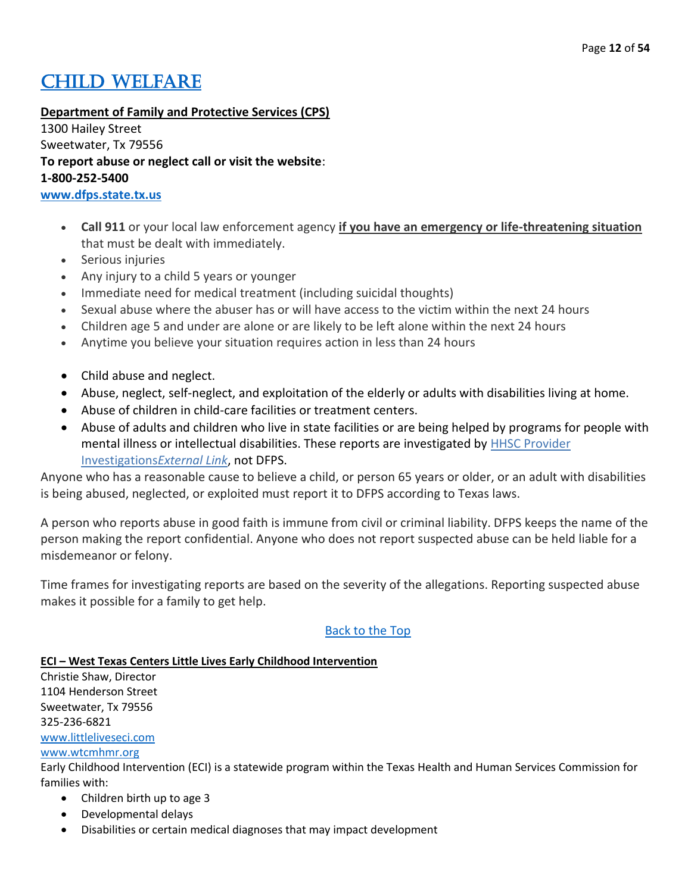# CHILD WELFARE

**Department of Family and Protective Services (CPS)**
1300 Hailey Street
Sweetwater, Tx 79556
**To report abuse or neglect call or visit the website**:
**1-800-252-5400**
**www.dfps.state.tx.us**

- **Call 911** or your local law enforcement agency **if you have an emergency or life-threatening situation** that must be dealt with immediately.
- Serious injuries
- Any injury to a child 5 years or younger
- Immediate need for medical treatment (including suicidal thoughts)
- Sexual abuse where the abuser has or will have access to the victim within the next 24 hours
- Children age 5 and under are alone or are likely to be left alone within the next 24 hours
- Anytime you believe your situation requires action in less than 24 hours

- Child abuse and neglect.
- Abuse, neglect, self-neglect, and exploitation of the elderly or adults with disabilities living at home.
- Abuse of children in child-care facilities or treatment centers.
- Abuse of adults and children who live in state facilities or are being helped by programs for people with mental illness or intellectual disabilities. These reports are investigated by HHSC Provider Investigations*External Link*, not DFPS.

Anyone who has a reasonable cause to believe a child, or person 65 years or older, or an adult with disabilities is being abused, neglected, or exploited must report it to DFPS according to Texas laws.

A person who reports abuse in good faith is immune from civil or criminal liability. DFPS keeps the name of the person making the report confidential. Anyone who does not report suspected abuse can be held liable for a misdemeanor or felony.

Time frames for investigating reports are based on the severity of the allegations. Reporting suspected abuse makes it possible for a family to get help.

Back to the Top

**ECI – West Texas Centers Little Lives Early Childhood Intervention**
Christie Shaw, Director
1104 Henderson Street
Sweetwater, Tx 79556
325-236-6821
www.littleliveseci.com
www.wtcmhmr.org
Early Childhood Intervention (ECI) is a statewide program within the Texas Health and Human Services Commission for families with:

- Children birth up to age 3
- Developmental delays
- Disabilities or certain medical diagnoses that may impact development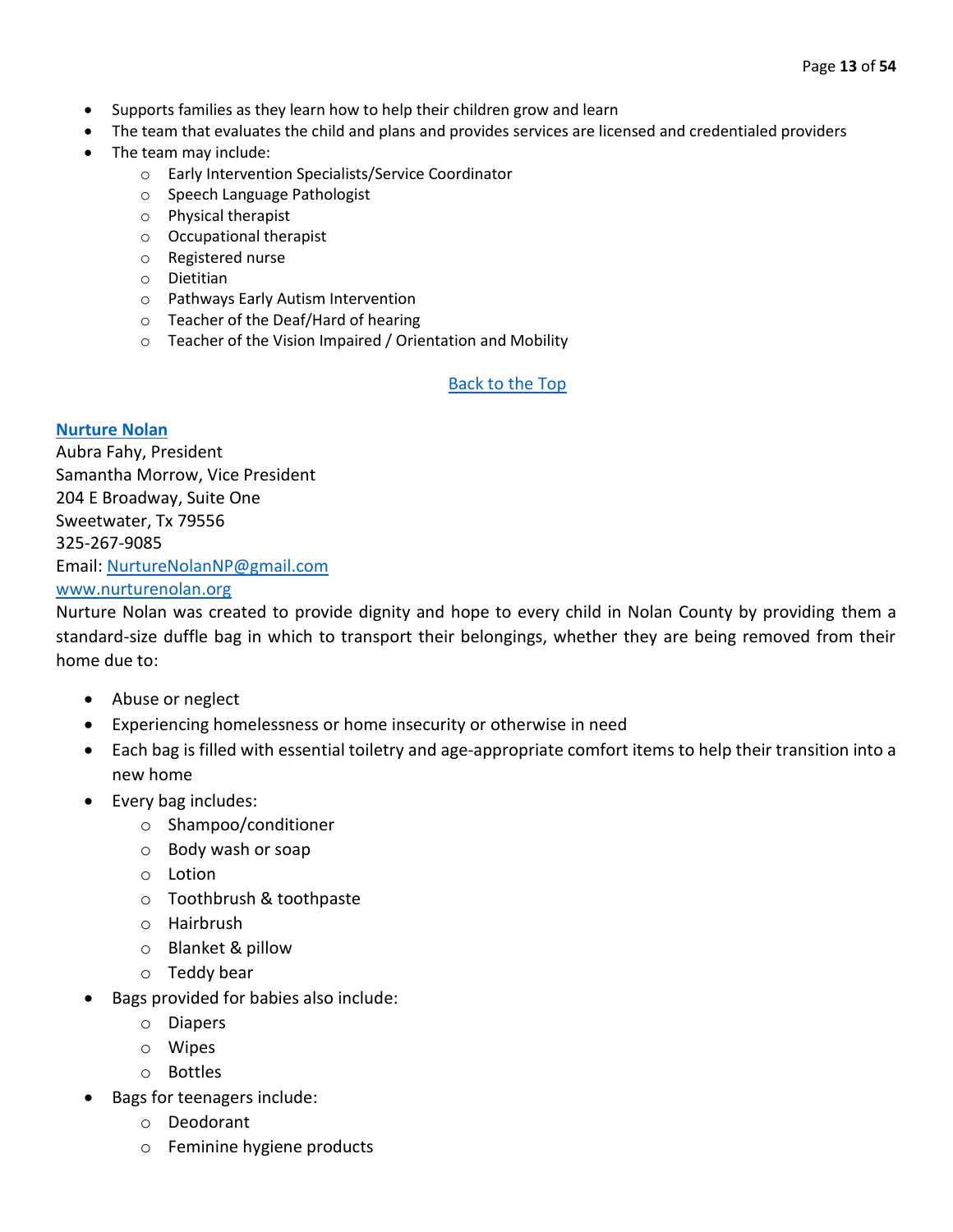- Supports families as they learn how to help their children grow and learn
- The team that evaluates the child and plans and provides services are licensed and credentialed providers
- The team may include:
    - Early Intervention Specialists/Service Coordinator
    - Speech Language Pathologist
    - Physical therapist
    - Occupational therapist
    - Registered nurse
    - Dietitian
    - Pathways Early Autism Intervention
    - Teacher of the Deaf/Hard of hearing
    - Teacher of the Vision Impaired / Orientation and Mobility

Back to the Top

**Nurture Nolan**

Aubra Fahy, President
Samantha Morrow, Vice President
204 E Broadway, Suite One
Sweetwater, Tx 79556
325-267-9085
Email: NurtureNolanNP@gmail.com
www.nurturenolan.org

Nurture Nolan was created to provide dignity and hope to every child in Nolan County by providing them a standard-size duffle bag in which to transport their belongings, whether they are being removed from their home due to:

- Abuse or neglect
- Experiencing homelessness or home insecurity or otherwise in need
- Each bag is filled with essential toiletry and age-appropriate comfort items to help their transition into a new home
- Every bag includes:
    - Shampoo/conditioner
    - Body wash or soap
    - Lotion
    - Toothbrush & toothpaste
    - Hairbrush
    - Blanket & pillow
    - Teddy bear
- Bags provided for babies also include:
    - Diapers
    - Wipes
    - Bottles
- Bags for teenagers include:
    - Deodorant
    - Feminine hygiene products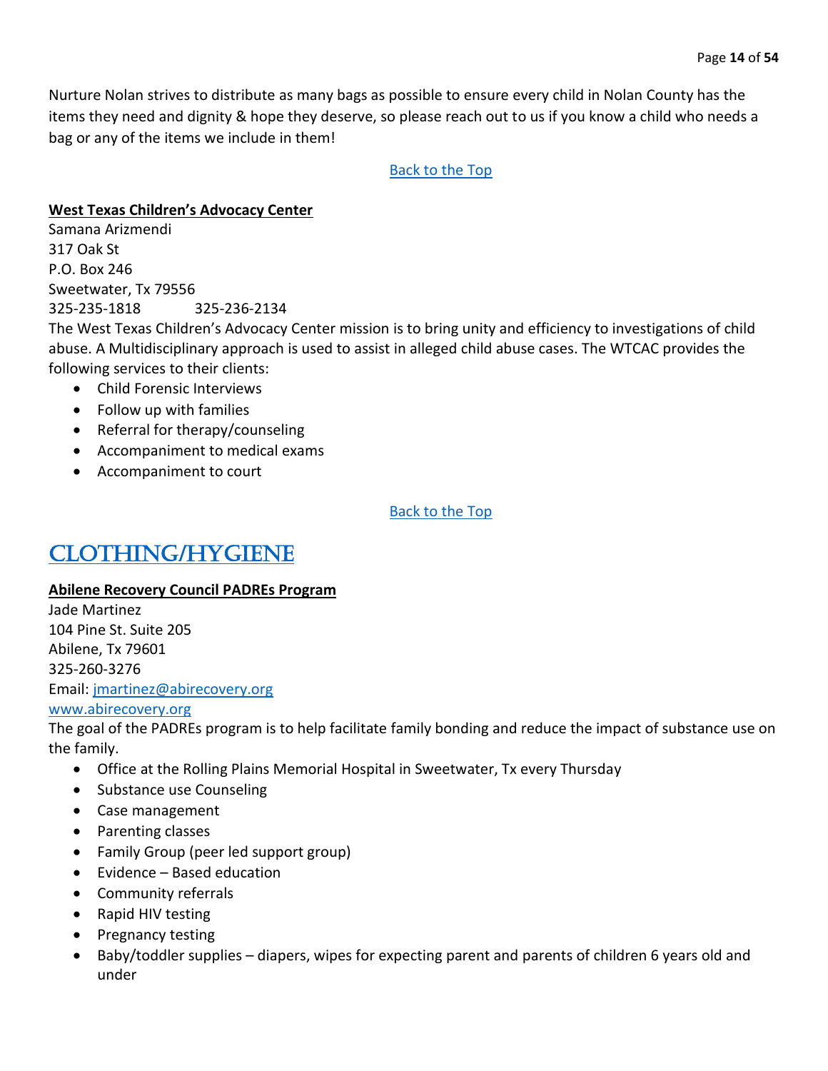Nurture Nolan strives to distribute as many bags as possible to ensure every child in Nolan County has the items they need and dignity & hope they deserve, so please reach out to us if you know a child who needs a bag or any of the items we include in them!

[Back to the Top]

**West Texas Children's Advocacy Center**

Samana Arizmendi
317 Oak St
P.O. Box 246
Sweetwater, Tx 79556
325-235-1818 325-236-2134

The West Texas Children's Advocacy Center mission is to bring unity and efficiency to investigations of child abuse. A Multidisciplinary approach is used to assist in alleged child abuse cases. The WTCAC provides the following services to their clients:

- Child Forensic Interviews
- Follow up with families
- Referral for therapy/counseling
- Accompaniment to medical exams
- Accompaniment to court

[Back to the Top]

# CLOTHING/HYGIENE

**Abilene Recovery Council PADREs Program**

Jade Martinez
104 Pine St. Suite 205
Abilene, Tx 79601
325-260-3276
Email: jmartinez@abirecovery.org
www.abirecovery.org

The goal of the PADREs program is to help facilitate family bonding and reduce the impact of substance use on the family.

- Office at the Rolling Plains Memorial Hospital in Sweetwater, Tx every Thursday
- Substance use Counseling
- Case management
- Parenting classes
- Family Group (peer led support group)
- Evidence – Based education
- Community referrals
- Rapid HIV testing
- Pregnancy testing
- Baby/toddler supplies – diapers, wipes for expecting parent and parents of children 6 years old and under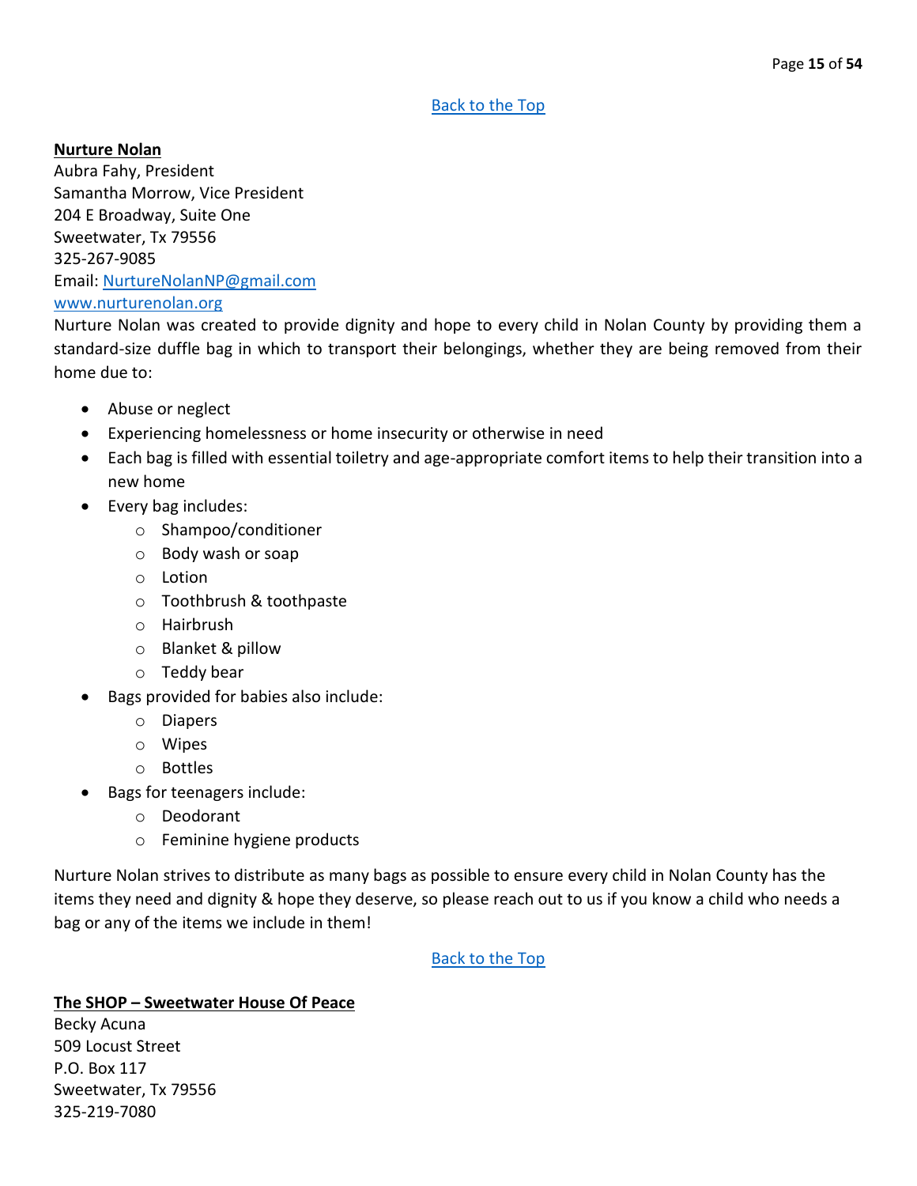Back to the Top

**Nurture Nolan**
Aubra Fahy, President
Samantha Morrow, Vice President
204 E Broadway, Suite One
Sweetwater, Tx 79556
325-267-9085
Email: NurtureNolanNP@gmail.com
www.nurturenolan.org

Nurture Nolan was created to provide dignity and hope to every child in Nolan County by providing them a standard-size duffle bag in which to transport their belongings, whether they are being removed from their home due to:

- Abuse or neglect
- Experiencing homelessness or home insecurity or otherwise in need
- Each bag is filled with essential toiletry and age-appropriate comfort items to help their transition into a new home
- Every bag includes:
  - Shampoo/conditioner
  - Body wash or soap
  - Lotion
  - Toothbrush & toothpaste
  - Hairbrush
  - Blanket & pillow
  - Teddy bear
- Bags provided for babies also include:
  - Diapers
  - Wipes
  - Bottles
- Bags for teenagers include:
  - Deodorant
  - Feminine hygiene products

Nurture Nolan strives to distribute as many bags as possible to ensure every child in Nolan County has the items they need and dignity & hope they deserve, so please reach out to us if you know a child who needs a bag or any of the items we include in them!

Back to the Top

**The SHOP – Sweetwater House Of Peace**
Becky Acuna
509 Locust Street
P.O. Box 117
Sweetwater, Tx 79556
325-219-7080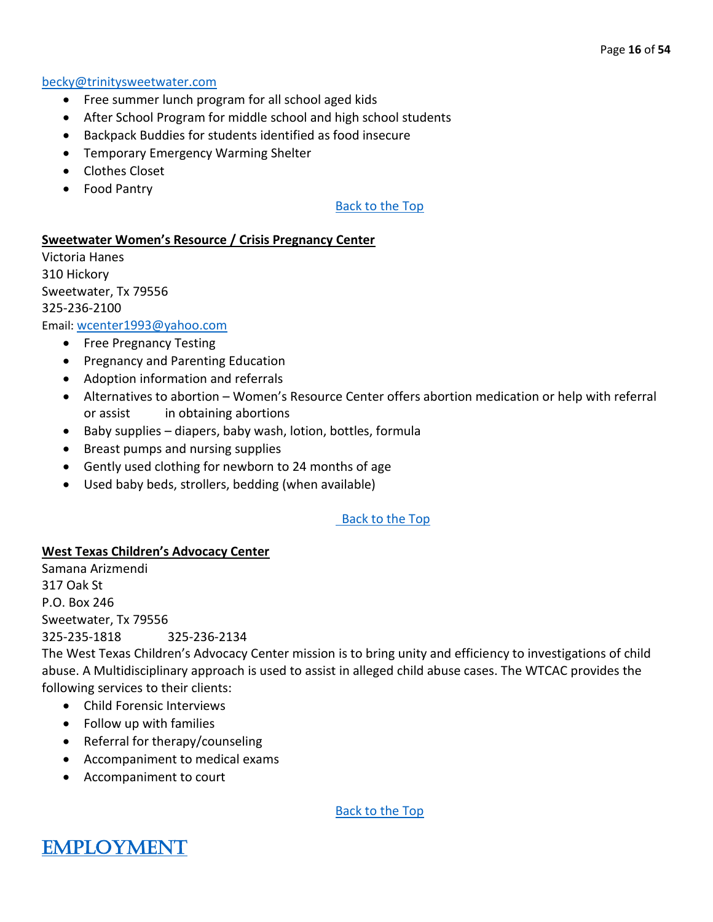becky@trinitysweetwater.com

- Free summer lunch program for all school aged kids
- After School Program for middle school and high school students
- Backpack Buddies for students identified as food insecure
- Temporary Emergency Warming Shelter
- Clothes Closet
- Food Pantry

Back to the Top

**Sweetwater Women's Resource / Crisis Pregnancy Center**

Victoria Hanes
310 Hickory
Sweetwater, Tx 79556
325-236-2100
Email: wcenter1993@yahoo.com

- Free Pregnancy Testing
- Pregnancy and Parenting Education
- Adoption information and referrals
- Alternatives to abortion – Women's Resource Center offers abortion medication or help with referral or assist in obtaining abortions
- Baby supplies – diapers, baby wash, lotion, bottles, formula
- Breast pumps and nursing supplies
- Gently used clothing for newborn to 24 months of age
- Used baby beds, strollers, bedding (when available)

Back to the Top

**West Texas Children's Advocacy Center**

Samana Arizmendi
317 Oak St
P.O. Box 246
Sweetwater, Tx 79556
325-235-1818 325-236-2134

The West Texas Children's Advocacy Center mission is to bring unity and efficiency to investigations of child abuse. A Multidisciplinary approach is used to assist in alleged child abuse cases. The WTCAC provides the following services to their clients:

- Child Forensic Interviews
- Follow up with families
- Referral for therapy/counseling
- Accompaniment to medical exams
- Accompaniment to court

Back to the Top

# EMPLOYMENT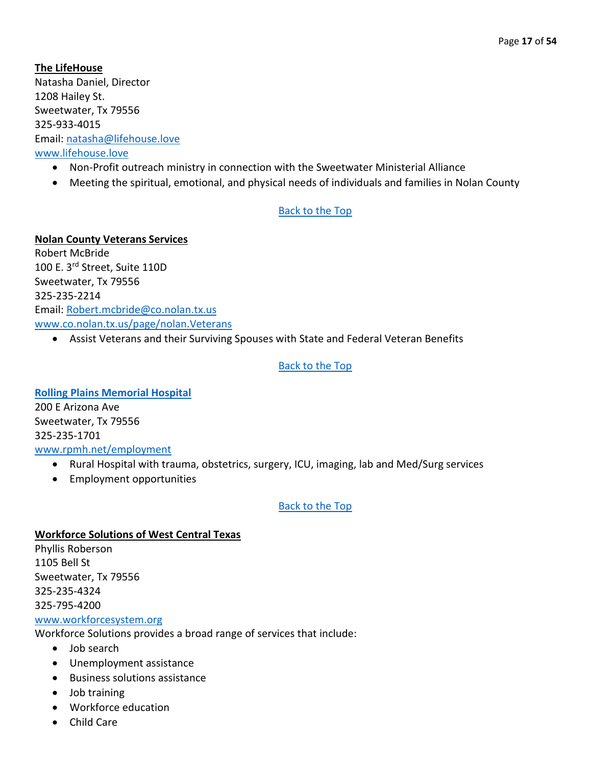**The LifeHouse**
Natasha Daniel, Director
1208 Hailey St.
Sweetwater, Tx 79556
325-933-4015
Email: natasha@lifehouse.love
www.lifehouse.love

- Non-Profit outreach ministry in connection with the Sweetwater Ministerial Alliance
- Meeting the spiritual, emotional, and physical needs of individuals and families in Nolan County

Back to the Top

**Nolan County Veterans Services**
Robert McBride
100 E. 3rd Street, Suite 110D
Sweetwater, Tx 79556
325-235-2214
Email: Robert.mcbride@co.nolan.tx.us
www.co.nolan.tx.us/page/nolan.Veterans

- Assist Veterans and their Surviving Spouses with State and Federal Veteran Benefits

Back to the Top

**Rolling Plains Memorial Hospital**
200 E Arizona Ave
Sweetwater, Tx 79556
325-235-1701
www.rpmh.net/employment

- Rural Hospital with trauma, obstetrics, surgery, ICU, imaging, lab and Med/Surg services
- Employment opportunities

Back to the Top

**Workforce Solutions of West Central Texas**
Phyllis Roberson
1105 Bell St
Sweetwater, Tx 79556
325-235-4324
325-795-4200
www.workforcesystem.org
Workforce Solutions provides a broad range of services that include:

- Job search
- Unemployment assistance
- Business solutions assistance
- Job training
- Workforce education
- Child Care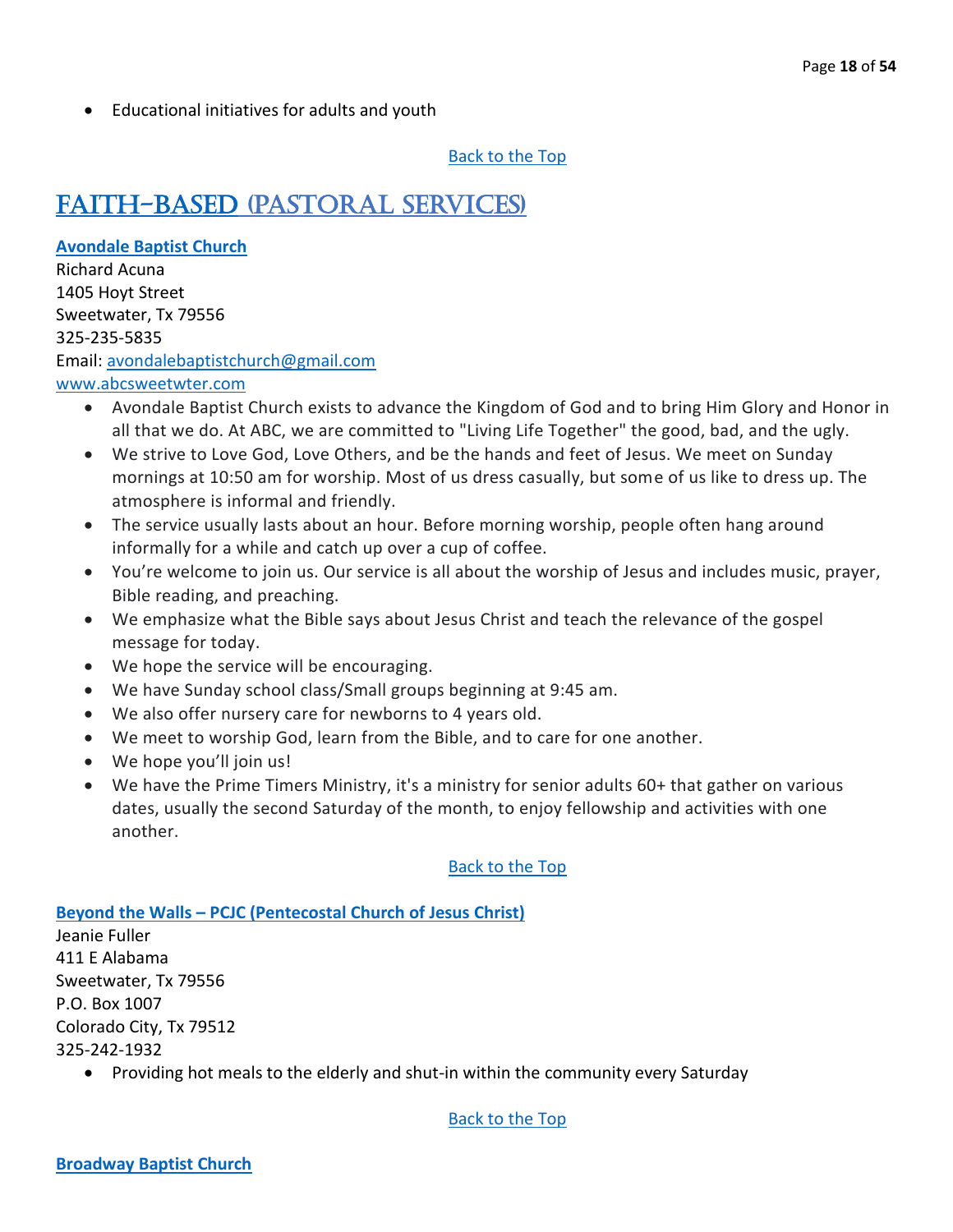- Educational initiatives for adults and youth

Back to the Top

# FAITH-BASED (PASTORAL SERVICES)

**Avondale Baptist Church**
Richard Acuna
1405 Hoyt Street
Sweetwater, Tx 79556
325-235-5835
Email: avondalebaptistchurch@gmail.com
www.abcsweetwter.com

- Avondale Baptist Church exists to advance the Kingdom of God and to bring Him Glory and Honor in all that we do. At ABC, we are committed to "Living Life Together" the good, bad, and the ugly.
- We strive to Love God, Love Others, and be the hands and feet of Jesus. We meet on Sunday mornings at 10:50 am for worship. Most of us dress casually, but some of us like to dress up. The atmosphere is informal and friendly.
- The service usually lasts about an hour. Before morning worship, people often hang around informally for a while and catch up over a cup of coffee.
- You're welcome to join us. Our service is all about the worship of Jesus and includes music, prayer, Bible reading, and preaching.
- We emphasize what the Bible says about Jesus Christ and teach the relevance of the gospel message for today.
- We hope the service will be encouraging.
- We have Sunday school class/Small groups beginning at 9:45 am.
- We also offer nursery care for newborns to 4 years old.
- We meet to worship God, learn from the Bible, and to care for one another.
- We hope you'll join us!
- We have the Prime Timers Ministry, it's a ministry for senior adults 60+ that gather on various dates, usually the second Saturday of the month, to enjoy fellowship and activities with one another.

Back to the Top

**Beyond the Walls – PCJC (Pentecostal Church of Jesus Christ)**
Jeanie Fuller
411 E Alabama
Sweetwater, Tx 79556
P.O. Box 1007
Colorado City, Tx 79512
325-242-1932

- Providing hot meals to the elderly and shut-in within the community every Saturday

Back to the Top

**Broadway Baptist Church**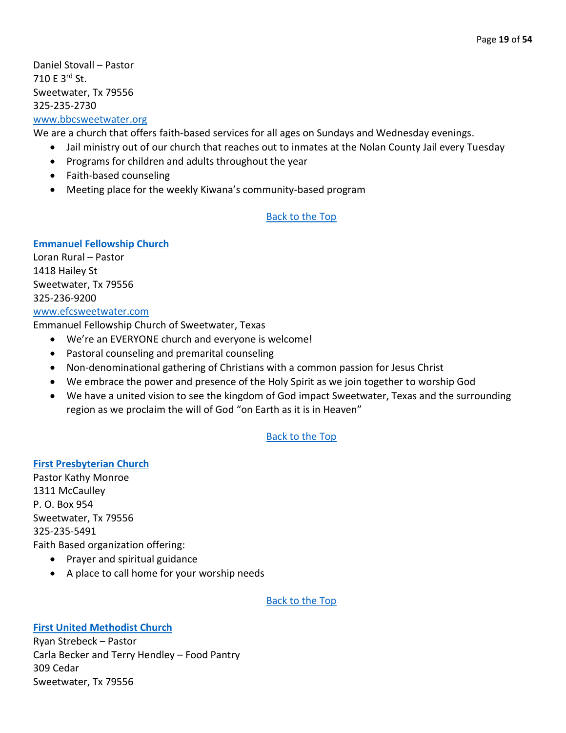Daniel Stovall – Pastor
710 E 3rd St.
Sweetwater, Tx 79556
325-235-2730
[www.bbcsweetwater.org](http://www.bbcsweetwater.org)
We are a church that offers faith-based services for all ages on Sundays and Wednesday evenings.

- Jail ministry out of our church that reaches out to inmates at the Nolan County Jail every Tuesday
- Programs for children and adults throughout the year
- Faith-based counseling
- Meeting place for the weekly Kiwana's community-based program

Back to the Top

### Emmanuel Fellowship Church

Loran Rural – Pastor
1418 Hailey St
Sweetwater, Tx 79556
325-236-9200
[www.efcsweetwater.com](http://www.efcsweetwater.com)
Emmanuel Fellowship Church of Sweetwater, Texas

- We're an EVERYONE church and everyone is welcome!
- Pastoral counseling and premarital counseling
- Non-denominational gathering of Christians with a common passion for Jesus Christ
- We embrace the power and presence of the Holy Spirit as we join together to worship God
- We have a united vision to see the kingdom of God impact Sweetwater, Texas and the surrounding region as we proclaim the will of God "on Earth as it is in Heaven"

Back to the Top

### First Presbyterian Church

Pastor Kathy Monroe
1311 McCaulley
P. O. Box 954
Sweetwater, Tx 79556
325-235-5491
Faith Based organization offering:

- Prayer and spiritual guidance
- A place to call home for your worship needs

Back to the Top

### First United Methodist Church

Ryan Strebeck – Pastor
Carla Becker and Terry Hendley – Food Pantry
309 Cedar
Sweetwater, Tx 79556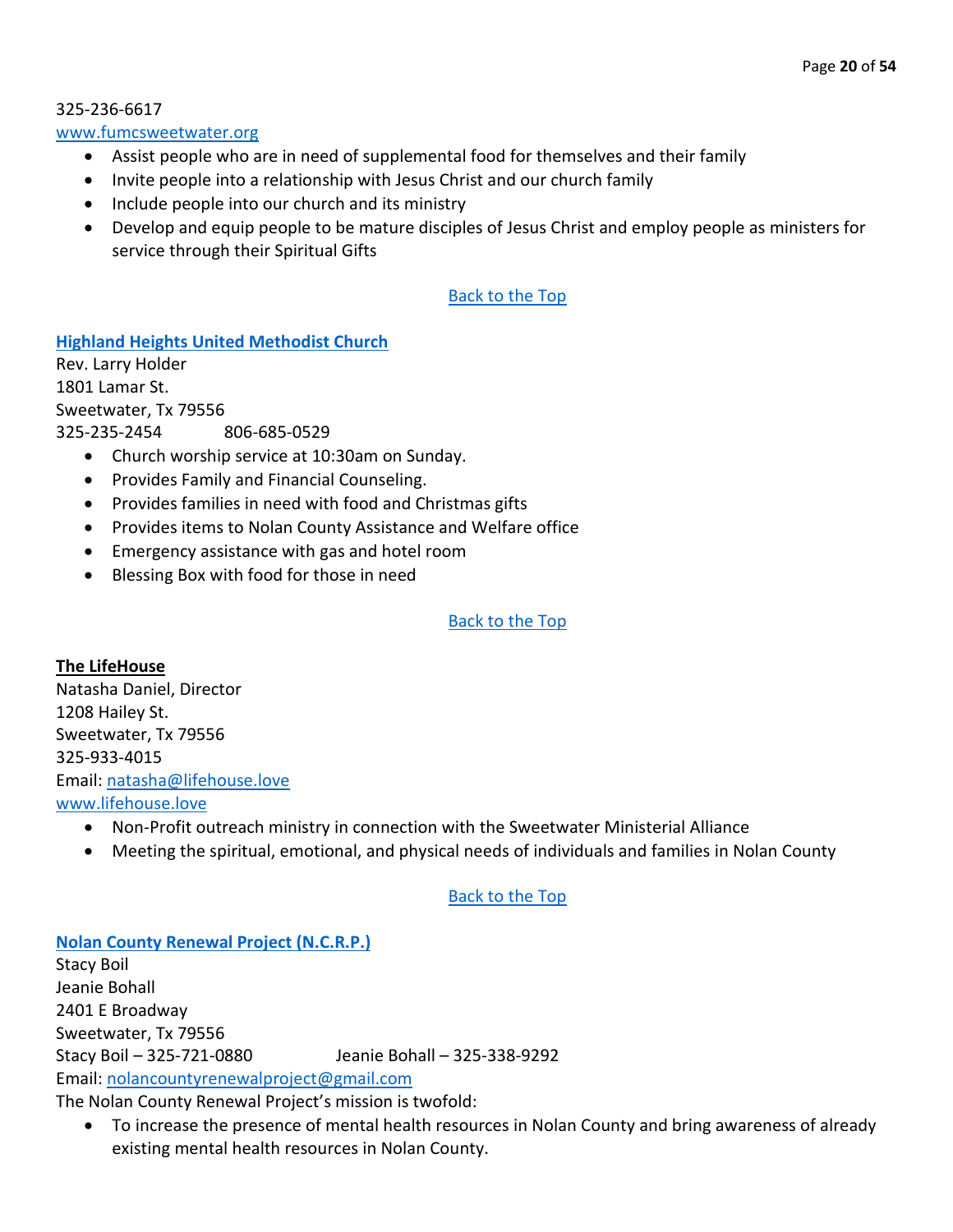325-236-6617
[www.fumcsweetwater.org](http://www.fumcsweetwater.org)

- Assist people who are in need of supplemental food for themselves and their family
- Invite people into a relationship with Jesus Christ and our church family
- Include people into our church and its ministry
- Develop and equip people to be mature disciples of Jesus Christ and employ people as ministers for service through their Spiritual Gifts

Back to the Top

**Highland Heights United Methodist Church**
Rev. Larry Holder
1801 Lamar St.
Sweetwater, Tx 79556
325-235-2454    806-685-0529

- Church worship service at 10:30am on Sunday.
- Provides Family and Financial Counseling.
- Provides families in need with food and Christmas gifts
- Provides items to Nolan County Assistance and Welfare office
- Emergency assistance with gas and hotel room
- Blessing Box with food for those in need

Back to the Top

**The LifeHouse**
Natasha Daniel, Director
1208 Hailey St.
Sweetwater, Tx 79556
325-933-4015
Email: natasha@lifehouse.love
[www.lifehouse.love](http://www.lifehouse.love)

- Non-Profit outreach ministry in connection with the Sweetwater Ministerial Alliance
- Meeting the spiritual, emotional, and physical needs of individuals and families in Nolan County

Back to the Top

**Nolan County Renewal Project (N.C.R.P.)**
Stacy Boil
Jeanie Bohall
2401 E Broadway
Sweetwater, Tx 79556
Stacy Boil – 325-721-0880    Jeanie Bohall – 325-338-9292
Email: nolancountyrenewalproject@gmail.com
The Nolan County Renewal Project's mission is twofold:

- To increase the presence of mental health resources in Nolan County and bring awareness of already existing mental health resources in Nolan County.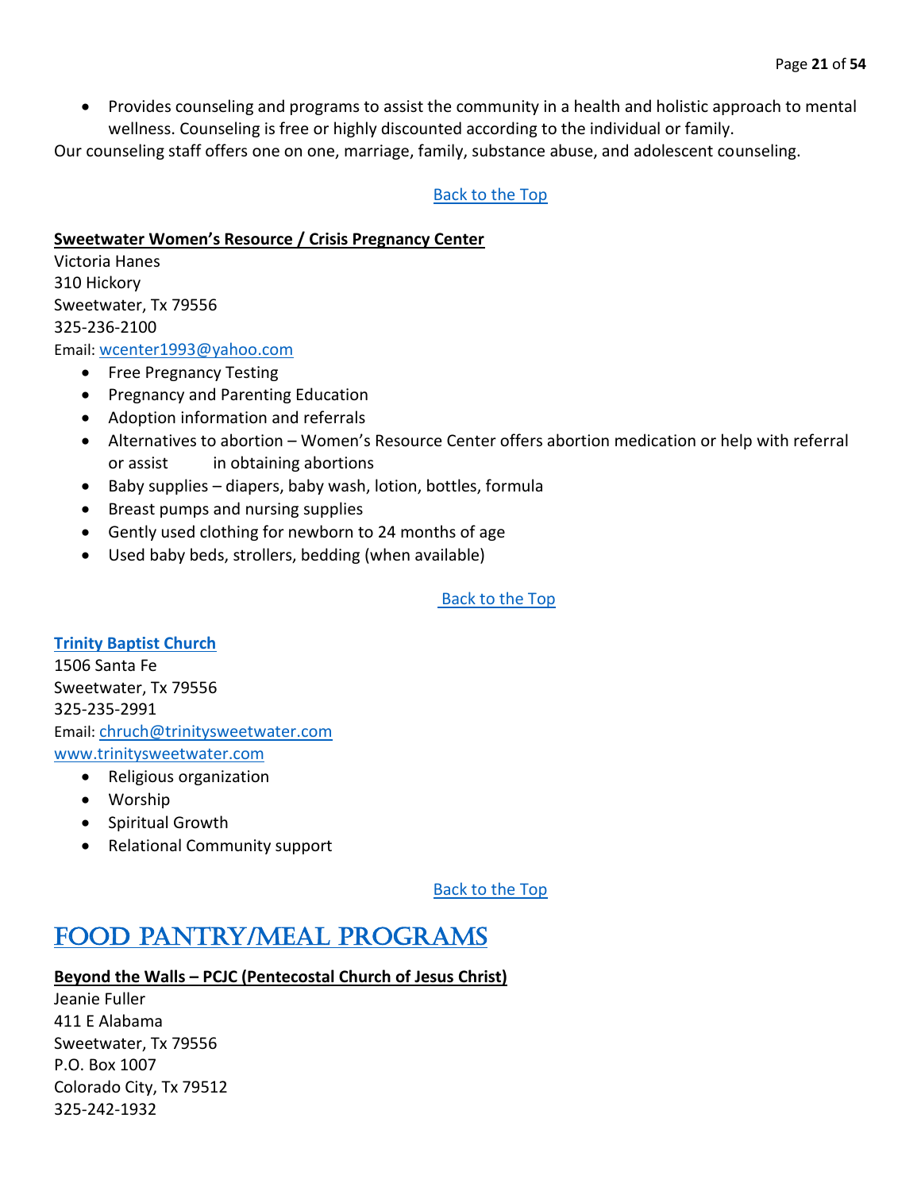- Provides counseling and programs to assist the community in a health and holistic approach to mental wellness. Counseling is free or highly discounted according to the individual or family.

Our counseling staff offers one on one, marriage, family, substance abuse, and adolescent counseling.

Back to the Top

**Sweetwater Women's Resource / Crisis Pregnancy Center**

Victoria Hanes
310 Hickory
Sweetwater, Tx 79556
325-236-2100
Email: wcenter1993@yahoo.com

- Free Pregnancy Testing
- Pregnancy and Parenting Education
- Adoption information and referrals
- Alternatives to abortion – Women's Resource Center offers abortion medication or help with referral or assist in obtaining abortions
- Baby supplies – diapers, baby wash, lotion, bottles, formula
- Breast pumps and nursing supplies
- Gently used clothing for newborn to 24 months of age
- Used baby beds, strollers, bedding (when available)

Back to the Top

**Trinity Baptist Church**

1506 Santa Fe
Sweetwater, Tx 79556
325-235-2991
Email: chruch@trinitysweetwater.com
www.trinitysweetwater.com

- Religious organization
- Worship
- Spiritual Growth
- Relational Community support

Back to the Top

# FOOD PANTRY/MEAL PROGRAMS

**Beyond the Walls – PCJC (Pentecostal Church of Jesus Christ)**

Jeanie Fuller
411 E Alabama
Sweetwater, Tx 79556
P.O. Box 1007
Colorado City, Tx 79512
325-242-1932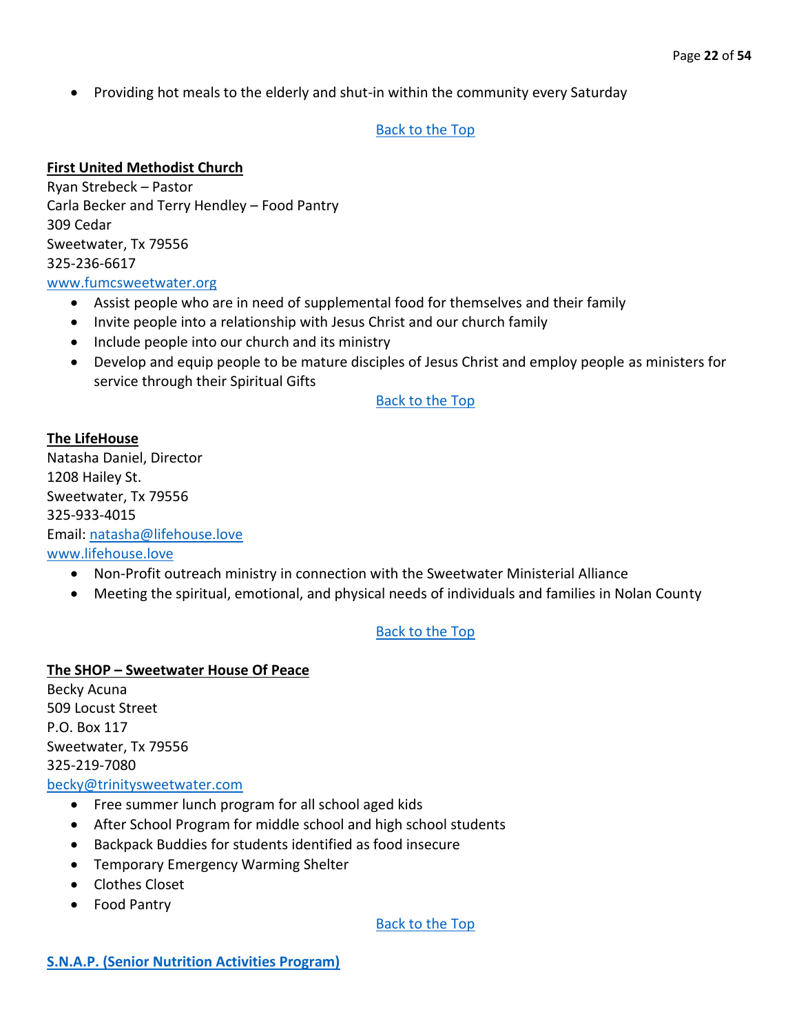- Providing hot meals to the elderly and shut-in within the community every Saturday

Back to the Top

**First United Methodist Church**

Ryan Strebeck – Pastor
Carla Becker and Terry Hendley – Food Pantry
309 Cedar
Sweetwater, Tx 79556
325-236-6617
www.fumcsweetwater.org

- Assist people who are in need of supplemental food for themselves and their family
- Invite people into a relationship with Jesus Christ and our church family
- Include people into our church and its ministry
- Develop and equip people to be mature disciples of Jesus Christ and employ people as ministers for service through their Spiritual Gifts

Back to the Top

**The LifeHouse**

Natasha Daniel, Director
1208 Hailey St.
Sweetwater, Tx 79556
325-933-4015
Email: natasha@lifehouse.love
www.lifehouse.love

- Non-Profit outreach ministry in connection with the Sweetwater Ministerial Alliance
- Meeting the spiritual, emotional, and physical needs of individuals and families in Nolan County

Back to the Top

**The SHOP – Sweetwater House Of Peace**

Becky Acuna
509 Locust Street
P.O. Box 117
Sweetwater, Tx 79556
325-219-7080
becky@trinitysweetwater.com

- Free summer lunch program for all school aged kids
- After School Program for middle school and high school students
- Backpack Buddies for students identified as food insecure
- Temporary Emergency Warming Shelter
- Clothes Closet
- Food Pantry

Back to the Top

**S.N.A.P. (Senior Nutrition Activities Program)**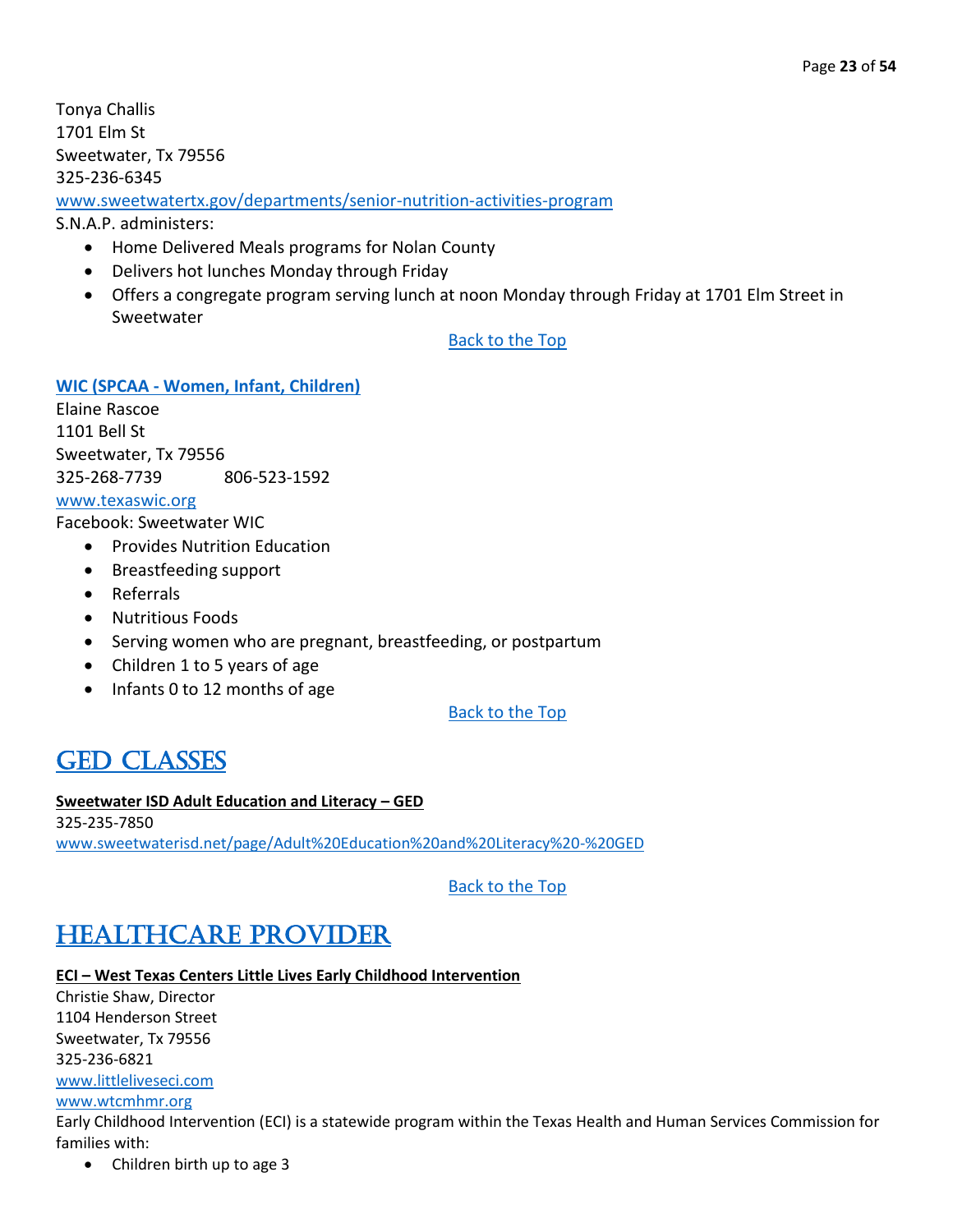Tonya Challis
1701 Elm St
Sweetwater, Tx 79556
325-236-6345
[www.sweetwatertx.gov/departments/senior-nutrition-activities-program](www.sweetwatertx.gov/departments/senior-nutrition-activities-program)
S.N.A.P. administers:

- Home Delivered Meals programs for Nolan County
- Delivers hot lunches Monday through Friday
- Offers a congregate program serving lunch at noon Monday through Friday at 1701 Elm Street in Sweetwater

Back to the Top

**WIC (SPCAA - Women, Infant, Children)**
Elaine Rascoe
1101 Bell St
Sweetwater, Tx 79556
325-268-7739 806-523-1592
[www.texaswic.org](www.texaswic.org)
Facebook: Sweetwater WIC

- Provides Nutrition Education
- Breastfeeding support
- Referrals
- Nutritious Foods
- Serving women who are pregnant, breastfeeding, or postpartum
- Children 1 to 5 years of age
- Infants 0 to 12 months of age

Back to the Top

# GED Classes

**Sweetwater ISD Adult Education and Literacy – GED**
325-235-7850
[www.sweetwaterisd.net/page/Adult%20Education%20and%20Literacy%20-%20GED](www.sweetwaterisd.net/page/Adult%20Education%20and%20Literacy%20-%20GED)

Back to the Top

# Healthcare Provider

**ECI – West Texas Centers Little Lives Early Childhood Intervention**
Christie Shaw, Director
1104 Henderson Street
Sweetwater, Tx 79556
325-236-6821
[www.littlelivesesci.com](www.littlelivesesci.com)
[www.wtcmhmr.org](www.wtcmhmr.org)
Early Childhood Intervention (ECI) is a statewide program within the Texas Health and Human Services Commission for families with:

- Children birth up to age 3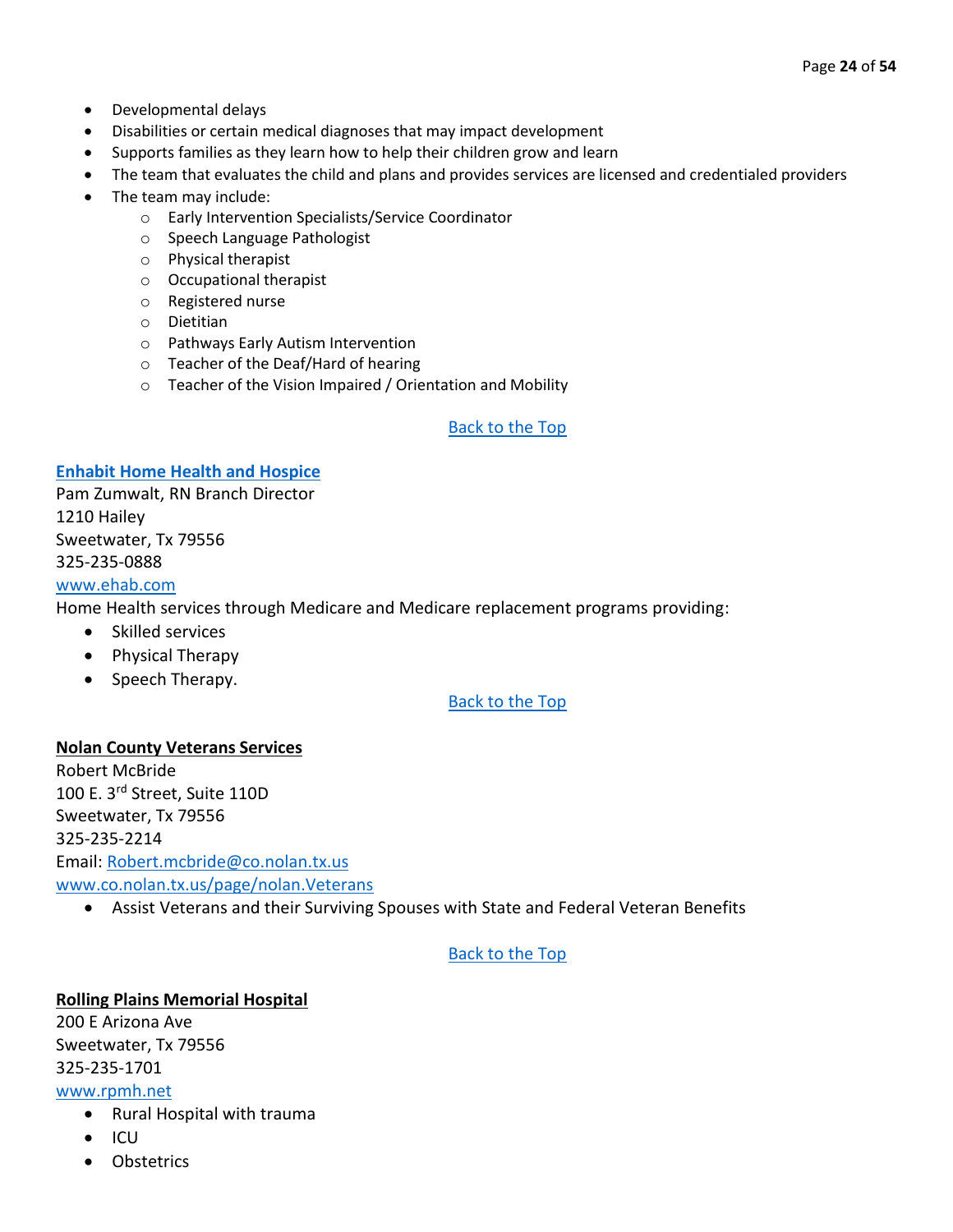- Developmental delays
- Disabilities or certain medical diagnoses that may impact development
- Supports families as they learn how to help their children grow and learn
- The team that evaluates the child and plans and provides services are licensed and credentialed providers
- The team may include:
    - Early Intervention Specialists/Service Coordinator
    - Speech Language Pathologist
    - Physical therapist
    - Occupational therapist
    - Registered nurse
    - Dietitian
    - Pathways Early Autism Intervention
    - Teacher of the Deaf/Hard of hearing
    - Teacher of the Vision Impaired / Orientation and Mobility

Back to the Top

**Enhabit Home Health and Hospice**

Pam Zumwalt, RN Branch Director
1210 Hailey
Sweetwater, Tx 79556
325-235-0888
www.ehab.com

Home Health services through Medicare and Medicare replacement programs providing:

- Skilled services
- Physical Therapy
- Speech Therapy.

Back to the Top

**Nolan County Veterans Services**

Robert McBride
100 E. 3rd Street, Suite 110D
Sweetwater, Tx 79556
325-235-2214
Email: Robert.mcbride@co.nolan.tx.us
www.co.nolan.tx.us/page/nolan.Veterans

- Assist Veterans and their Surviving Spouses with State and Federal Veteran Benefits

Back to the Top

**Rolling Plains Memorial Hospital**

200 E Arizona Ave
Sweetwater, Tx 79556
325-235-1701
www.rpmh.net

- Rural Hospital with trauma
- ICU
- Obstetrics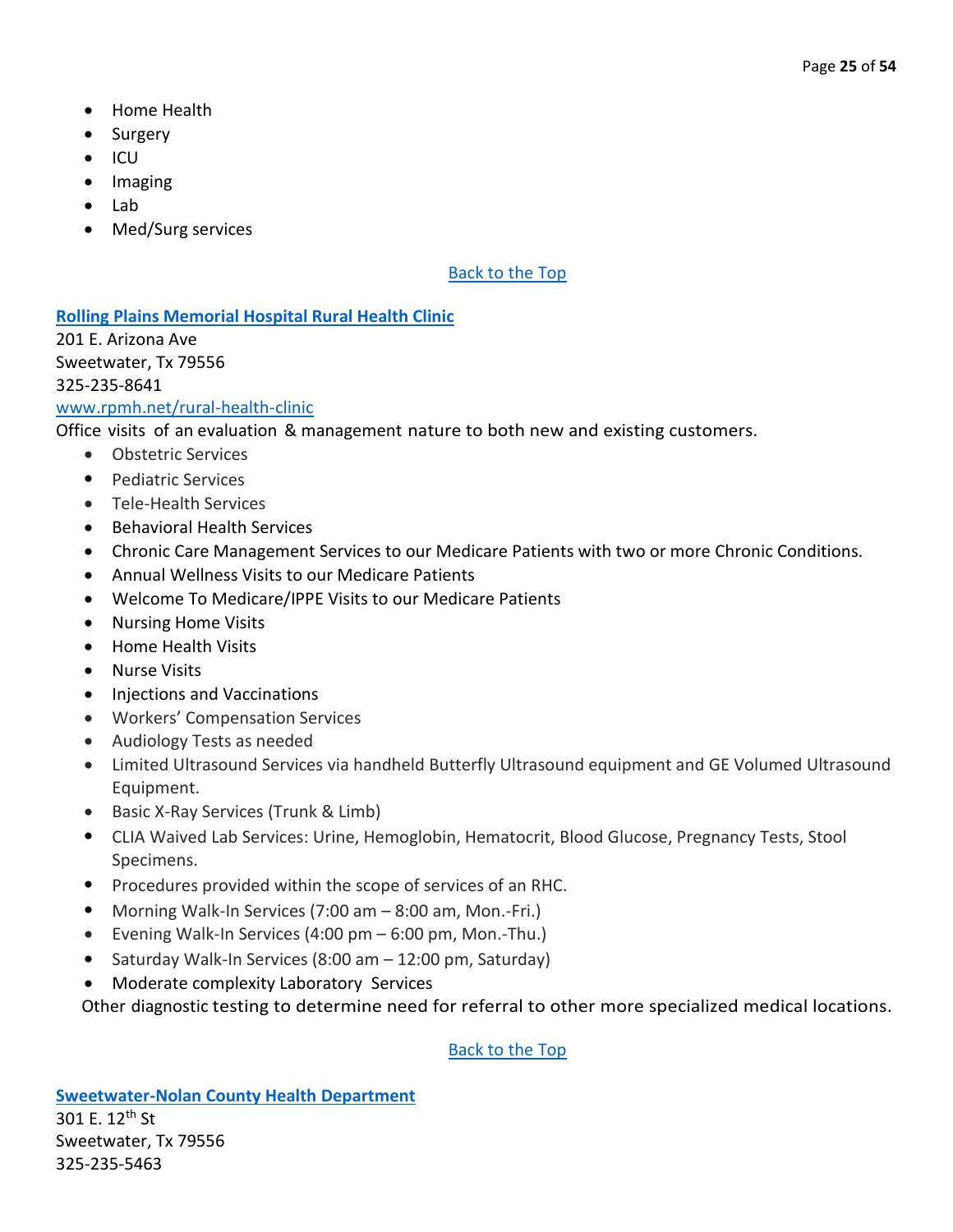- Home Health
- Surgery
- ICU
- Imaging
- Lab
- Med/Surg services

[Back to the Top](#)

**[Rolling Plains Memorial Hospital Rural Health Clinic](#)**

201 E. Arizona Ave
Sweetwater, Tx 79556
325-235-8641
[www.rpmh.net/rural-health-clinic](http://www.rpmh.net/rural-health-clinic)

Office visits of an evaluation & management nature to both new and existing customers.

- Obstetric Services
- Pediatric Services
- Tele-Health Services
- Behavioral Health Services
- Chronic Care Management Services to our Medicare Patients with two or more Chronic Conditions.
- Annual Wellness Visits to our Medicare Patients
- Welcome To Medicare/IPPE Visits to our Medicare Patients
- Nursing Home Visits
- Home Health Visits
- Nurse Visits
- Injections and Vaccinations
- Workers' Compensation Services
- Audiology Tests as needed
- Limited Ultrasound Services via handheld Butterfly Ultrasound equipment and GE Volumed Ultrasound Equipment.
- Basic X-Ray Services (Trunk & Limb)
- CLIA Waived Lab Services: Urine, Hemoglobin, Hematocrit, Blood Glucose, Pregnancy Tests, Stool Specimens.
- Procedures provided within the scope of services of an RHC.
- Morning Walk-In Services (7:00 am – 8:00 am, Mon.-Fri.)
- Evening Walk-In Services (4:00 pm – 6:00 pm, Mon.-Thu.)
- Saturday Walk-In Services (8:00 am – 12:00 pm, Saturday)
- Moderate complexity Laboratory Services

Other diagnostic testing to determine need for referral to other more specialized medical locations.

[Back to the Top](#)

**[Sweetwater-Nolan County Health Department](#)**

301 E. 12th St
Sweetwater, Tx 79556
325-235-5463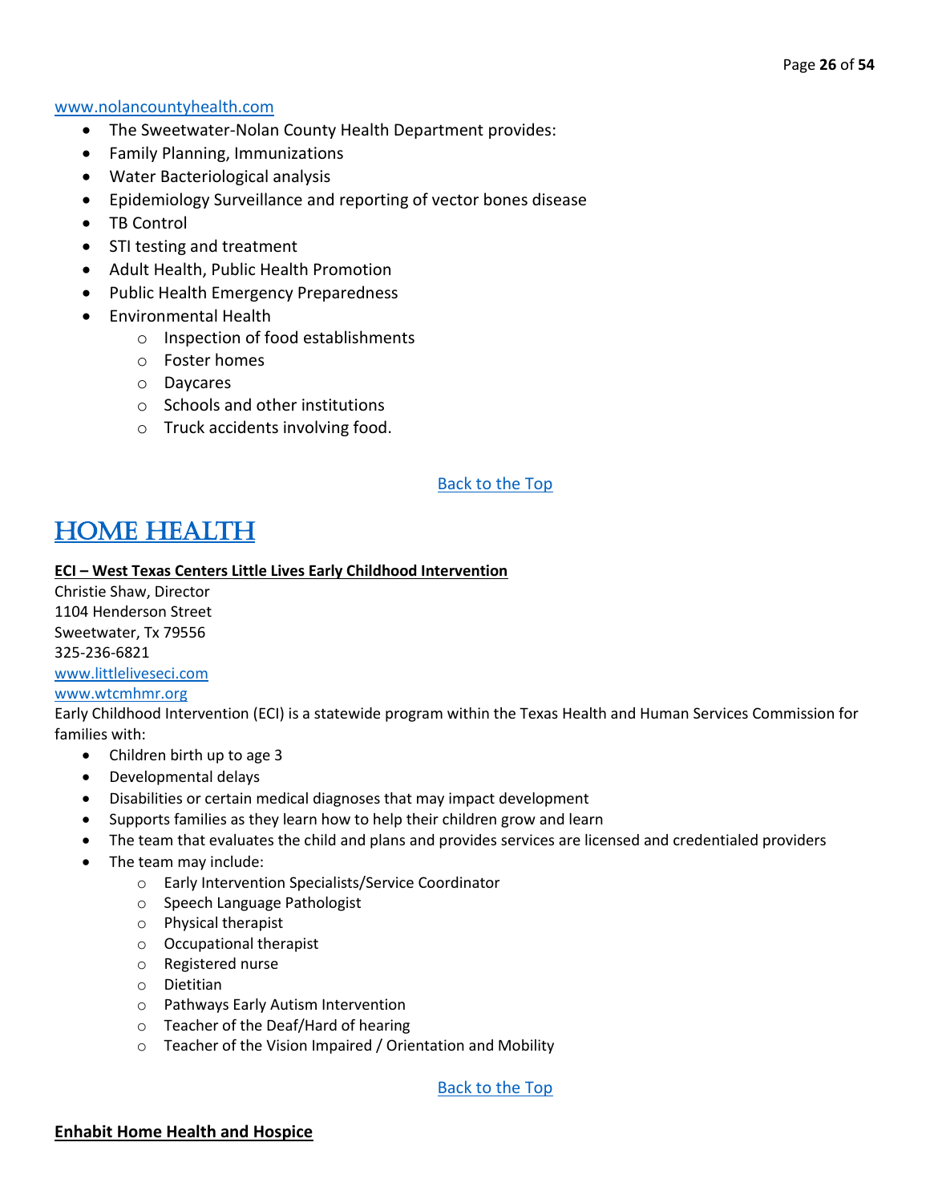[www.nolancountyhealth.com](http://www.nolancountyhealth.com)

- The Sweetwater-Nolan County Health Department provides:
- Family Planning, Immunizations
- Water Bacteriological analysis
- Epidemiology Surveillance and reporting of vector bones disease
- TB Control
- STI testing and treatment
- Adult Health, Public Health Promotion
- Public Health Emergency Preparedness
- Environmental Health
  - Inspection of food establishments
  - Foster homes
  - Daycares
  - Schools and other institutions
  - Truck accidents involving food.

Back to the Top

# HOME HEALTH

**ECI – West Texas Centers Little Lives Early Childhood Intervention**

Christie Shaw, Director
1104 Henderson Street
Sweetwater, Tx 79556
325-236-6821
[www.littleliveseci.com](http://www.littleliveseci.com)
[www.wtcmhmr.org](http://www.wtcmhmr.org)

Early Childhood Intervention (ECI) is a statewide program within the Texas Health and Human Services Commission for families with:

- Children birth up to age 3
- Developmental delays
- Disabilities or certain medical diagnoses that may impact development
- Supports families as they learn how to help their children grow and learn
- The team that evaluates the child and plans and provides services are licensed and credentialed providers
- The team may include:
  - Early Intervention Specialists/Service Coordinator
  - Speech Language Pathologist
  - Physical therapist
  - Occupational therapist
  - Registered nurse
  - Dietitian
  - Pathways Early Autism Intervention
  - Teacher of the Deaf/Hard of hearing
  - Teacher of the Vision Impaired / Orientation and Mobility

Back to the Top

**Enhabit Home Health and Hospice**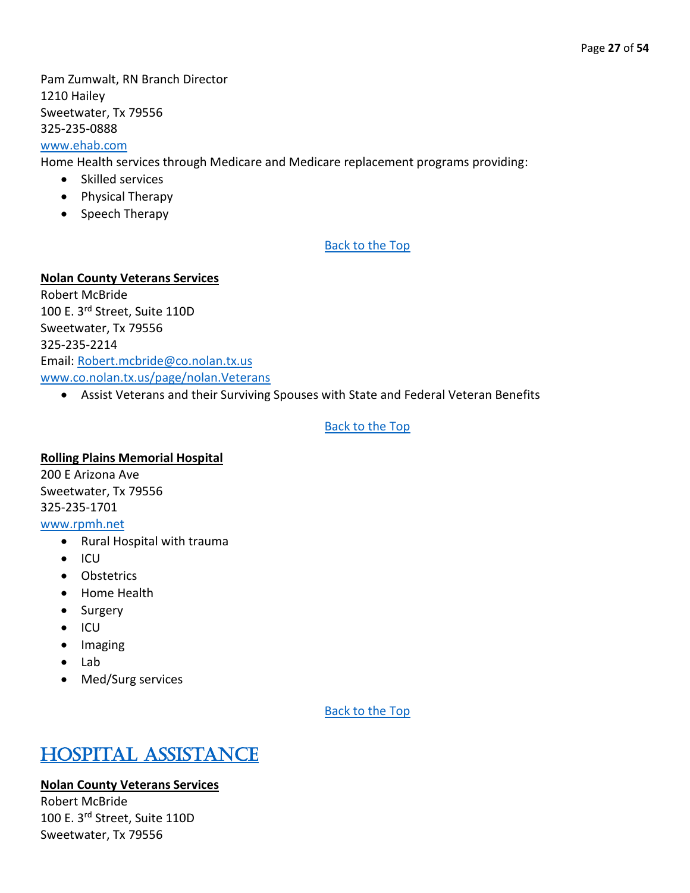Pam Zumwalt, RN Branch Director
1210 Hailey
Sweetwater, Tx 79556
325-235-0888
[www.ehab.com](http://www.ehab.com)
Home Health services through Medicare and Medicare replacement programs providing:

- Skilled services
- Physical Therapy
- Speech Therapy

Back to the Top

**Nolan County Veterans Services**
Robert McBride
100 E. 3rd Street, Suite 110D
Sweetwater, Tx 79556
325-235-2214
Email: Robert.mcbride@co.nolan.tx.us
www.co.nolan.tx.us/page/nolan.Veterans

- Assist Veterans and their Surviving Spouses with State and Federal Veteran Benefits

Back to the Top

**Rolling Plains Memorial Hospital**
200 E Arizona Ave
Sweetwater, Tx 79556
325-235-1701
www.rpmh.net

- Rural Hospital with trauma
- ICU
- Obstetrics
- Home Health
- Surgery
- ICU
- Imaging
- Lab
- Med/Surg services

Back to the Top

# HOSPITAL ASSISTANCE

**Nolan County Veterans Services**
Robert McBride
100 E. 3rd Street, Suite 110D
Sweetwater, Tx 79556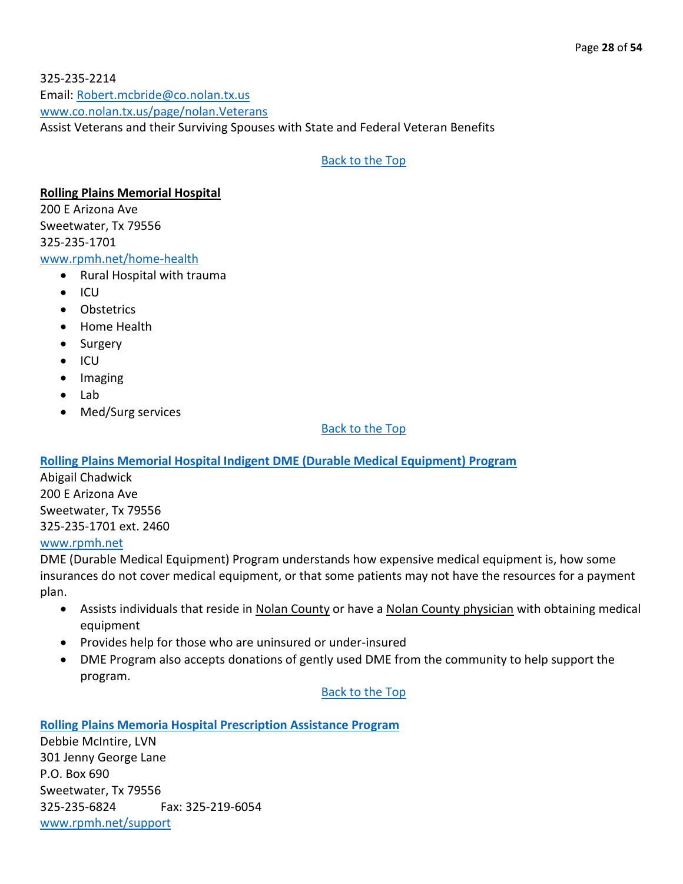325-235-2214
Email: [Robert.mcbride@co.nolan.tx.us](mailto:Robert.mcbride@co.nolan.tx.us)
[www.co.nolan.tx.us/page/nolan.Veterans](http://www.co.nolan.tx.us/page/nolan.Veterans)
Assist Veterans and their Surviving Spouses with State and Federal Veteran Benefits

Back to the Top

**Rolling Plains Memorial Hospital**
200 E Arizona Ave
Sweetwater, Tx 79556
325-235-1701
[www.rpmh.net/home-health](http://www.rpmh.net/home-health)

- Rural Hospital with trauma
- ICU
- Obstetrics
- Home Health
- Surgery
- ICU
- Imaging
- Lab
- Med/Surg services

Back to the Top

**Rolling Plains Memorial Hospital Indigent DME (Durable Medical Equipment) Program**
Abigail Chadwick
200 E Arizona Ave
Sweetwater, Tx 79556
325-235-1701 ext. 2460
[www.rpmh.net](http://www.rpmh.net)
DME (Durable Medical Equipment) Program understands how expensive medical equipment is, how some insurances do not cover medical equipment, or that some patients may not have the resources for a payment plan.

- Assists individuals that reside in Nolan County or have a Nolan County physician with obtaining medical equipment
- Provides help for those who are uninsured or under-insured
- DME Program also accepts donations of gently used DME from the community to help support the program.

Back to the Top

**Rolling Plains Memoria Hospital Prescription Assistance Program**
Debbie McIntire, LVN
301 Jenny George Lane
P.O. Box 690
Sweetwater, Tx 79556
325-235-6824 Fax: 325-219-6054
[www.rpmh.net/support](http://www.rpmh.net/support)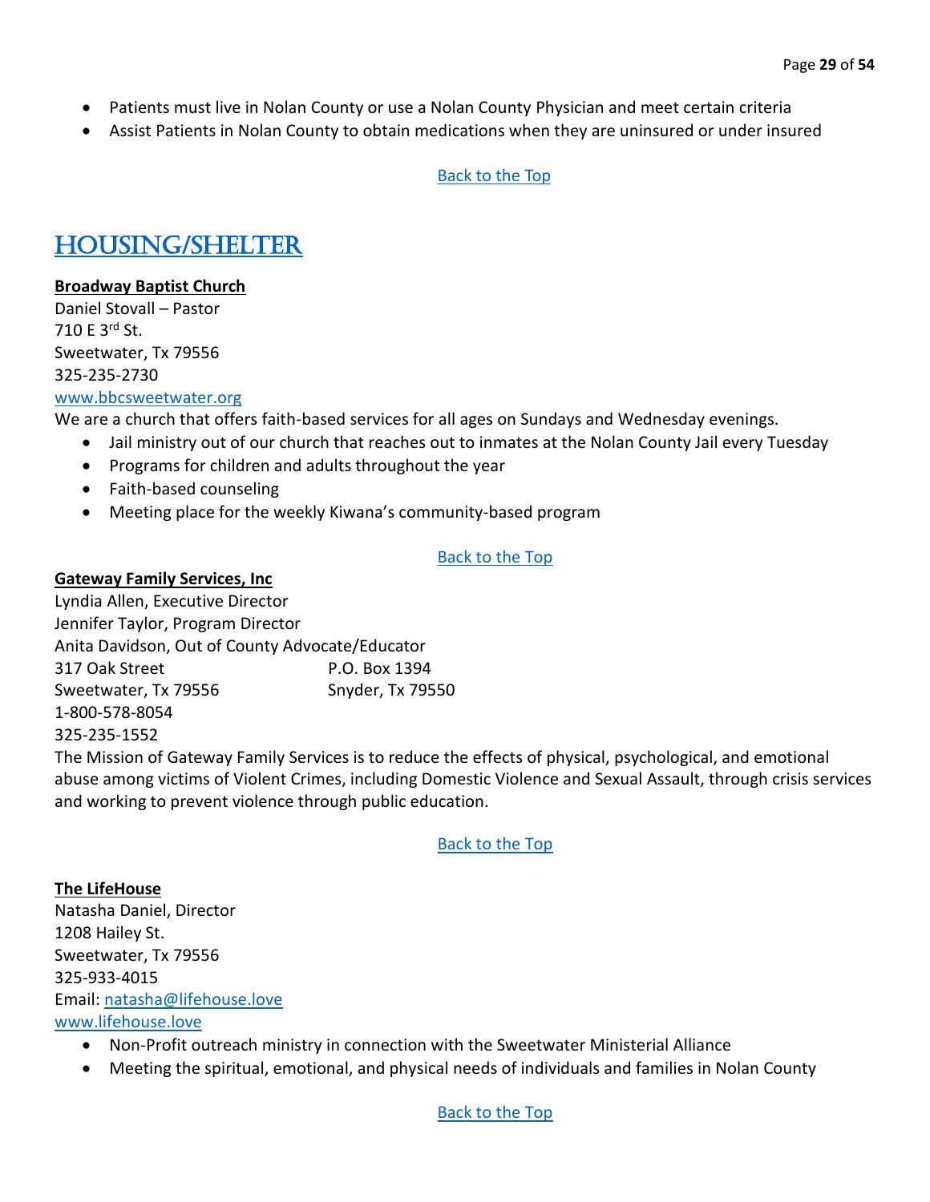- Patients must live in Nolan County or use a Nolan County Physician and meet certain criteria
- Assist Patients in Nolan County to obtain medications when they are uninsured or under insured

Back to the Top

# HOUSING/SHELTER

**Broadway Baptist Church**
Daniel Stovall – Pastor
710 E 3rd St.
Sweetwater, Tx 79556
325-235-2730
www.bbcsweetwater.org

We are a church that offers faith-based services for all ages on Sundays and Wednesday evenings.

- Jail ministry out of our church that reaches out to inmates at the Nolan County Jail every Tuesday
- Programs for children and adults throughout the year
- Faith-based counseling
- Meeting place for the weekly Kiwana's community-based program

Back to the Top

**Gateway Family Services, Inc**
Lyndia Allen, Executive Director
Jennifer Taylor, Program Director
Anita Davidson, Out of County Advocate/Educator
317 Oak Street
Sweetwater, Tx 79556
P.O. Box 1394
Snyder, Tx 79550
1-800-578-8054
325-235-1552

The Mission of Gateway Family Services is to reduce the effects of physical, psychological, and emotional abuse among victims of Violent Crimes, including Domestic Violence and Sexual Assault, through crisis services and working to prevent violence through public education.

Back to the Top

**The LifeHouse**
Natasha Daniel, Director
1208 Hailey St.
Sweetwater, Tx 79556
325-933-4015
Email: natasha@lifehouse.love
www.lifehouse.love

- Non-Profit outreach ministry in connection with the Sweetwater Ministerial Alliance
- Meeting the spiritual, emotional, and physical needs of individuals and families in Nolan County

Back to the Top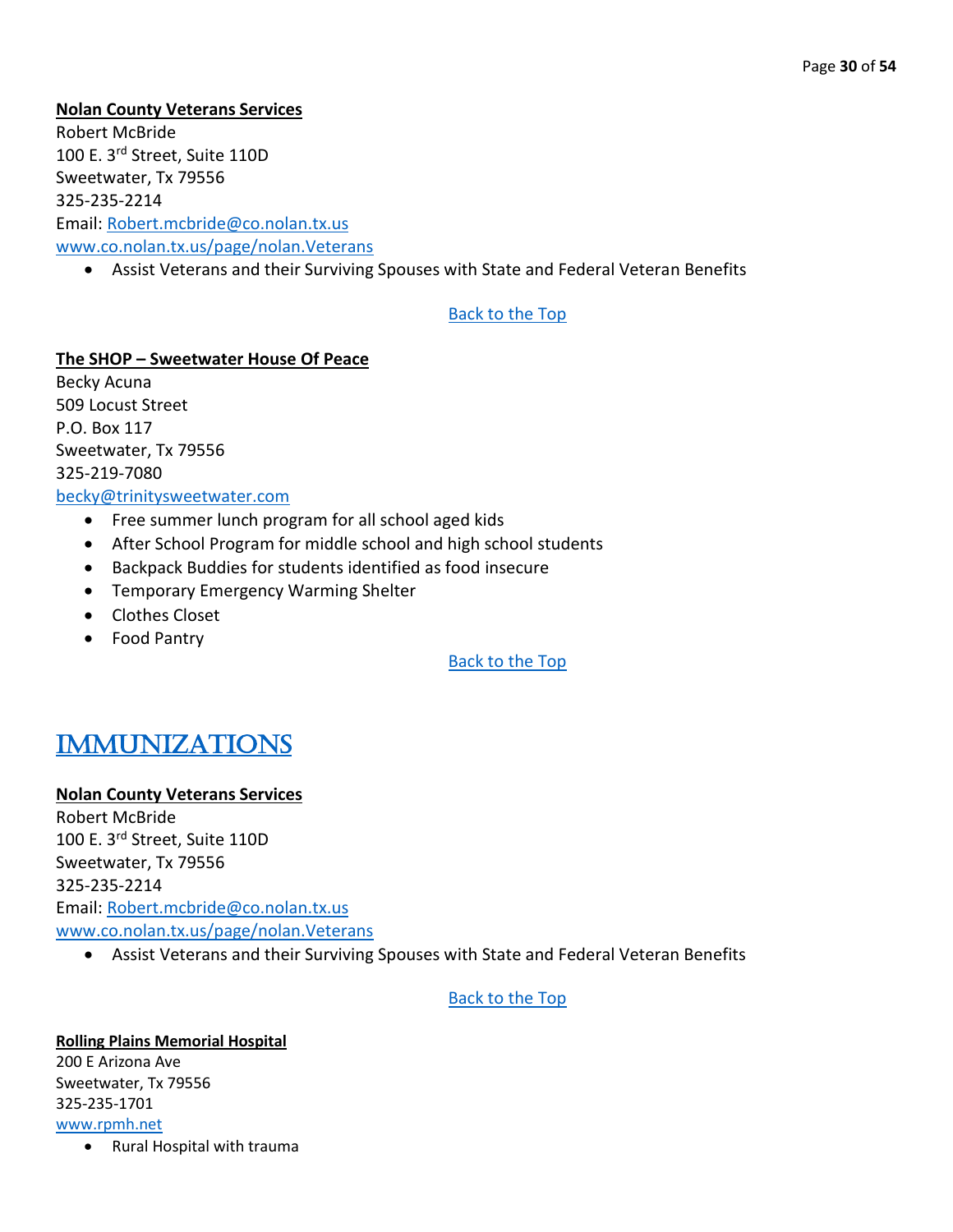**Nolan County Veterans Services**
Robert McBride
100 E. 3rd Street, Suite 110D
Sweetwater, Tx 79556
325-235-2214
Email: Robert.mcbride@co.nolan.tx.us
www.co.nolan.tx.us/page/nolan.Veterans

- Assist Veterans and their Surviving Spouses with State and Federal Veteran Benefits

Back to the Top

**The SHOP – Sweetwater House Of Peace**
Becky Acuna
509 Locust Street
P.O. Box 117
Sweetwater, Tx 79556
325-219-7080
becky@trinitysweetwater.com

- Free summer lunch program for all school aged kids
- After School Program for middle school and high school students
- Backpack Buddies for students identified as food insecure
- Temporary Emergency Warming Shelter
- Clothes Closet
- Food Pantry

Back to the Top

# IMMUNIZATIONS

**Nolan County Veterans Services**
Robert McBride
100 E. 3rd Street, Suite 110D
Sweetwater, Tx 79556
325-235-2214
Email: Robert.mcbride@co.nolan.tx.us
www.co.nolan.tx.us/page/nolan.Veterans

- Assist Veterans and their Surviving Spouses with State and Federal Veteran Benefits

Back to the Top

**Rolling Plains Memorial Hospital**
200 E Arizona Ave
Sweetwater, Tx 79556
325-235-1701
www.rpmh.net

- Rural Hospital with trauma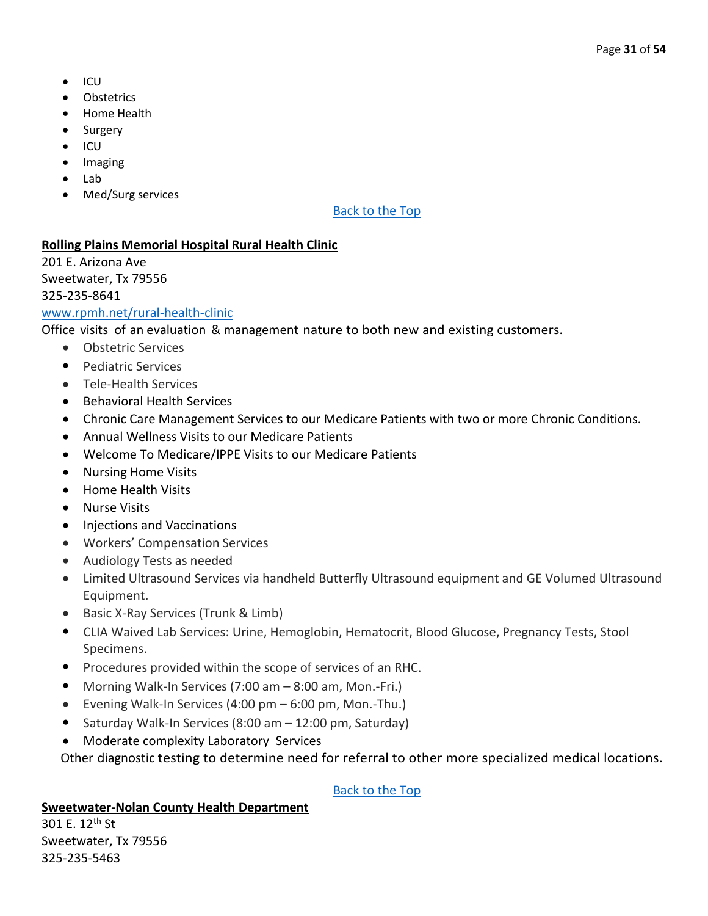- ICU
- Obstetrics
- Home Health
- Surgery
- ICU
- Imaging
- Lab
- Med/Surg services

Back to the Top

**Rolling Plains Memorial Hospital Rural Health Clinic**

201 E. Arizona Ave
Sweetwater, Tx 79556
325-235-8641
www.rpmh.net/rural-health-clinic

Office visits of an evaluation & management nature to both new and existing customers.

- Obstetric Services
- Pediatric Services
- Tele-Health Services
- Behavioral Health Services
- Chronic Care Management Services to our Medicare Patients with two or more Chronic Conditions.
- Annual Wellness Visits to our Medicare Patients
- Welcome To Medicare/IPPE Visits to our Medicare Patients
- Nursing Home Visits
- Home Health Visits
- Nurse Visits
- Injections and Vaccinations
- Workers' Compensation Services
- Audiology Tests as needed
- Limited Ultrasound Services via handheld Butterfly Ultrasound equipment and GE Volumed Ultrasound Equipment.
- Basic X-Ray Services (Trunk & Limb)
- CLIA Waived Lab Services: Urine, Hemoglobin, Hematocrit, Blood Glucose, Pregnancy Tests, Stool Specimens.
- Procedures provided within the scope of services of an RHC.
- Morning Walk-In Services (7:00 am – 8:00 am, Mon.-Fri.)
- Evening Walk-In Services (4:00 pm – 6:00 pm, Mon.-Thu.)
- Saturday Walk-In Services (8:00 am – 12:00 pm, Saturday)
- Moderate complexity Laboratory Services

Other diagnostic testing to determine need for referral to other more specialized medical locations.

Back to the Top

**Sweetwater-Nolan County Health Department**

301 E. 12th St
Sweetwater, Tx 79556
325-235-5463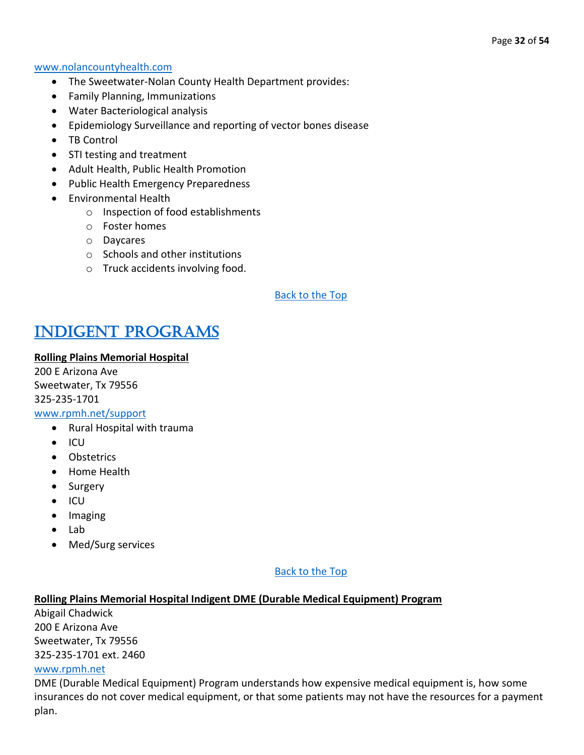www.nolancountyhealth.com

- The Sweetwater-Nolan County Health Department provides:
- Family Planning, Immunizations
- Water Bacteriological analysis
- Epidemiology Surveillance and reporting of vector bones disease
- TB Control
- STI testing and treatment
- Adult Health, Public Health Promotion
- Public Health Emergency Preparedness
- Environmental Health
    - Inspection of food establishments
    - Foster homes
    - Daycares
    - Schools and other institutions
    - Truck accidents involving food.

Back to the Top

# INDIGENT PROGRAMS

**Rolling Plains Memorial Hospital**
200 E Arizona Ave
Sweetwater, Tx 79556
325-235-1701
www.rpmh.net/support

- Rural Hospital with trauma
- ICU
- Obstetrics
- Home Health
- Surgery
- ICU
- Imaging
- Lab
- Med/Surg services

Back to the Top

**Rolling Plains Memorial Hospital Indigent DME (Durable Medical Equipment) Program**
Abigail Chadwick
200 E Arizona Ave
Sweetwater, Tx 79556
325-235-1701 ext. 2460
www.rpmh.net
DME (Durable Medical Equipment) Program understands how expensive medical equipment is, how some insurances do not cover medical equipment, or that some patients may not have the resources for a payment plan.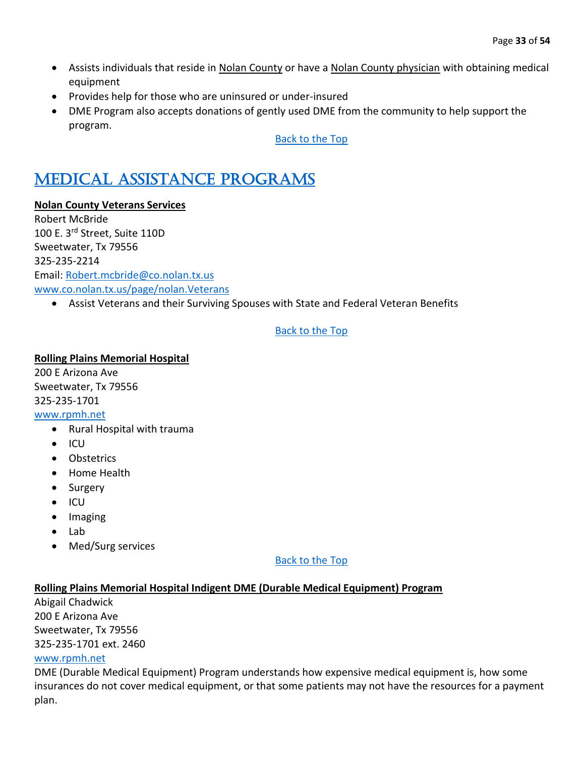- Assists individuals that reside in Nolan County or have a Nolan County physician with obtaining medical equipment
- Provides help for those who are uninsured or under-insured
- DME Program also accepts donations of gently used DME from the community to help support the program.

Back to the Top

# MEDICAL ASSISTANCE PROGRAMS

**Nolan County Veterans Services**
Robert McBride
100 E. 3rd Street, Suite 110D
Sweetwater, Tx 79556
325-235-2214
Email: Robert.mcbride@co.nolan.tx.us
www.co.nolan.tx.us/page/nolan.Veterans

- Assist Veterans and their Surviving Spouses with State and Federal Veteran Benefits

Back to the Top

**Rolling Plains Memorial Hospital**
200 E Arizona Ave
Sweetwater, Tx 79556
325-235-1701
www.rpmh.net

- Rural Hospital with trauma
- ICU
- Obstetrics
- Home Health
- Surgery
- ICU
- Imaging
- Lab
- Med/Surg services

Back to the Top

**Rolling Plains Memorial Hospital Indigent DME (Durable Medical Equipment) Program**
Abigail Chadwick
200 E Arizona Ave
Sweetwater, Tx 79556
325-235-1701 ext. 2460
www.rpmh.net

DME (Durable Medical Equipment) Program understands how expensive medical equipment is, how some insurances do not cover medical equipment, or that some patients may not have the resources for a payment plan.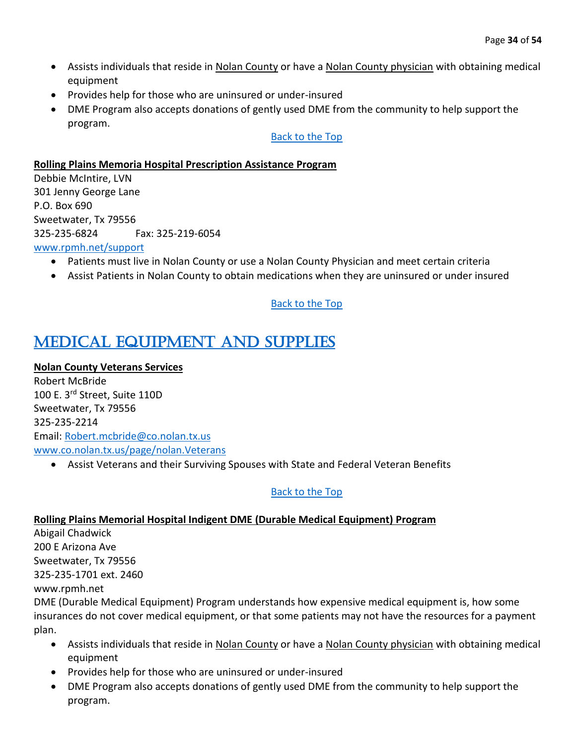- Assists individuals that reside in Nolan County or have a Nolan County physician with obtaining medical equipment
- Provides help for those who are uninsured or under-insured
- DME Program also accepts donations of gently used DME from the community to help support the program.

[Back to the Top]

**Rolling Plains Memoria Hospital Prescription Assistance Program**

Debbie McIntire, LVN
301 Jenny George Lane
P.O. Box 690
Sweetwater, Tx 79556
325-235-6824 Fax: 325-219-6054
www.rpmh.net/support

- Patients must live in Nolan County or use a Nolan County Physician and meet certain criteria
- Assist Patients in Nolan County to obtain medications when they are uninsured or under insured

[Back to the Top]

# MEDICAL EQUIPMENT AND SUPPLIES

**Nolan County Veterans Services**

Robert McBride
100 E. 3rd Street, Suite 110D
Sweetwater, Tx 79556
325-235-2214
Email: Robert.mcbride@co.nolan.tx.us
www.co.nolan.tx.us/page/nolan.Veterans

- Assist Veterans and their Surviving Spouses with State and Federal Veteran Benefits

[Back to the Top]

**Rolling Plains Memorial Hospital Indigent DME (Durable Medical Equipment) Program**

Abigail Chadwick
200 E Arizona Ave
Sweetwater, Tx 79556
325-235-1701 ext. 2460
www.rpmh.net

DME (Durable Medical Equipment) Program understands how expensive medical equipment is, how some insurances do not cover medical equipment, or that some patients may not have the resources for a payment plan.

- Assists individuals that reside in Nolan County or have a Nolan County physician with obtaining medical equipment
- Provides help for those who are uninsured or under-insured
- DME Program also accepts donations of gently used DME from the community to help support the program.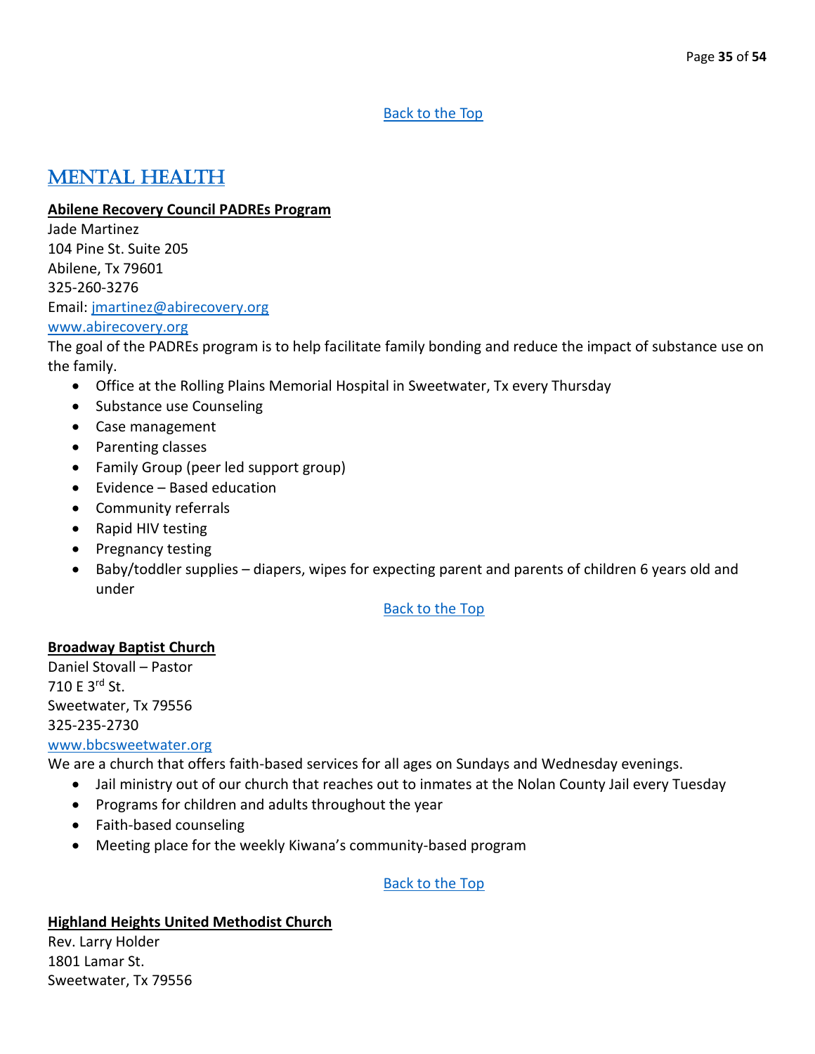[Back to the Top](#)

# MENTAL HEALTH

**Abilene Recovery Council PADREs Program**
Jade Martinez
104 Pine St. Suite 205
Abilene, Tx 79601
325-260-3276
Email: [jmartinez@abirecovery.org](mailto:jmartinez@abirecovery.org)
[www.abirecovery.org](http://www.abirecovery.org)
The goal of the PADREs program is to help facilitate family bonding and reduce the impact of substance use on the family.

- Office at the Rolling Plains Memorial Hospital in Sweetwater, Tx every Thursday
- Substance use Counseling
- Case management
- Parenting classes
- Family Group (peer led support group)
- Evidence – Based education
- Community referrals
- Rapid HIV testing
- Pregnancy testing
- Baby/toddler supplies – diapers, wipes for expecting parent and parents of children 6 years old and under

[Back to the Top](#)

**Broadway Baptist Church**
Daniel Stovall – Pastor
710 E 3rd St.
Sweetwater, Tx 79556
325-235-2730
[www.bbcsweetwater.org](http://www.bbcsweetwater.org)
We are a church that offers faith-based services for all ages on Sundays and Wednesday evenings.

- Jail ministry out of our church that reaches out to inmates at the Nolan County Jail every Tuesday
- Programs for children and adults throughout the year
- Faith-based counseling
- Meeting place for the weekly Kiwana's community-based program

[Back to the Top](#)

**Highland Heights United Methodist Church**
Rev. Larry Holder
1801 Lamar St.
Sweetwater, Tx 79556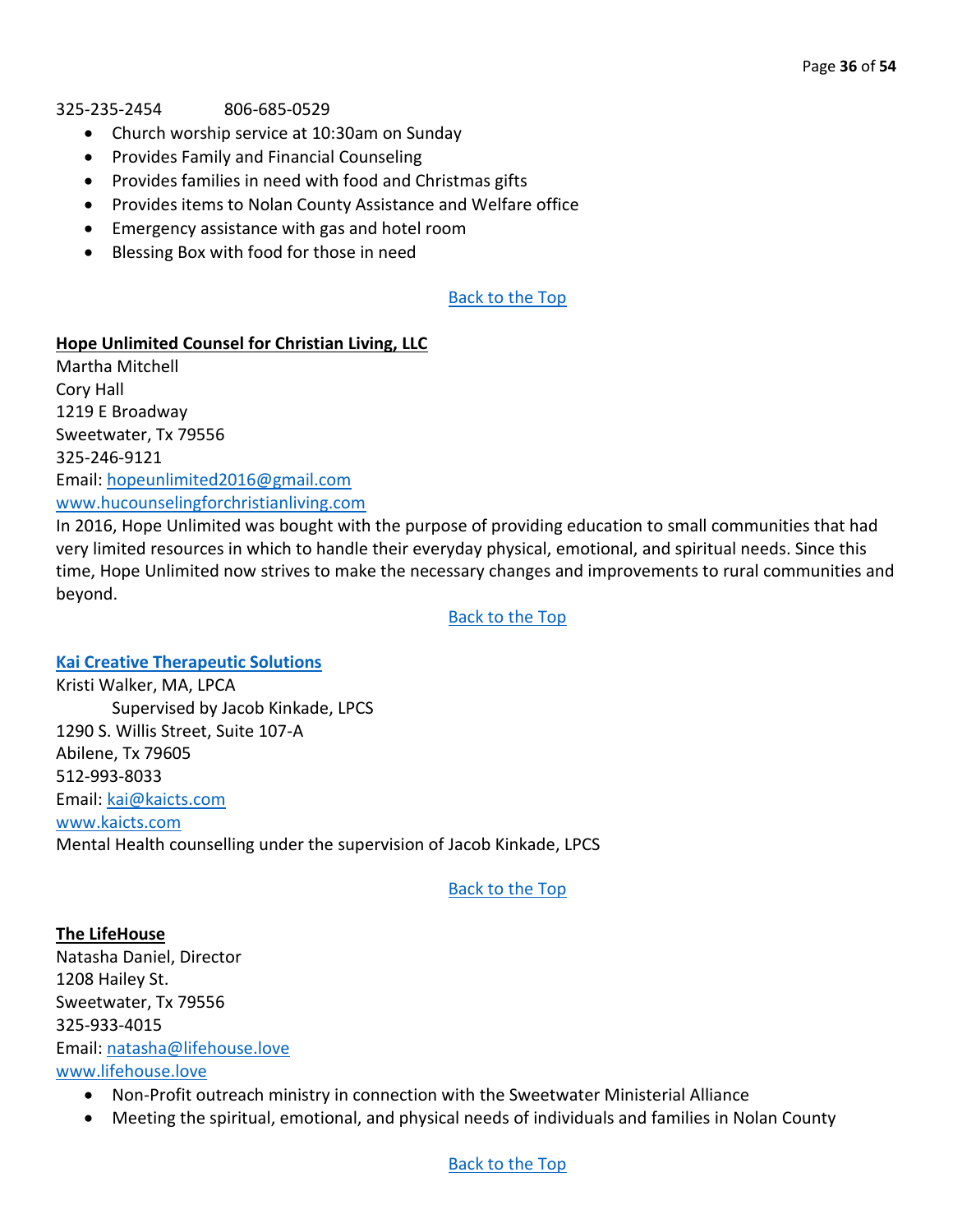325-235-2454 806-685-0529

- Church worship service at 10:30am on Sunday
- Provides Family and Financial Counseling
- Provides families in need with food and Christmas gifts
- Provides items to Nolan County Assistance and Welfare office
- Emergency assistance with gas and hotel room
- Blessing Box with food for those in need

Back to the Top

**Hope Unlimited Counsel for Christian Living, LLC**
Martha Mitchell
Cory Hall
1219 E Broadway
Sweetwater, Tx 79556
325-246-9121
Email: hopeunlimited2016@gmail.com
www.hucounselingforchristianliving.com
In 2016, Hope Unlimited was bought with the purpose of providing education to small communities that had very limited resources in which to handle their everyday physical, emotional, and spiritual needs. Since this time, Hope Unlimited now strives to make the necessary changes and improvements to rural communities and beyond.

Back to the Top

**Kai Creative Therapeutic Solutions**
Kristi Walker, MA, LPCA
Supervised by Jacob Kinkade, LPCS
1290 S. Willis Street, Suite 107-A
Abilene, Tx 79605
512-993-8033
Email: kai@kaicts.com
www.kaicts.com
Mental Health counselling under the supervision of Jacob Kinkade, LPCS

Back to the Top

**The LifeHouse**
Natasha Daniel, Director
1208 Hailey St.
Sweetwater, Tx 79556
325-933-4015
Email: natasha@lifehouse.love
www.lifehouse.love

- Non-Profit outreach ministry in connection with the Sweetwater Ministerial Alliance
- Meeting the spiritual, emotional, and physical needs of individuals and families in Nolan County

Back to the Top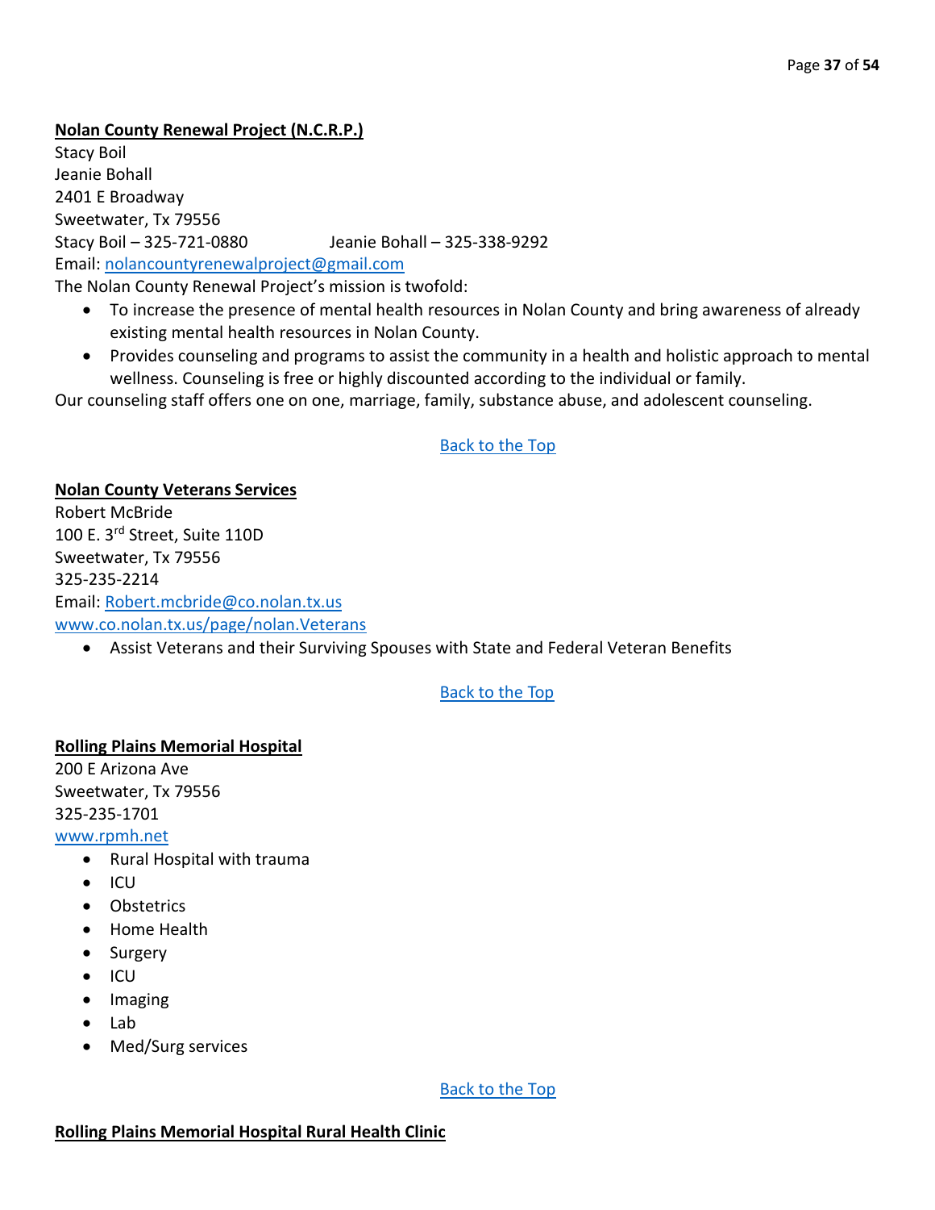**Nolan County Renewal Project (N.C.R.P.)**

Stacy Boil
Jeanie Bohall
2401 E Broadway
Sweetwater, Tx 79556
Stacy Boil – 325-721-0880 Jeanie Bohall – 325-338-9292
Email: nolancountyrenewalproject@gmail.com

The Nolan County Renewal Project's mission is twofold:

- To increase the presence of mental health resources in Nolan County and bring awareness of already existing mental health resources in Nolan County.
- Provides counseling and programs to assist the community in a health and holistic approach to mental wellness. Counseling is free or highly discounted according to the individual or family.

Our counseling staff offers one on one, marriage, family, substance abuse, and adolescent counseling.

Back to the Top

**Nolan County Veterans Services**

Robert McBride
100 E. 3rd Street, Suite 110D
Sweetwater, Tx 79556
325-235-2214
Email: Robert.mcbride@co.nolan.tx.us
www.co.nolan.tx.us/page/nolan.Veterans

- Assist Veterans and their Surviving Spouses with State and Federal Veteran Benefits

Back to the Top

**Rolling Plains Memorial Hospital**

200 E Arizona Ave
Sweetwater, Tx 79556
325-235-1701
www.rpmh.net

- Rural Hospital with trauma
- ICU
- Obstetrics
- Home Health
- Surgery
- ICU
- Imaging
- Lab
- Med/Surg services

Back to the Top

**Rolling Plains Memorial Hospital Rural Health Clinic**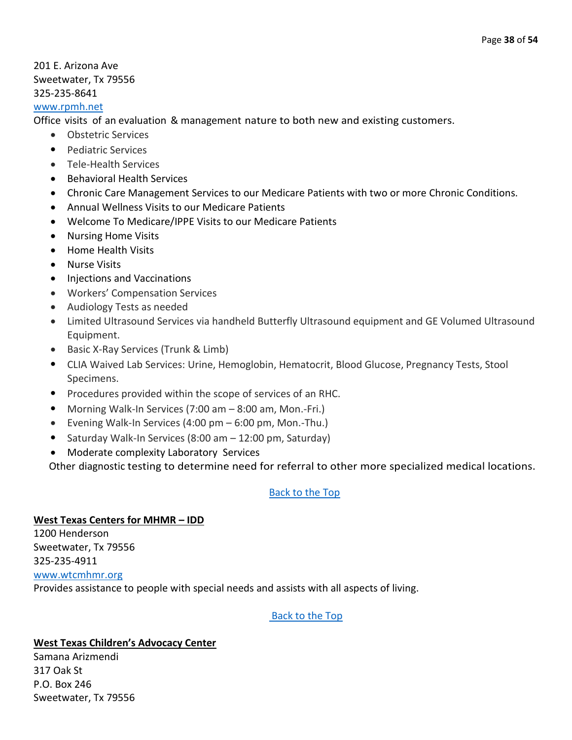201 E. Arizona Ave
Sweetwater, Tx 79556
325-235-8641
www.rpmh.net

Office visits of an evaluation & management nature to both new and existing customers.

- Obstetric Services
- Pediatric Services
- Tele-Health Services
- Behavioral Health Services
- Chronic Care Management Services to our Medicare Patients with two or more Chronic Conditions.
- Annual Wellness Visits to our Medicare Patients
- Welcome To Medicare/IPPE Visits to our Medicare Patients
- Nursing Home Visits
- Home Health Visits
- Nurse Visits
- Injections and Vaccinations
- Workers' Compensation Services
- Audiology Tests as needed
- Limited Ultrasound Services via handheld Butterfly Ultrasound equipment and GE Volumed Ultrasound Equipment.
- Basic X-Ray Services (Trunk & Limb)
- CLIA Waived Lab Services: Urine, Hemoglobin, Hematocrit, Blood Glucose, Pregnancy Tests, Stool Specimens.
- Procedures provided within the scope of services of an RHC.
- Morning Walk-In Services (7:00 am – 8:00 am, Mon.-Fri.)
- Evening Walk-In Services (4:00 pm – 6:00 pm, Mon.-Thu.)
- Saturday Walk-In Services (8:00 am – 12:00 pm, Saturday)
- Moderate complexity Laboratory Services

Other diagnostic testing to determine need for referral to other more specialized medical locations.

Back to the Top

**West Texas Centers for MHMR – IDD**
1200 Henderson
Sweetwater, Tx 79556
325-235-4911
www.wtcmhmr.org

Provides assistance to people with special needs and assists with all aspects of living.

Back to the Top

**West Texas Children's Advocacy Center**
Samana Arizmendi
317 Oak St
P.O. Box 246
Sweetwater, Tx 79556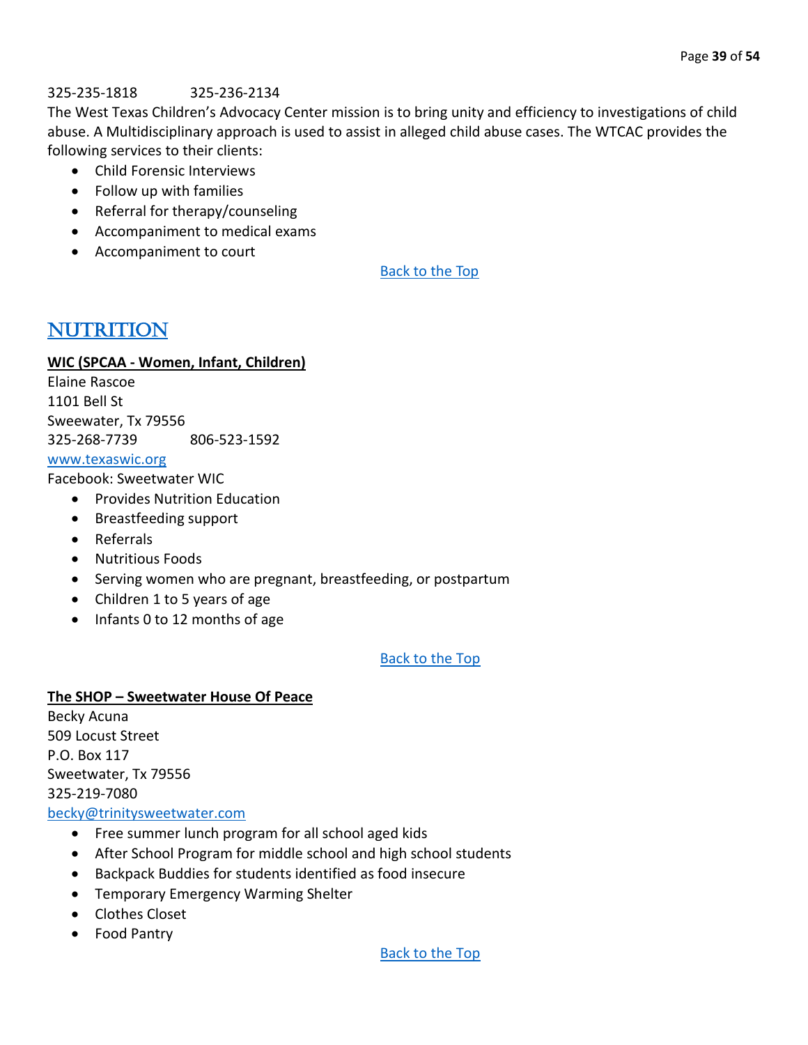325-235-1818 325-236-2134

The West Texas Children's Advocacy Center mission is to bring unity and efficiency to investigations of child abuse. A Multidisciplinary approach is used to assist in alleged child abuse cases. The WTCAC provides the following services to their clients:

- Child Forensic Interviews
- Follow up with families
- Referral for therapy/counseling
- Accompaniment to medical exams
- Accompaniment to court

Back to the Top

# NUTRITION

**WIC (SPCAA - Women, Infant, Children)**

Elaine Rascoe
1101 Bell St
Sweewater, Tx 79556
325-268-7739 806-523-1592
www.texaswic.org
Facebook: Sweetwater WIC

- Provides Nutrition Education
- Breastfeeding support
- Referrals
- Nutritious Foods
- Serving women who are pregnant, breastfeeding, or postpartum
- Children 1 to 5 years of age
- Infants 0 to 12 months of age

Back to the Top

**The SHOP – Sweetwater House Of Peace**

Becky Acuna
509 Locust Street
P.O. Box 117
Sweetwater, Tx 79556
325-219-7080
becky@trinitysweetwater.com

- Free summer lunch program for all school aged kids
- After School Program for middle school and high school students
- Backpack Buddies for students identified as food insecure
- Temporary Emergency Warming Shelter
- Clothes Closet
- Food Pantry

Back to the Top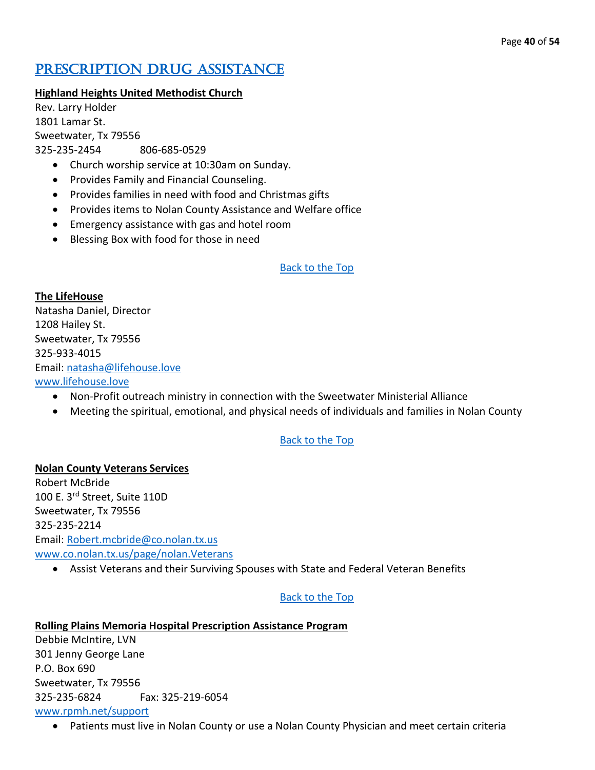# Prescription Drug Assistance

**Highland Heights United Methodist Church**

Rev. Larry Holder
1801 Lamar St.
Sweetwater, Tx 79556
325-235-2454 806-685-0529

- Church worship service at 10:30am on Sunday.
- Provides Family and Financial Counseling.
- Provides families in need with food and Christmas gifts
- Provides items to Nolan County Assistance and Welfare office
- Emergency assistance with gas and hotel room
- Blessing Box with food for those in need

Back to the Top

**The LifeHouse**

Natasha Daniel, Director
1208 Hailey St.
Sweetwater, Tx 79556
325-933-4015
Email: natasha@lifehouse.love
www.lifehouse.love

- Non-Profit outreach ministry in connection with the Sweetwater Ministerial Alliance
- Meeting the spiritual, emotional, and physical needs of individuals and families in Nolan County

Back to the Top

**Nolan County Veterans Services**

Robert McBride
100 E. 3rd Street, Suite 110D
Sweetwater, Tx 79556
325-235-2214
Email: Robert.mcbride@co.nolan.tx.us
www.co.nolan.tx.us/page/nolan.Veterans

- Assist Veterans and their Surviving Spouses with State and Federal Veteran Benefits

Back to the Top

**Rolling Plains Memoria Hospital Prescription Assistance Program**

Debbie McIntire, LVN
301 Jenny George Lane
P.O. Box 690
Sweetwater, Tx 79556
325-235-6824 Fax: 325-219-6054
www.rpmh.net/support

- Patients must live in Nolan County or use a Nolan County Physician and meet certain criteria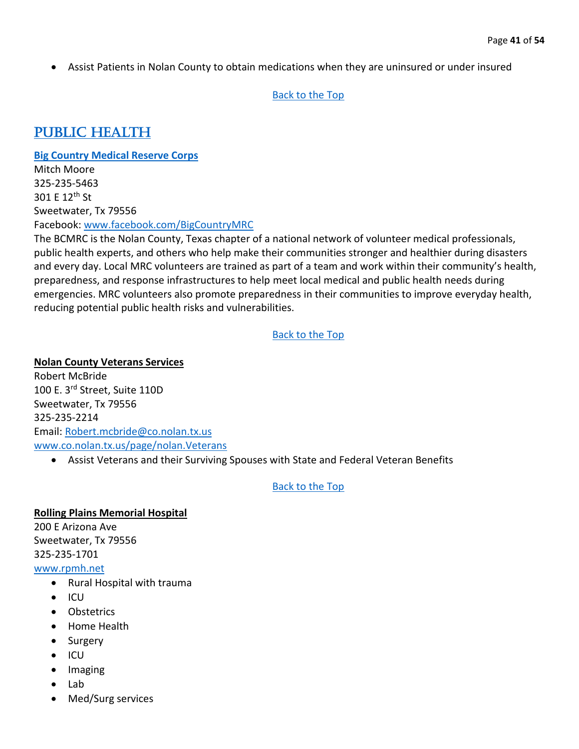- Assist Patients in Nolan County to obtain medications when they are uninsured or under insured

Back to the Top

# PUBLIC HEALTH

**Big Country Medical Reserve Corps**
Mitch Moore
325-235-5463
301 E 12th St
Sweetwater, Tx 79556
Facebook: www.facebook.com/BigCountryMRC
The BCMRC is the Nolan County, Texas chapter of a national network of volunteer medical professionals, public health experts, and others who help make their communities stronger and healthier during disasters and every day. Local MRC volunteers are trained as part of a team and work within their community's health, preparedness, and response infrastructures to help meet local medical and public health needs during emergencies. MRC volunteers also promote preparedness in their communities to improve everyday health, reducing potential public health risks and vulnerabilities.

Back to the Top

**Nolan County Veterans Services**
Robert McBride
100 E. 3rd Street, Suite 110D
Sweetwater, Tx 79556
325-235-2214
Email: Robert.mcbride@co.nolan.tx.us
www.co.nolan.tx.us/page/nolan.Veterans

- Assist Veterans and their Surviving Spouses with State and Federal Veteran Benefits

Back to the Top

**Rolling Plains Memorial Hospital**
200 E Arizona Ave
Sweetwater, Tx 79556
325-235-1701
www.rpmh.net

- Rural Hospital with trauma
- ICU
- Obstetrics
- Home Health
- Surgery
- ICU
- Imaging
- Lab
- Med/Surg services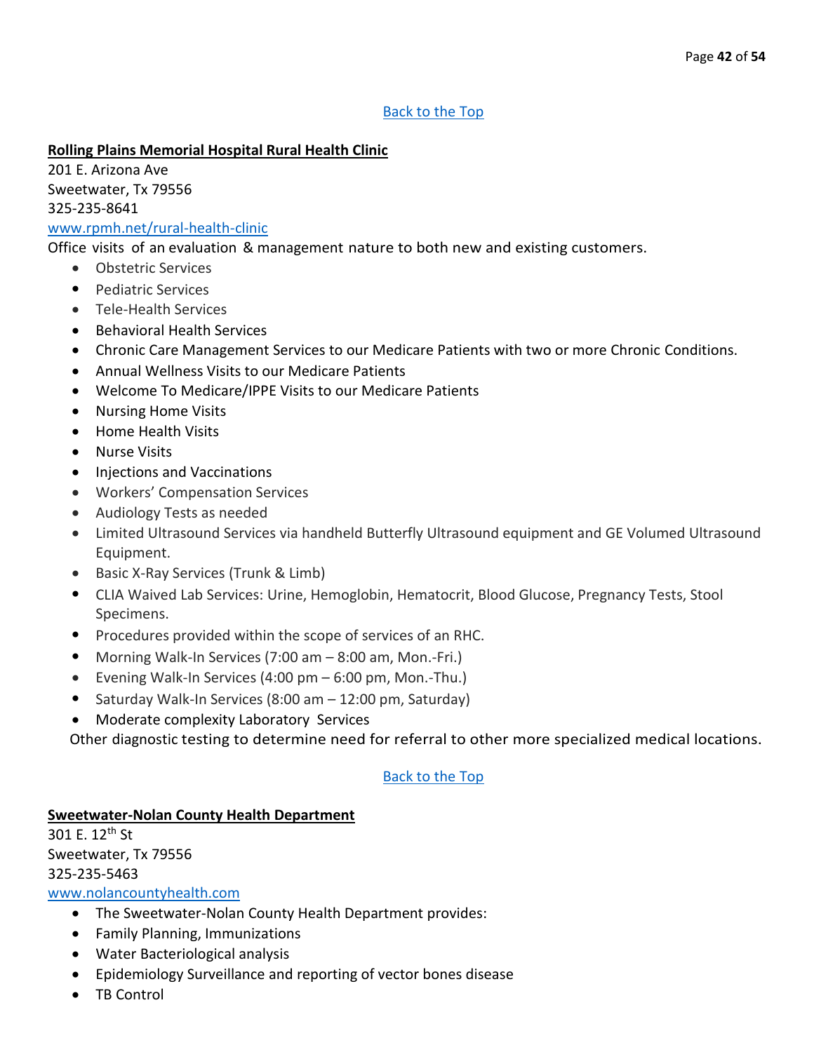[Back to the Top](#)

**Rolling Plains Memorial Hospital Rural Health Clinic**

201 E. Arizona Ave
Sweetwater, Tx 79556
325-235-8641
[www.rpmh.net/rural-health-clinic](http://www.rpmh.net/rural-health-clinic)

Office visits of an evaluation & management nature to both new and existing customers.

- Obstetric Services
- Pediatric Services
- Tele-Health Services
- Behavioral Health Services
- Chronic Care Management Services to our Medicare Patients with two or more Chronic Conditions.
- Annual Wellness Visits to our Medicare Patients
- Welcome To Medicare/IPPE Visits to our Medicare Patients
- Nursing Home Visits
- Home Health Visits
- Nurse Visits
- Injections and Vaccinations
- Workers' Compensation Services
- Audiology Tests as needed
- Limited Ultrasound Services via handheld Butterfly Ultrasound equipment and GE Volumed Ultrasound Equipment.
- Basic X-Ray Services (Trunk & Limb)
- CLIA Waived Lab Services: Urine, Hemoglobin, Hematocrit, Blood Glucose, Pregnancy Tests, Stool Specimens.
- Procedures provided within the scope of services of an RHC.
- Morning Walk-In Services (7:00 am – 8:00 am, Mon.-Fri.)
- Evening Walk-In Services (4:00 pm – 6:00 pm, Mon.-Thu.)
- Saturday Walk-In Services (8:00 am – 12:00 pm, Saturday)
- Moderate complexity Laboratory Services

Other diagnostic testing to determine need for referral to other more specialized medical locations.

[Back to the Top](#)

**Sweetwater-Nolan County Health Department**

301 E. 12th St
Sweetwater, Tx 79556
325-235-5463
[www.nolancountyhealth.com](http://www.nolancountyhealth.com)

- The Sweetwater-Nolan County Health Department provides:
- Family Planning, Immunizations
- Water Bacteriological analysis
- Epidemiology Surveillance and reporting of vector bones disease
- TB Control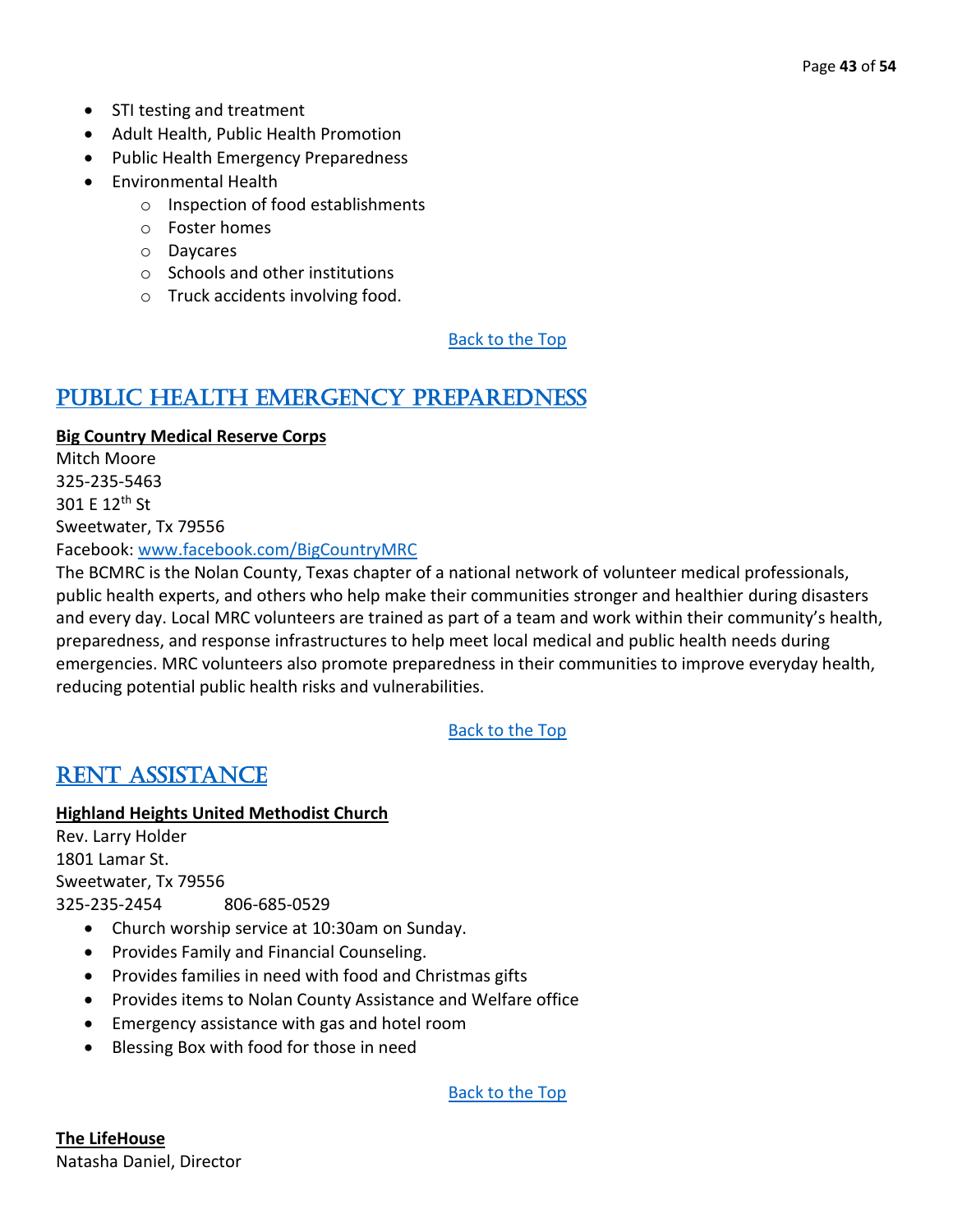- STI testing and treatment
- Adult Health, Public Health Promotion
- Public Health Emergency Preparedness
- Environmental Health
    - Inspection of food establishments
    - Foster homes
    - Daycares
    - Schools and other institutions
    - Truck accidents involving food.

[Back to the Top]

## Public Health Emergency Preparedness

**Big Country Medical Reserve Corps**
Mitch Moore
325-235-5463
301 E 12th St
Sweetwater, Tx 79556
Facebook: www.facebook.com/BigCountryMRC
The BCMRC is the Nolan County, Texas chapter of a national network of volunteer medical professionals, public health experts, and others who help make their communities stronger and healthier during disasters and every day. Local MRC volunteers are trained as part of a team and work within their community's health, preparedness, and response infrastructures to help meet local medical and public health needs during emergencies. MRC volunteers also promote preparedness in their communities to improve everyday health, reducing potential public health risks and vulnerabilities.

[Back to the Top]

## Rent Assistance

**Highland Heights United Methodist Church**
Rev. Larry Holder
1801 Lamar St.
Sweetwater, Tx 79556
325-235-2454 806-685-0529

- Church worship service at 10:30am on Sunday.
- Provides Family and Financial Counseling.
- Provides families in need with food and Christmas gifts
- Provides items to Nolan County Assistance and Welfare office
- Emergency assistance with gas and hotel room
- Blessing Box with food for those in need

[Back to the Top]

**The LifeHouse**
Natasha Daniel, Director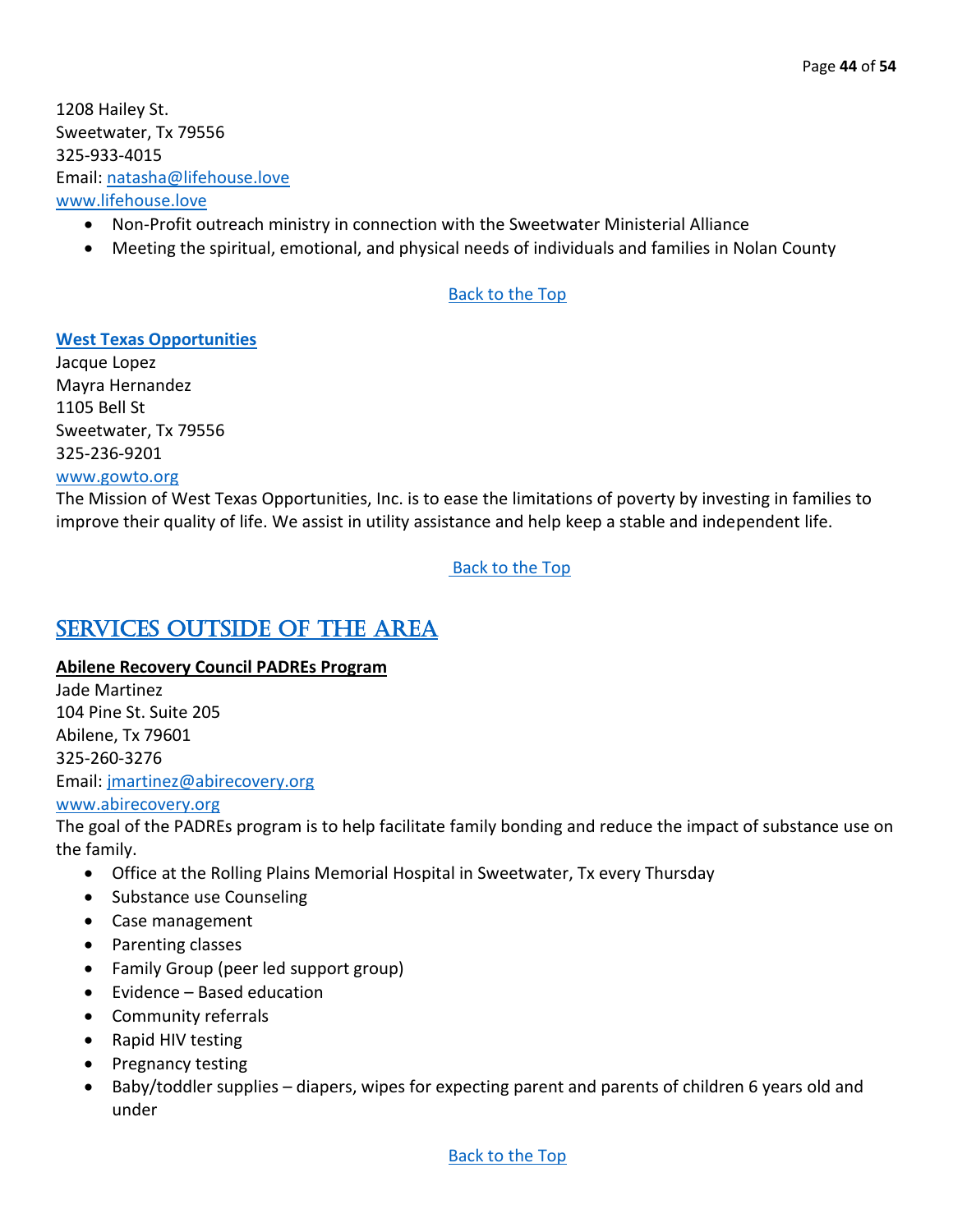1208 Hailey St.
Sweetwater, Tx 79556
325-933-4015
Email: natasha@lifehouse.love
www.lifehouse.love

- Non-Profit outreach ministry in connection with the Sweetwater Ministerial Alliance
- Meeting the spiritual, emotional, and physical needs of individuals and families in Nolan County

Back to the Top

**West Texas Opportunities**
Jacque Lopez
Mayra Hernandez
1105 Bell St
Sweetwater, Tx 79556
325-236-9201
www.gowto.org
The Mission of West Texas Opportunities, Inc. is to ease the limitations of poverty by investing in families to improve their quality of life. We assist in utility assistance and help keep a stable and independent life.

Back to the Top

## Services Outside of the Area

**Abilene Recovery Council PADREs Program**
Jade Martinez
104 Pine St. Suite 205
Abilene, Tx 79601
325-260-3276
Email: jmartinez@abirecovery.org
www.abirecovery.org
The goal of the PADREs program is to help facilitate family bonding and reduce the impact of substance use on the family.

- Office at the Rolling Plains Memorial Hospital in Sweetwater, Tx every Thursday
- Substance use Counseling
- Case management
- Parenting classes
- Family Group (peer led support group)
- Evidence – Based education
- Community referrals
- Rapid HIV testing
- Pregnancy testing
- Baby/toddler supplies – diapers, wipes for expecting parent and parents of children 6 years old and under

Back to the Top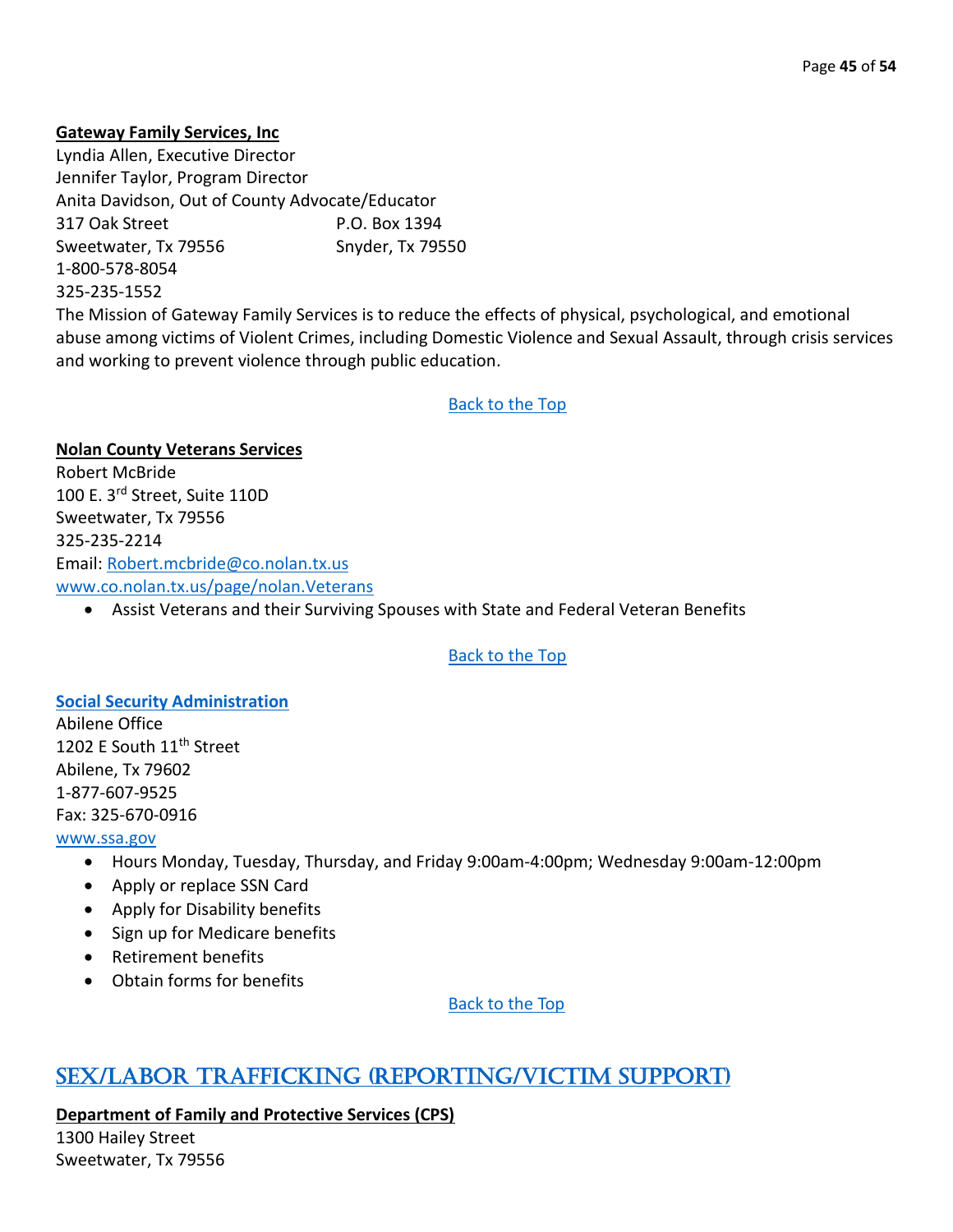**Gateway Family Services, Inc**

Lyndia Allen, Executive Director
Jennifer Taylor, Program Director
Anita Davidson, Out of County Advocate/Educator

317 Oak Street
Sweetwater, Tx 79556

P.O. Box 1394
Snyder, Tx 79550

1-800-578-8054
325-235-1552

The Mission of Gateway Family Services is to reduce the effects of physical, psychological, and emotional abuse among victims of Violent Crimes, including Domestic Violence and Sexual Assault, through crisis services and working to prevent violence through public education.

Back to the Top

**Nolan County Veterans Services**

Robert McBride
100 E. 3rd Street, Suite 110D
Sweetwater, Tx 79556
325-235-2214
Email: Robert.mcbride@co.nolan.tx.us
www.co.nolan.tx.us/page/nolan.Veterans

- Assist Veterans and their Surviving Spouses with State and Federal Veteran Benefits

Back to the Top

**Social Security Administration**

Abilene Office
1202 E South 11th Street
Abilene, Tx 79602
1-877-607-9525
Fax: 325-670-0916
www.ssa.gov

- Hours Monday, Tuesday, Thursday, and Friday 9:00am-4:00pm; Wednesday 9:00am-12:00pm
- Apply or replace SSN Card
- Apply for Disability benefits
- Sign up for Medicare benefits
- Retirement benefits
- Obtain forms for benefits

Back to the Top

## Sex/Labor Trafficking (Reporting/Victim Support)

**Department of Family and Protective Services (CPS)**

1300 Hailey Street
Sweetwater, Tx 79556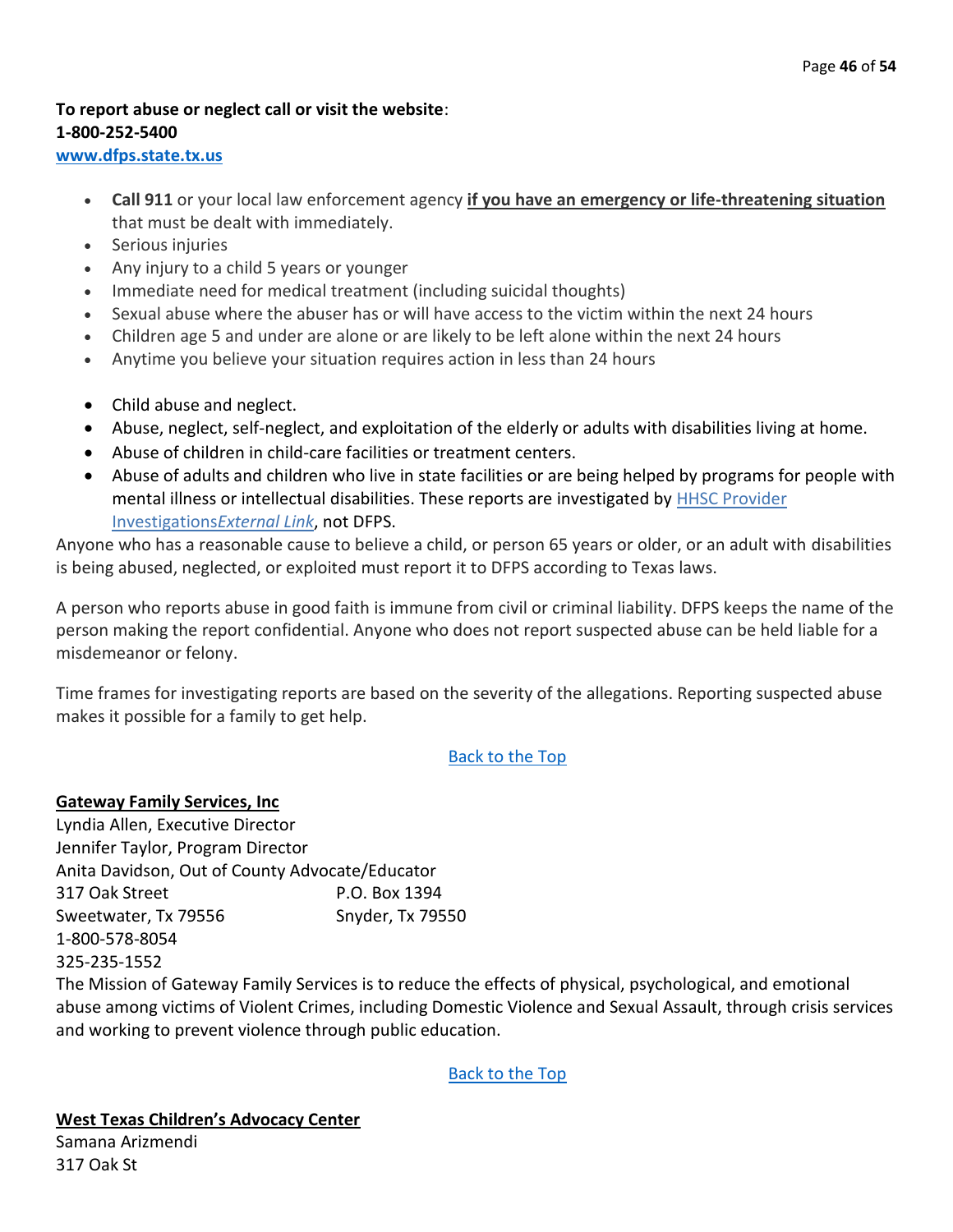**To report abuse or neglect call or visit the website**:
**1-800-252-5400**
**[www.dfps.state.tx.us](http://www.dfps.state.tx.us)**

- **Call 911** or your local law enforcement agency **if you have an emergency or life-threatening situation** that must be dealt with immediately.
- Serious injuries
- Any injury to a child 5 years or younger
- Immediate need for medical treatment (including suicidal thoughts)
- Sexual abuse where the abuser has or will have access to the victim within the next 24 hours
- Children age 5 and under are alone or are likely to be left alone within the next 24 hours
- Anytime you believe your situation requires action in less than 24 hours

- Child abuse and neglect.
- Abuse, neglect, self-neglect, and exploitation of the elderly or adults with disabilities living at home.
- Abuse of children in child-care facilities or treatment centers.
- Abuse of adults and children who live in state facilities or are being helped by programs for people with mental illness or intellectual disabilities. These reports are investigated by HHSC Provider Investigations*External Link*, not DFPS.

Anyone who has a reasonable cause to believe a child, or person 65 years or older, or an adult with disabilities is being abused, neglected, or exploited must report it to DFPS according to Texas laws.

A person who reports abuse in good faith is immune from civil or criminal liability. DFPS keeps the name of the person making the report confidential. Anyone who does not report suspected abuse can be held liable for a misdemeanor or felony.

Time frames for investigating reports are based on the severity of the allegations. Reporting suspected abuse makes it possible for a family to get help.

Back to the Top

**Gateway Family Services, Inc**

Lyndia Allen, Executive Director
Jennifer Taylor, Program Director
Anita Davidson, Out of County Advocate/Educator
317 Oak Street
Sweetwater, Tx 79556
P.O. Box 1394
Snyder, Tx 79550
1-800-578-8054
325-235-1552

The Mission of Gateway Family Services is to reduce the effects of physical, psychological, and emotional abuse among victims of Violent Crimes, including Domestic Violence and Sexual Assault, through crisis services and working to prevent violence through public education.

Back to the Top

**West Texas Children's Advocacy Center**

Samana Arizmendi
317 Oak St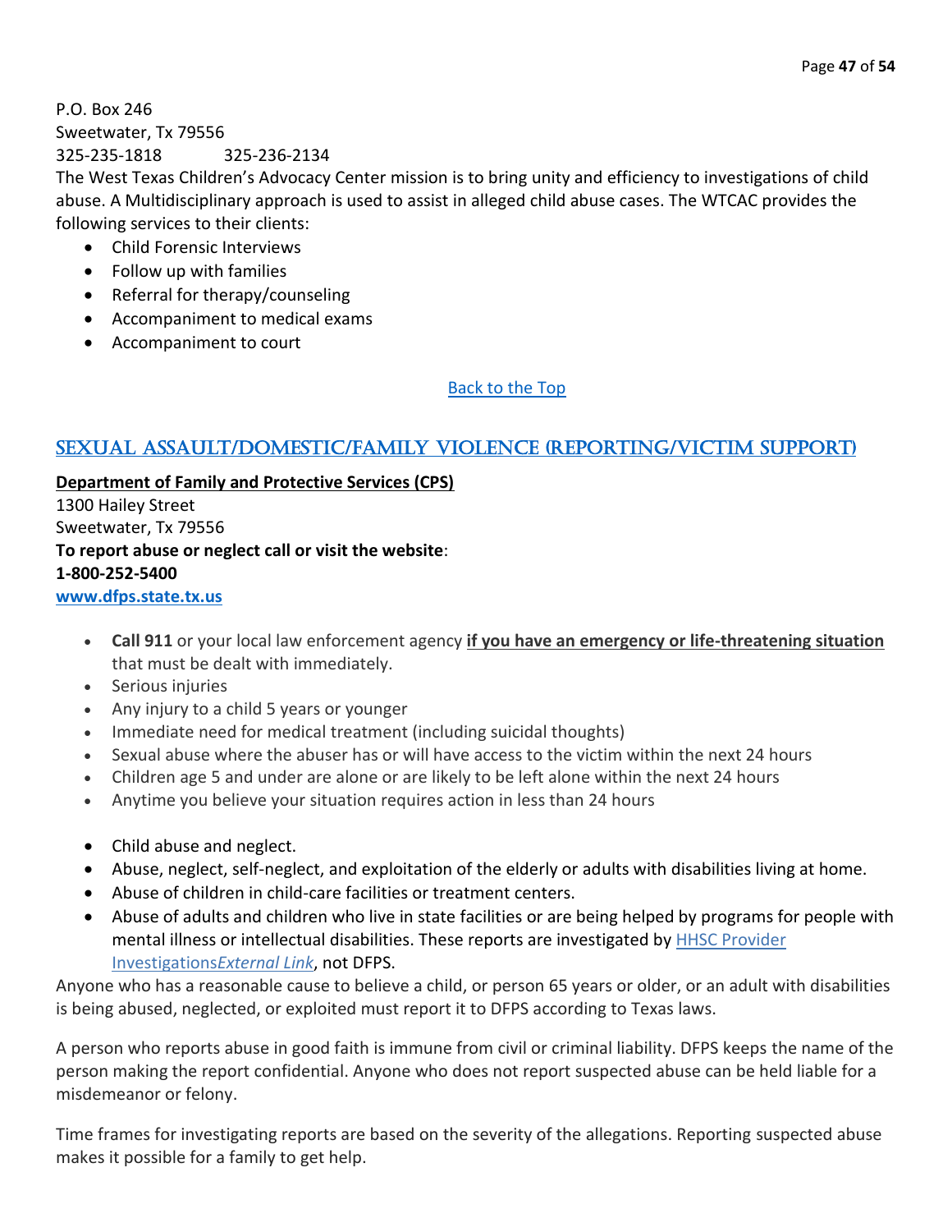P.O. Box 246
Sweetwater, Tx 79556
325-235-1818 325-236-2134

The West Texas Children's Advocacy Center mission is to bring unity and efficiency to investigations of child abuse. A Multidisciplinary approach is used to assist in alleged child abuse cases. The WTCAC provides the following services to their clients:

- Child Forensic Interviews
- Follow up with families
- Referral for therapy/counseling
- Accompaniment to medical exams
- Accompaniment to court

[Back to the Top]

## SEXUAL ASSAULT/DOMESTIC/FAMILY VIOLENCE (REPORTING/VICTIM SUPPORT)

**Department of Family and Protective Services (CPS)**
1300 Hailey Street
Sweetwater, Tx 79556
**To report abuse or neglect call or visit the website**:
**1-800-252-5400**
**www.dfps.state.tx.us**

- **Call 911** or your local law enforcement agency **if you have an emergency or life-threatening situation** that must be dealt with immediately.
- Serious injuries
- Any injury to a child 5 years or younger
- Immediate need for medical treatment (including suicidal thoughts)
- Sexual abuse where the abuser has or will have access to the victim within the next 24 hours
- Children age 5 and under are alone or are likely to be left alone within the next 24 hours
- Anytime you believe your situation requires action in less than 24 hours

- Child abuse and neglect.
- Abuse, neglect, self-neglect, and exploitation of the elderly or adults with disabilities living at home.
- Abuse of children in child-care facilities or treatment centers.
- Abuse of adults and children who live in state facilities or are being helped by programs for people with mental illness or intellectual disabilities. These reports are investigated by HHSC Provider Investigations*External Link*, not DFPS.

Anyone who has a reasonable cause to believe a child, or person 65 years or older, or an adult with disabilities is being abused, neglected, or exploited must report it to DFPS according to Texas laws.

A person who reports abuse in good faith is immune from civil or criminal liability. DFPS keeps the name of the person making the report confidential. Anyone who does not report suspected abuse can be held liable for a misdemeanor or felony.

Time frames for investigating reports are based on the severity of the allegations. Reporting suspected abuse makes it possible for a family to get help.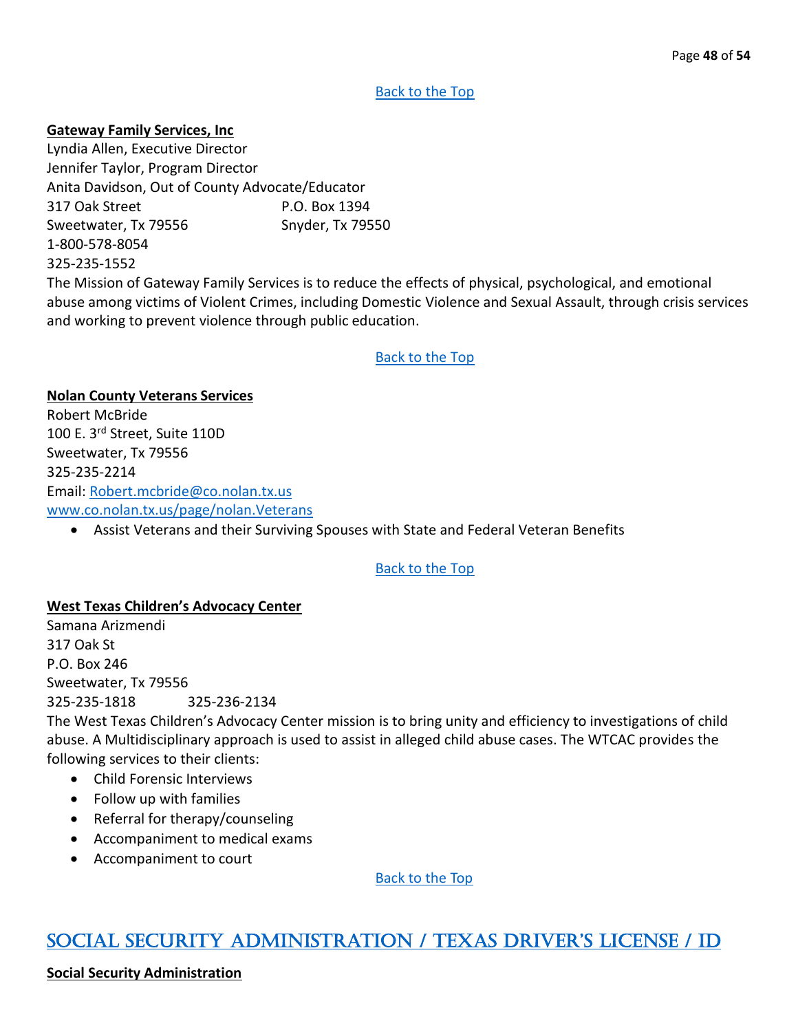[Back to the Top](#)

**Gateway Family Services, Inc**

Lyndia Allen, Executive Director
Jennifer Taylor, Program Director
Anita Davidson, Out of County Advocate/Educator
317 Oak Street
Sweetwater, Tx 79556
P.O. Box 1394
Snyder, Tx 79550
1-800-578-8054
325-235-1552

The Mission of Gateway Family Services is to reduce the effects of physical, psychological, and emotional abuse among victims of Violent Crimes, including Domestic Violence and Sexual Assault, through crisis services and working to prevent violence through public education.

[Back to the Top](#)

**Nolan County Veterans Services**

Robert McBride
100 E. 3rd Street, Suite 110D
Sweetwater, Tx 79556
325-235-2214
Email: [Robert.mcbride@co.nolan.tx.us](mailto:Robert.mcbride@co.nolan.tx.us)
[www.co.nolan.tx.us/page/nolan.Veterans](http://www.co.nolan.tx.us/page/nolan.Veterans)

- Assist Veterans and their Surviving Spouses with State and Federal Veteran Benefits

[Back to the Top](#)

**West Texas Children's Advocacy Center**

Samana Arizmendi
317 Oak St
P.O. Box 246
Sweetwater, Tx 79556
325-235-1818 325-236-2134

The West Texas Children's Advocacy Center mission is to bring unity and efficiency to investigations of child abuse. A Multidisciplinary approach is used to assist in alleged child abuse cases. The WTCAC provides the following services to their clients:

- Child Forensic Interviews
- Follow up with families
- Referral for therapy/counseling
- Accompaniment to medical exams
- Accompaniment to court

[Back to the Top](#)

# Social Security Administration / Texas Driver's License / ID

**Social Security Administration**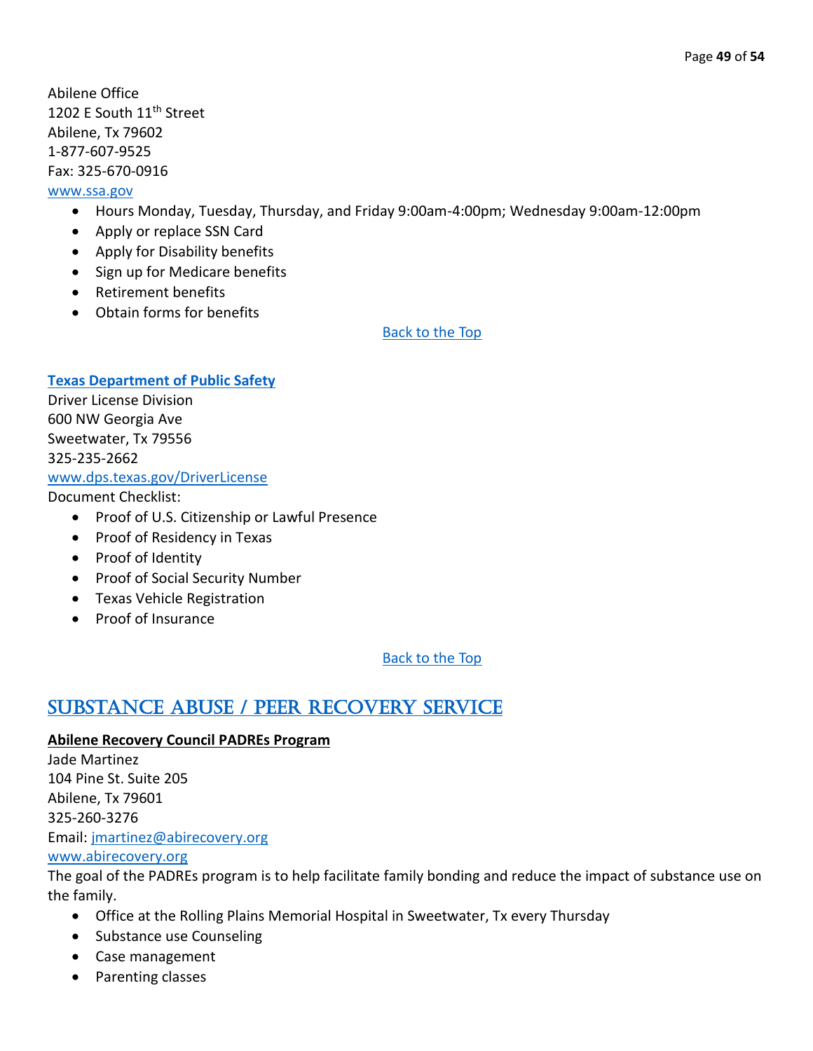Abilene Office
1202 E South 11th Street
Abilene, Tx 79602
1-877-607-9525
Fax: 325-670-0916
www.ssa.gov

- Hours Monday, Tuesday, Thursday, and Friday 9:00am-4:00pm; Wednesday 9:00am-12:00pm
- Apply or replace SSN Card
- Apply for Disability benefits
- Sign up for Medicare benefits
- Retirement benefits
- Obtain forms for benefits

Back to the Top

**Texas Department of Public Safety**
Driver License Division
600 NW Georgia Ave
Sweetwater, Tx 79556
325-235-2662
www.dps.texas.gov/DriverLicense
Document Checklist:

- Proof of U.S. Citizenship or Lawful Presence
- Proof of Residency in Texas
- Proof of Identity
- Proof of Social Security Number
- Texas Vehicle Registration
- Proof of Insurance

Back to the Top

# SUBSTANCE ABUSE / PEER RECOVERY SERVICE

**Abilene Recovery Council PADREs Program**
Jade Martinez
104 Pine St. Suite 205
Abilene, Tx 79601
325-260-3276
Email: jmartinez@abirecovery.org
www.abirecovery.org
The goal of the PADREs program is to help facilitate family bonding and reduce the impact of substance use on the family.

- Office at the Rolling Plains Memorial Hospital in Sweetwater, Tx every Thursday
- Substance use Counseling
- Case management
- Parenting classes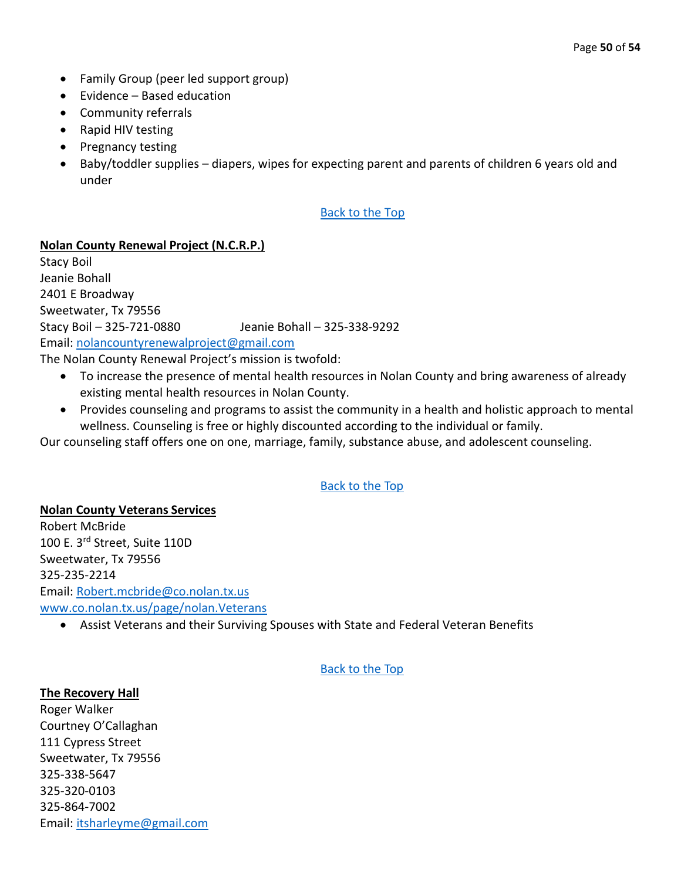- Family Group (peer led support group)
- Evidence – Based education
- Community referrals
- Rapid HIV testing
- Pregnancy testing
- Baby/toddler supplies – diapers, wipes for expecting parent and parents of children 6 years old and under

[Back to the Top]

**Nolan County Renewal Project (N.C.R.P.)**

Stacy Boil
Jeanie Bohall
2401 E Broadway
Sweetwater, Tx 79556
Stacy Boil – 325-721-0880 Jeanie Bohall – 325-338-9292
Email: nolancountyrenewalproject@gmail.com

The Nolan County Renewal Project's mission is twofold:

- To increase the presence of mental health resources in Nolan County and bring awareness of already existing mental health resources in Nolan County.
- Provides counseling and programs to assist the community in a health and holistic approach to mental wellness. Counseling is free or highly discounted according to the individual or family.

Our counseling staff offers one on one, marriage, family, substance abuse, and adolescent counseling.

[Back to the Top]

**Nolan County Veterans Services**

Robert McBride
100 E. 3rd Street, Suite 110D
Sweetwater, Tx 79556
325-235-2214
Email: Robert.mcbride@co.nolan.tx.us
www.co.nolan.tx.us/page/nolan.Veterans

- Assist Veterans and their Surviving Spouses with State and Federal Veteran Benefits

[Back to the Top]

**The Recovery Hall**

Roger Walker
Courtney O'Callaghan
111 Cypress Street
Sweetwater, Tx 79556
325-338-5647
325-320-0103
325-864-7002
Email: itsharleyme@gmail.com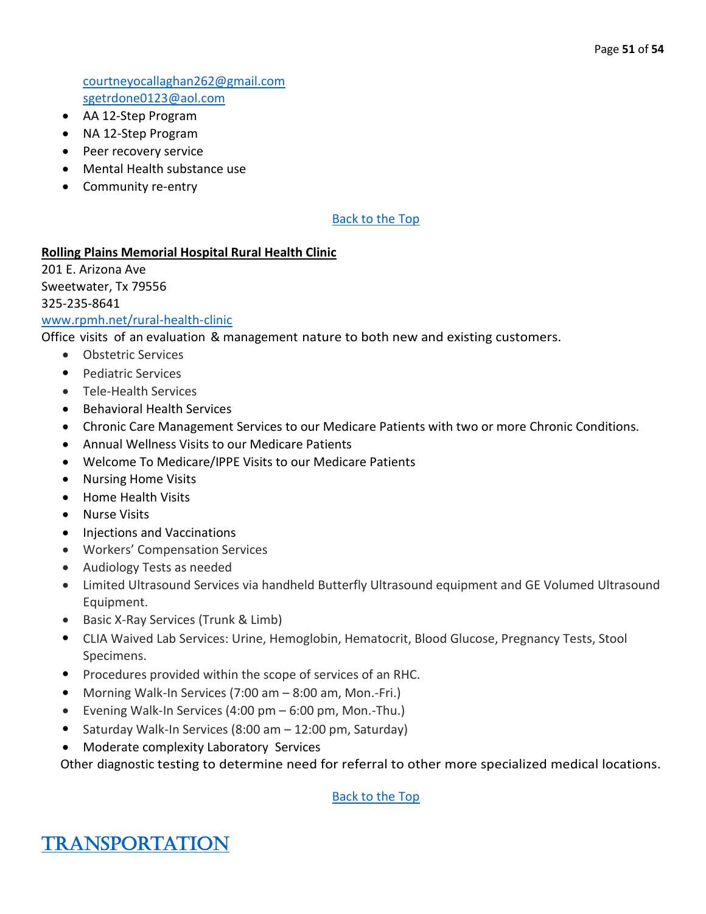courtneyocallaghan262@gmail.com
sgetrdone0123@aol.com

- AA 12-Step Program
- NA 12-Step Program
- Peer recovery service
- Mental Health substance use
- Community re-entry

Back to the Top

**Rolling Plains Memorial Hospital Rural Health Clinic**

201 E. Arizona Ave
Sweetwater, Tx 79556
325-235-8641
www.rpmh.net/rural-health-clinic

Office visits of an evaluation & management nature to both new and existing customers.

- Obstetric Services
- Pediatric Services
- Tele-Health Services
- Behavioral Health Services
- Chronic Care Management Services to our Medicare Patients with two or more Chronic Conditions.
- Annual Wellness Visits to our Medicare Patients
- Welcome To Medicare/IPPE Visits to our Medicare Patients
- Nursing Home Visits
- Home Health Visits
- Nurse Visits
- Injections and Vaccinations
- Workers' Compensation Services
- Audiology Tests as needed
- Limited Ultrasound Services via handheld Butterfly Ultrasound equipment and GE Volumed Ultrasound Equipment.
- Basic X-Ray Services (Trunk & Limb)
- CLIA Waived Lab Services: Urine, Hemoglobin, Hematocrit, Blood Glucose, Pregnancy Tests, Stool Specimens.
- Procedures provided within the scope of services of an RHC.
- Morning Walk-In Services (7:00 am – 8:00 am, Mon.-Fri.)
- Evening Walk-In Services (4:00 pm – 6:00 pm, Mon.-Thu.)
- Saturday Walk-In Services (8:00 am – 12:00 pm, Saturday)
- Moderate complexity Laboratory Services

Other diagnostic testing to determine need for referral to other more specialized medical locations.

Back to the Top

# TRANSPORTATION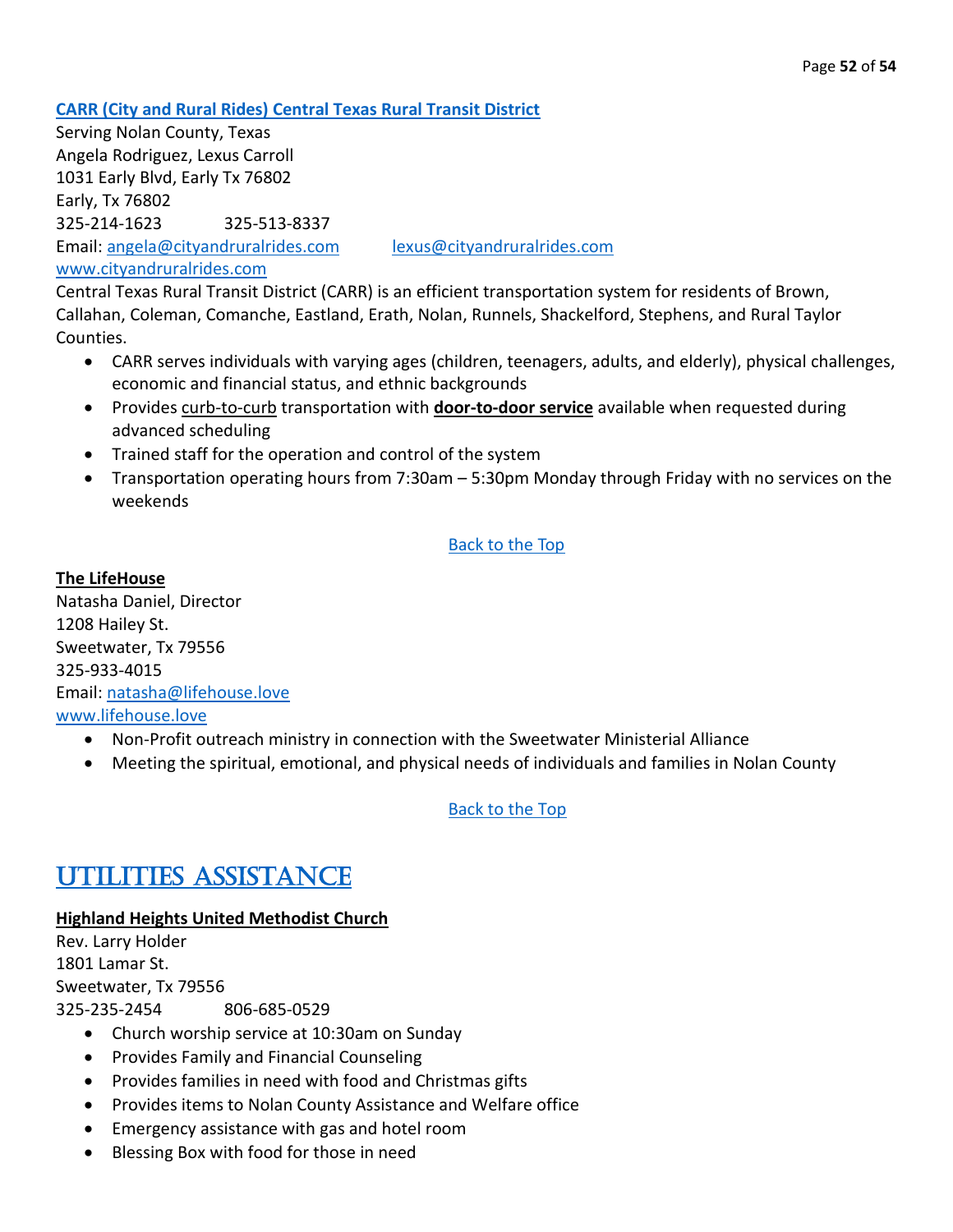**[CARR (City and Rural Rides) Central Texas Rural Transit District](http://www.cityandruralrides.com)**
Serving Nolan County, Texas
Angela Rodriguez, Lexus Carroll
1031 Early Blvd, Early Tx 76802
Early, Tx 76802
325-214-1623 325-513-8337
Email: angela@cityandruralrides.com lexus@cityandruralrides.com
www.cityandruralrides.com

Central Texas Rural Transit District (CARR) is an efficient transportation system for residents of Brown, Callahan, Coleman, Comanche, Eastland, Erath, Nolan, Runnels, Shackelford, Stephens, and Rural Taylor Counties.

- CARR serves individuals with varying ages (children, teenagers, adults, and elderly), physical challenges, economic and financial status, and ethnic backgrounds
- Provides curb-to-curb transportation with **door-to-door service** available when requested during advanced scheduling
- Trained staff for the operation and control of the system
- Transportation operating hours from 7:30am – 5:30pm Monday through Friday with no services on the weekends

Back to the Top

**The LifeHouse**
Natasha Daniel, Director
1208 Hailey St.
Sweetwater, Tx 79556
325-933-4015
Email: natasha@lifehouse.love
www.lifehouse.love

- Non-Profit outreach ministry in connection with the Sweetwater Ministerial Alliance
- Meeting the spiritual, emotional, and physical needs of individuals and families in Nolan County

Back to the Top

# UTILITIES ASSISTANCE

**Highland Heights United Methodist Church**
Rev. Larry Holder
1801 Lamar St.
Sweetwater, Tx 79556
325-235-2454 806-685-0529

- Church worship service at 10:30am on Sunday
- Provides Family and Financial Counseling
- Provides families in need with food and Christmas gifts
- Provides items to Nolan County Assistance and Welfare office
- Emergency assistance with gas and hotel room
- Blessing Box with food for those in need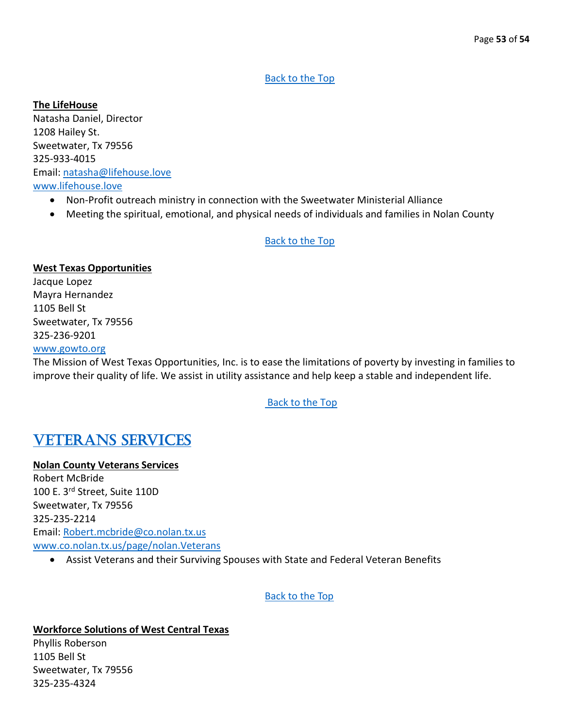[Back to the Top]

**The LifeHouse**
Natasha Daniel, Director
1208 Hailey St.
Sweetwater, Tx 79556
325-933-4015
Email: natasha@lifehouse.love
www.lifehouse.love

- Non-Profit outreach ministry in connection with the Sweetwater Ministerial Alliance
- Meeting the spiritual, emotional, and physical needs of individuals and families in Nolan County

[Back to the Top]

**West Texas Opportunities**
Jacque Lopez
Mayra Hernandez
1105 Bell St
Sweetwater, Tx 79556
325-236-9201
www.gowto.org

The Mission of West Texas Opportunities, Inc. is to ease the limitations of poverty by investing in families to improve their quality of life. We assist in utility assistance and help keep a stable and independent life.

[Back to the Top]

# Veterans Services

**Nolan County Veterans Services**
Robert McBride
100 E. 3rd Street, Suite 110D
Sweetwater, Tx 79556
325-235-2214
Email: Robert.mcbride@co.nolan.tx.us
www.co.nolan.tx.us/page/nolan.Veterans

- Assist Veterans and their Surviving Spouses with State and Federal Veteran Benefits

[Back to the Top]

**Workforce Solutions of West Central Texas**
Phyllis Roberson
1105 Bell St
Sweetwater, Tx 79556
325-235-4324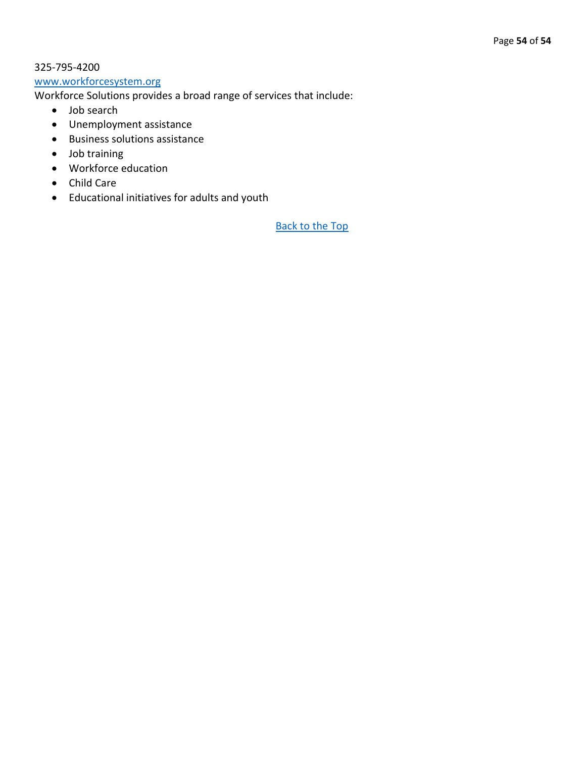325-795-4200

www.workforcesystem.org

Workforce Solutions provides a broad range of services that include:

- Job search
- Unemployment assistance
- Business solutions assistance
- Job training
- Workforce education
- Child Care
- Educational initiatives for adults and youth

Back to the Top